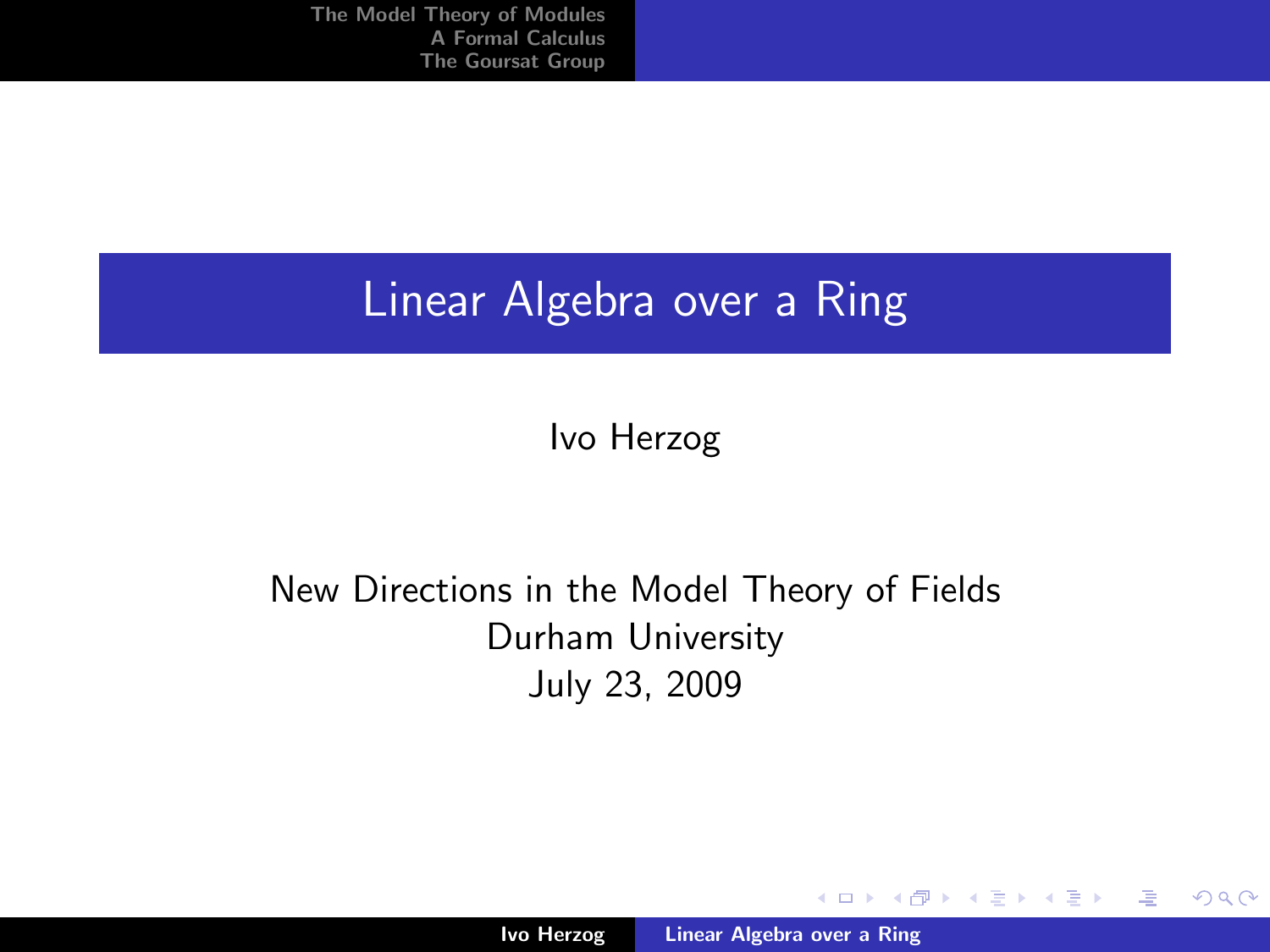# Linear Algebra over a Ring

Ivo Herzog

New Directions in the Model Theory of Fields
Durham University
July 23, 2009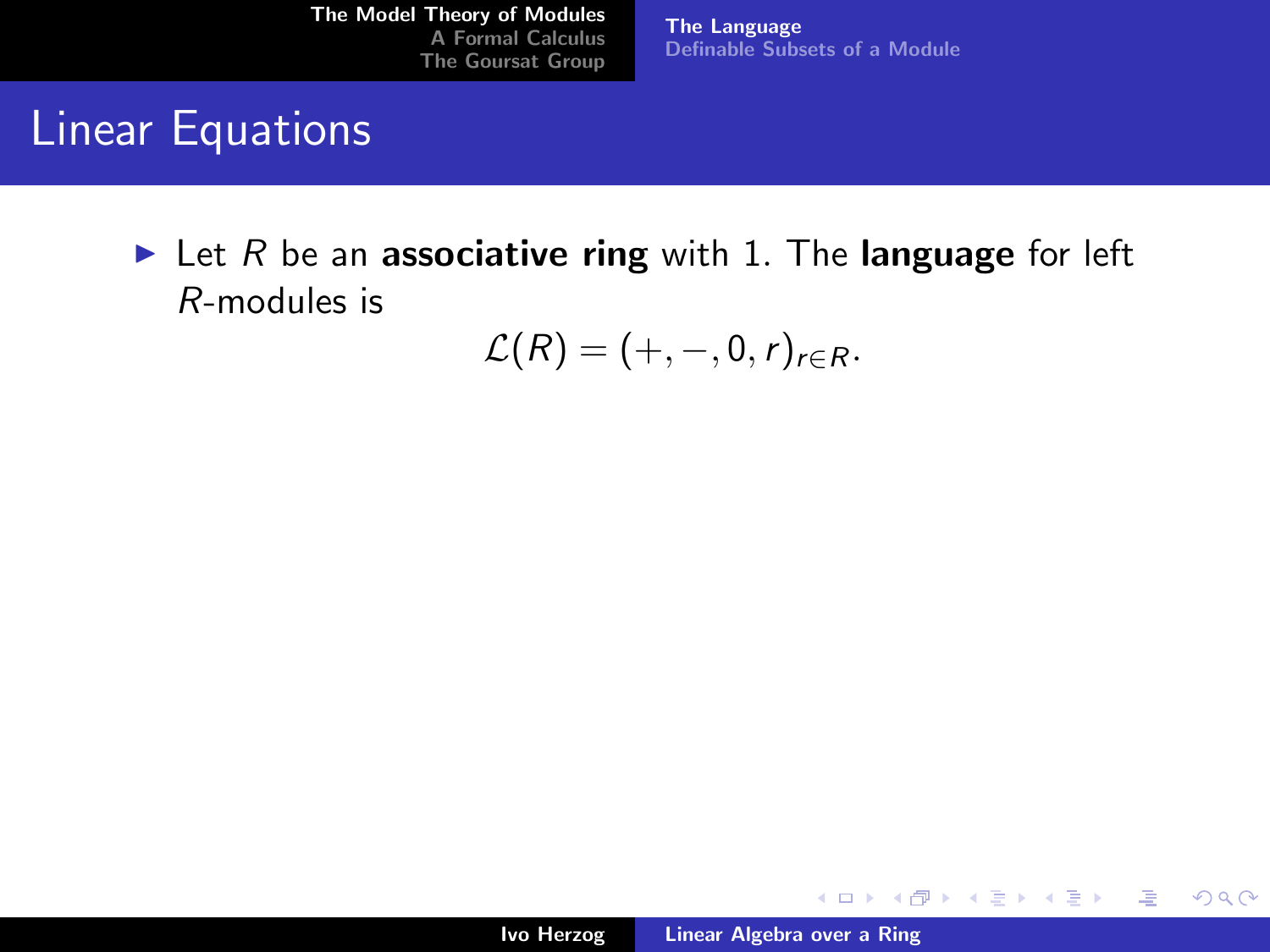## Linear Equations

- Let $R$ be an **associative ring** with 1. The **language** for left $R$-modules is

$$\mathcal{L}(R) = (+, -, 0, r)_{r \in R}.$$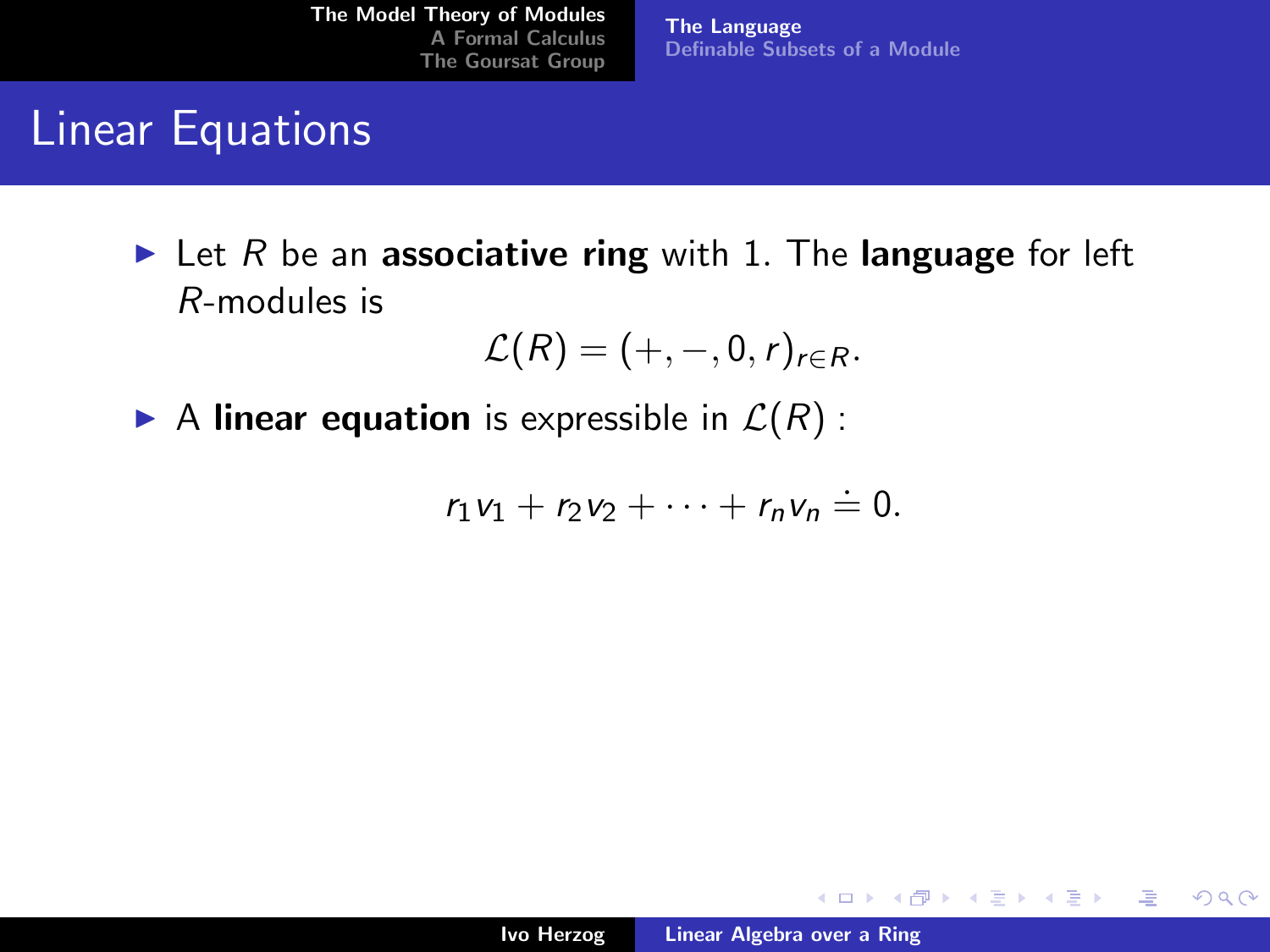# Linear Equations

- Let $R$ be an **associative ring** with 1. The **language** for left $R$-modules is

$$\mathcal{L}(R) = (+, -, 0, r)_{r \in R}.$$

- A **linear equation** is expressible in $\mathcal{L}(R)$ :

$$r_1 v_1 + r_2 v_2 + \cdots + r_n v_n \doteq 0.$$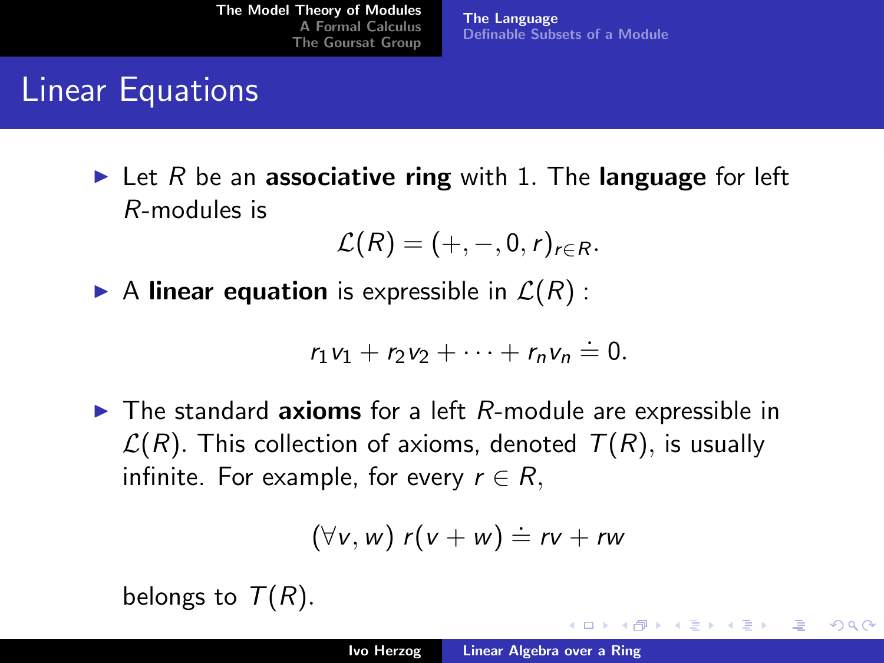# Linear Equations

- Let $R$ be an **associative ring** with 1. The **language** for left $R$-modules is

$$\mathcal{L}(R) = (+, -, 0, r)_{r \in R}.$$

- A **linear equation** is expressible in $\mathcal{L}(R)$ :

$$r_1 v_1 + r_2 v_2 + \cdots + r_n v_n \doteq 0.$$

- The standard **axioms** for a left $R$-module are expressible in $\mathcal{L}(R)$. This collection of axioms, denoted $T(R)$, is usually infinite. For example, for every $r \in R$,

$$(\forall v, w)\ r(v + w) \doteq rv + rw$$

belongs to $T(R)$.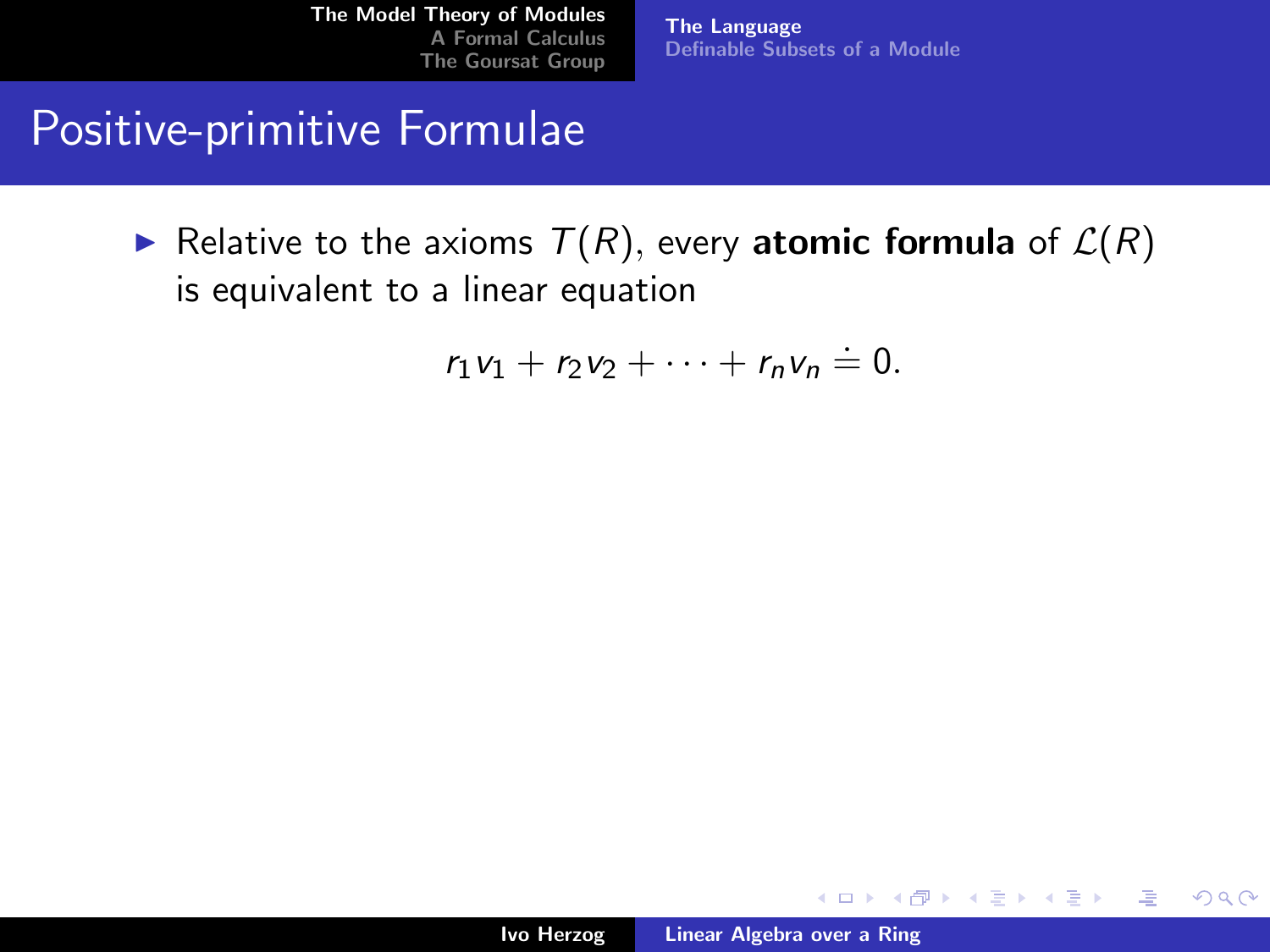## Positive-primitive Formulae

- Relative to the axioms $T(R)$, every **atomic formula** of $\mathcal{L}(R)$ is equivalent to a linear equation

$$r_1 v_1 + r_2 v_2 + \cdots + r_n v_n \doteq 0.$$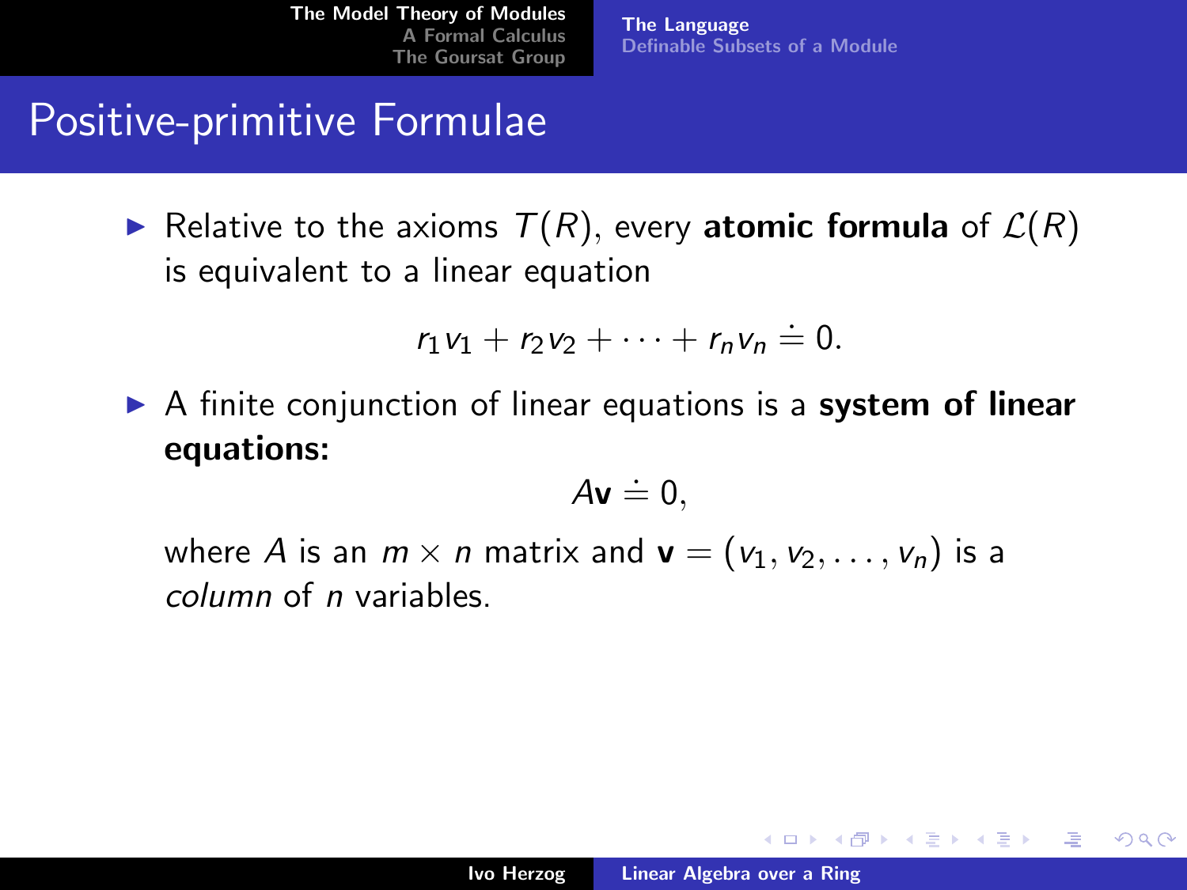# Positive-primitive Formulae

- Relative to the axioms $T(R)$, every **atomic formula** of $\mathcal{L}(R)$ is equivalent to a linear equation

$$r_1 v_1 + r_2 v_2 + \cdots + r_n v_n \doteq 0.$$

- A finite conjunction of linear equations is a **system of linear equations:**

$$A\mathbf{v} \doteq 0,$$

  where $A$ is an $m \times n$ matrix and $\mathbf{v} = (v_1, v_2, \ldots, v_n)$ is a *column* of $n$ variables.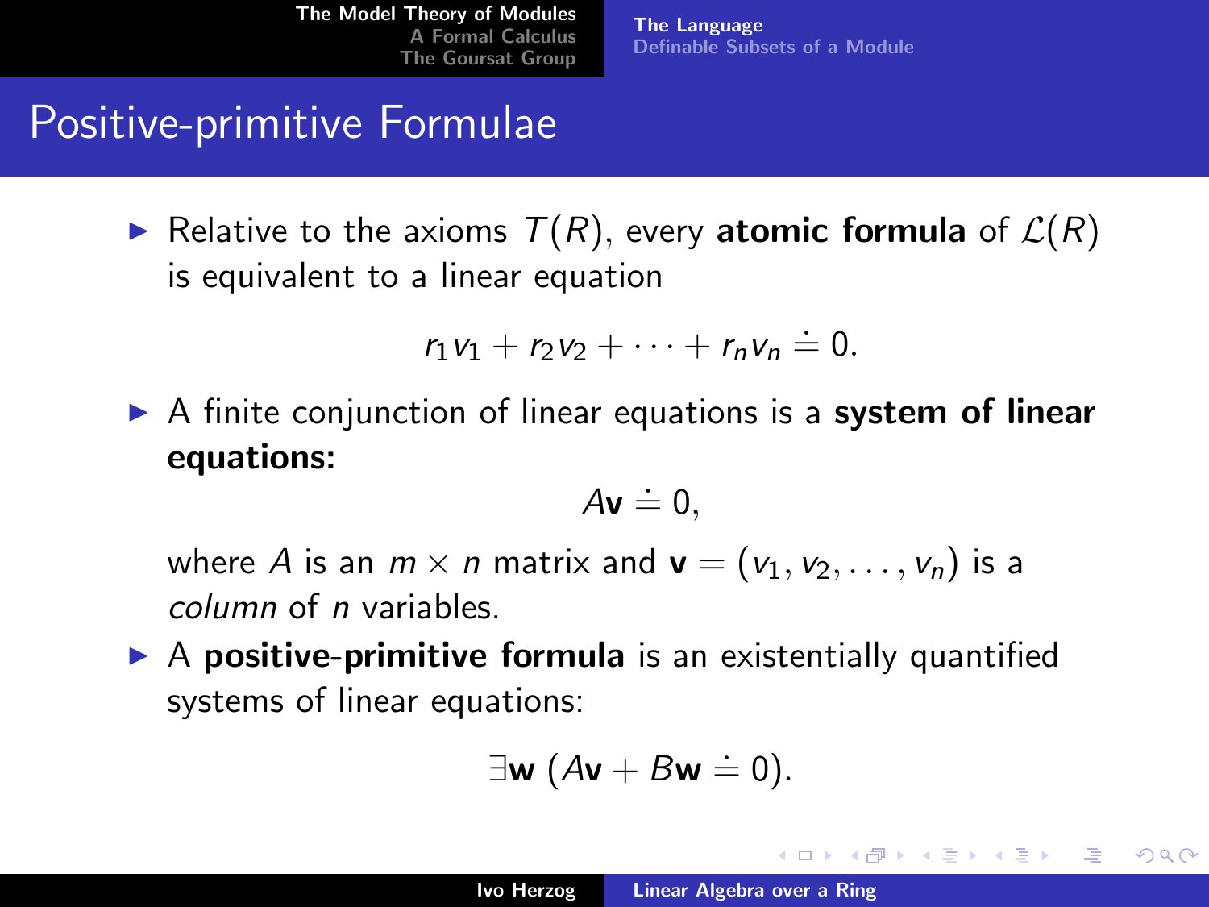# Positive-primitive Formulae

- Relative to the axioms $T(R)$, every **atomic formula** of $\mathcal{L}(R)$ is equivalent to a linear equation

$$r_1 v_1 + r_2 v_2 + \cdots + r_n v_n \doteq 0.$$

- A finite conjunction of linear equations is a **system of linear equations:**

$$A\mathbf{v} \doteq 0,$$

  where $A$ is an $m \times n$ matrix and $\mathbf{v} = (v_1, v_2, \ldots, v_n)$ is a *column* of $n$ variables.

- A **positive-primitive formula** is an existentially quantified systems of linear equations:

$$\exists \mathbf{w}\ (A\mathbf{v} + B\mathbf{w} \doteq 0).$$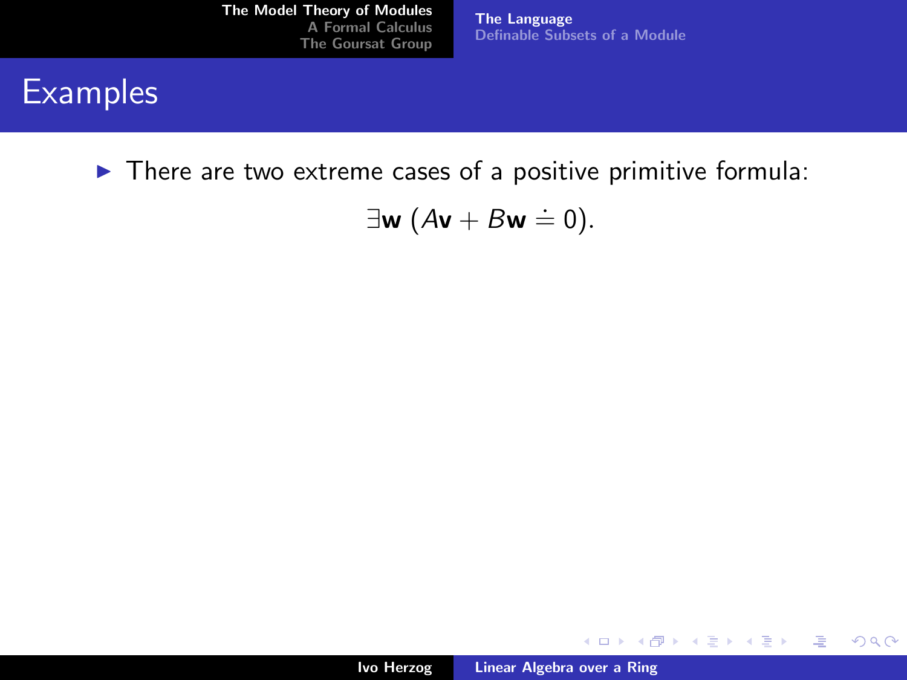## Examples

- There are two extreme cases of a positive primitive formula:

$$\exists \mathbf{w} \; (A\mathbf{v} + B\mathbf{w} \doteq 0).$$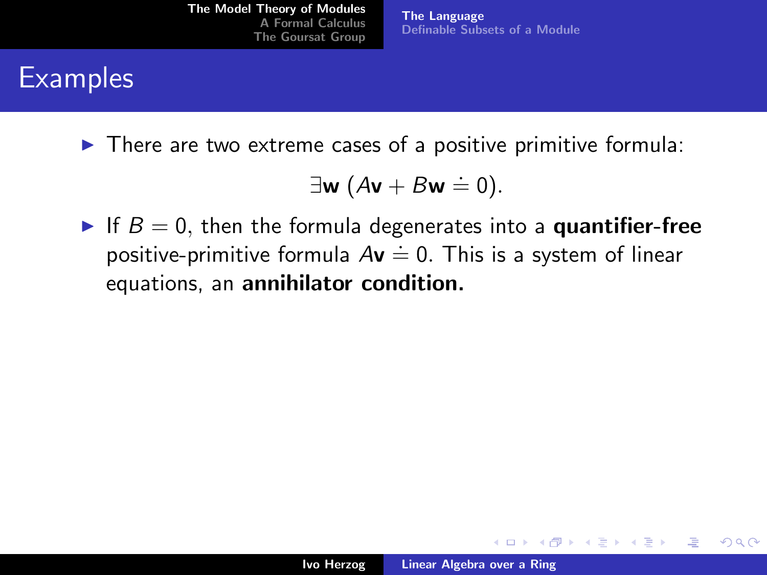## Examples

- There are two extreme cases of a positive primitive formula:

$$\exists \mathbf{w}\ (A\mathbf{v} + B\mathbf{w} \doteq 0).$$

- If $B = 0$, then the formula degenerates into a **quantifier-free** positive-primitive formula $A\mathbf{v} \doteq 0$. This is a system of linear equations, an **annihilator condition.**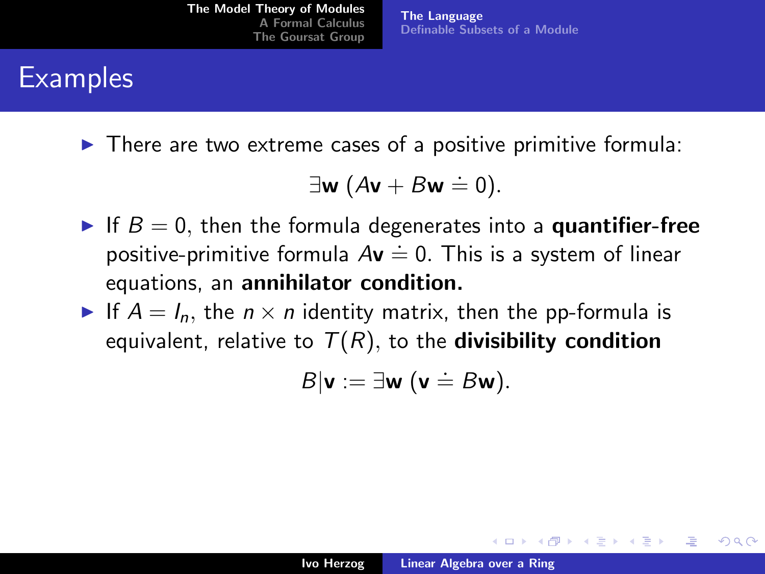## Examples

- There are two extreme cases of a positive primitive formula:

$$\exists \mathbf{w}\, (A\mathbf{v} + B\mathbf{w} \doteq 0).$$

- If $B = 0$, then the formula degenerates into a **quantifier-free** positive-primitive formula $A\mathbf{v} \doteq 0$. This is a system of linear equations, an **annihilator condition.**
- If $A = I_n$, the $n \times n$ identity matrix, then the pp-formula is equivalent, relative to $T(R)$, to the **divisibility condition**

$$B|\mathbf{v} := \exists \mathbf{w}\, (\mathbf{v} \doteq B\mathbf{w}).$$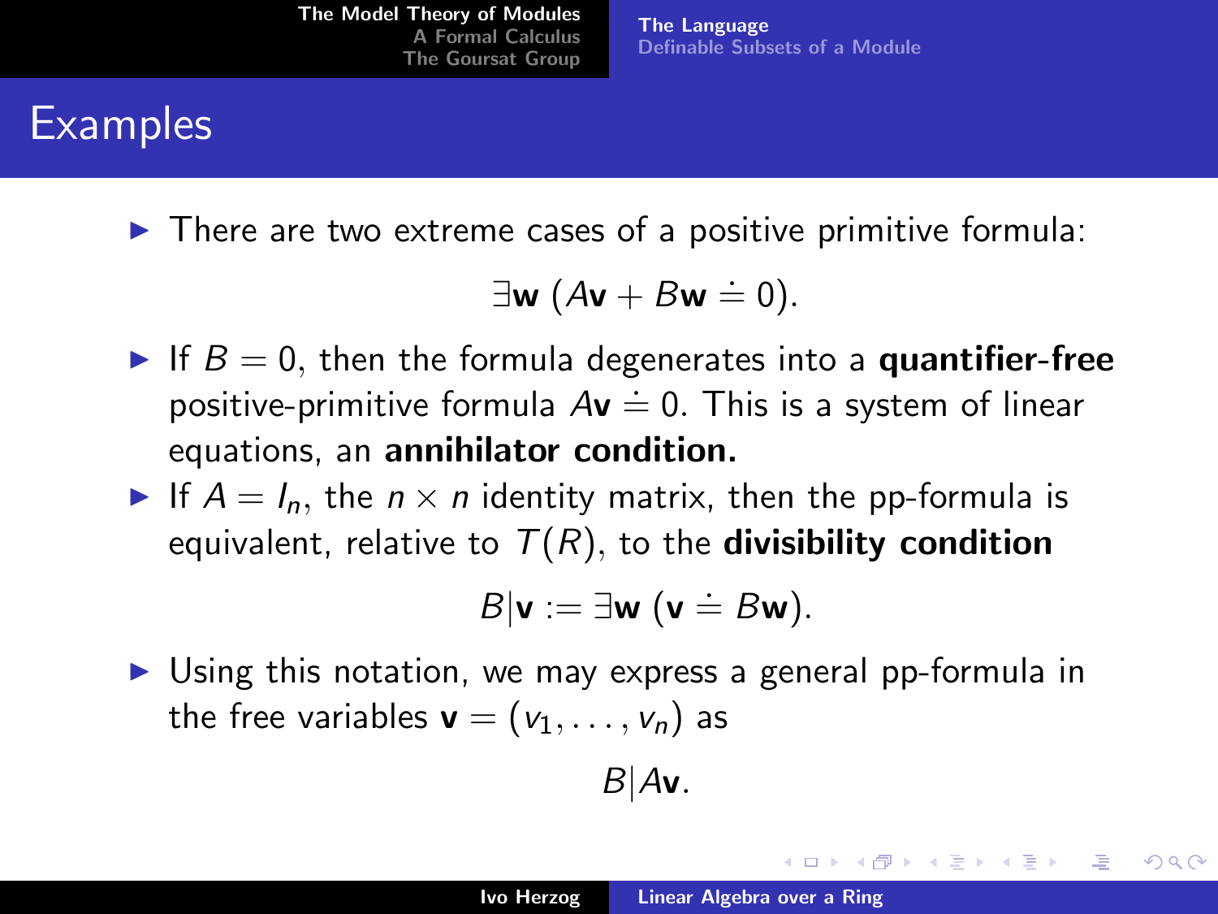# Examples

- There are two extreme cases of a positive primitive formula:

$$\exists \mathbf{w}\ (A\mathbf{v} + B\mathbf{w} \doteq 0).$$

- If $B = 0$, then the formula degenerates into a **quantifier-free** positive-primitive formula $A\mathbf{v} \doteq 0$. This is a system of linear equations, an **annihilator condition.**
- If $A = I_n$, the $n \times n$ identity matrix, then the pp-formula is equivalent, relative to $T(R)$, to the **divisibility condition**

$$B|\mathbf{v} := \exists \mathbf{w}\ (\mathbf{v} \doteq B\mathbf{w}).$$

- Using this notation, we may express a general pp-formula in the free variables $\mathbf{v} = (v_1, \ldots, v_n)$ as

$$B|A\mathbf{v}.$$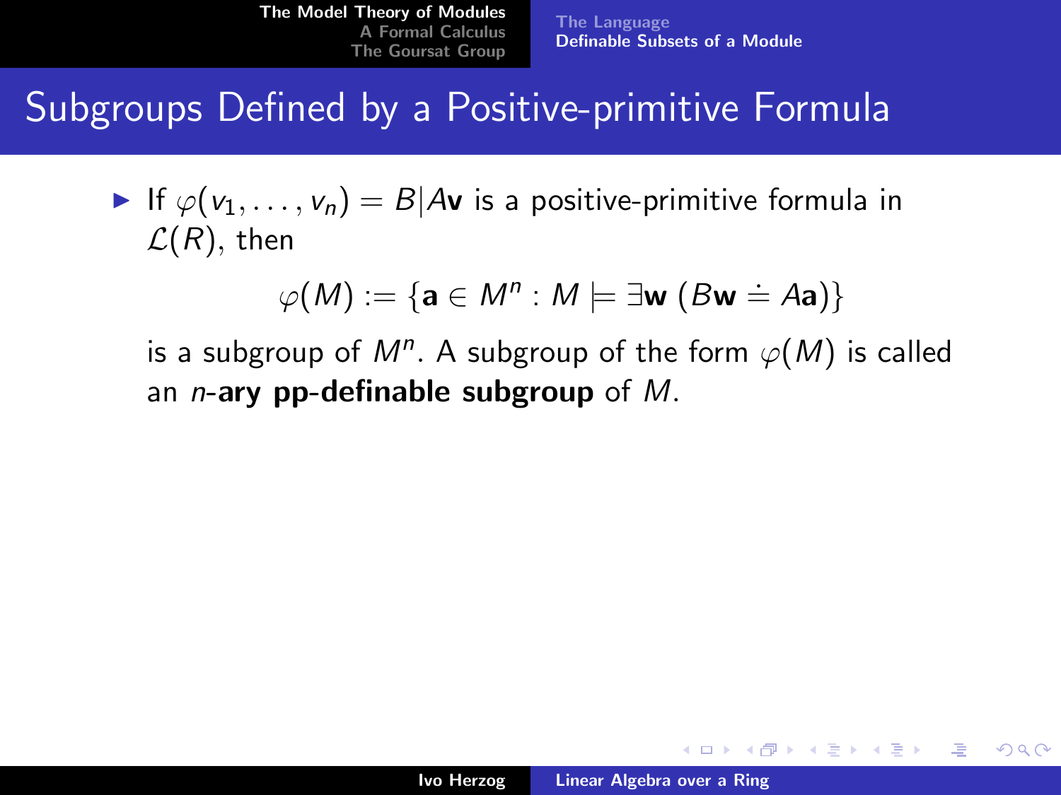# Subgroups Defined by a Positive-primitive Formula

- If $\varphi(v_1, \ldots, v_n) = B|A\mathbf{v}$ is a positive-primitive formula in $\mathcal{L}(R)$, then

  $$\varphi(M) := \{\mathbf{a} \in M^n : M \models \exists \mathbf{w}\ (B\mathbf{w} \doteq A\mathbf{a})\}$$

  is a subgroup of $M^n$. A subgroup of the form $\varphi(M)$ is called an *n*-**ary pp-definable subgroup** of $M$.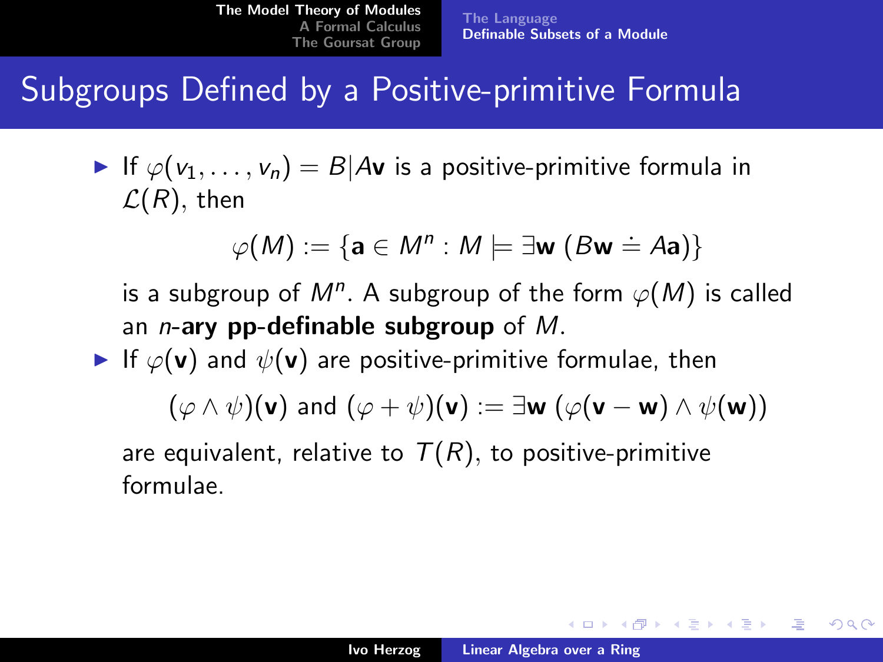## Subgroups Defined by a Positive-primitive Formula

- If $\varphi(v_1, \ldots, v_n) = B|A\mathbf{v}$ is a positive-primitive formula in $\mathcal{L}(R)$, then

  $$\varphi(M) := \{\mathbf{a} \in M^n : M \models \exists \mathbf{w}\ (B\mathbf{w} \doteq A\mathbf{a})\}$$

  is a subgroup of $M^n$. A subgroup of the form $\varphi(M)$ is called an ***n*-ary pp-definable subgroup** of $M$.

- If $\varphi(\mathbf{v})$ and $\psi(\mathbf{v})$ are positive-primitive formulae, then

  $$(\varphi \wedge \psi)(\mathbf{v}) \text{ and } (\varphi + \psi)(\mathbf{v}) := \exists \mathbf{w}\ (\varphi(\mathbf{v} - \mathbf{w}) \wedge \psi(\mathbf{w}))$$

  are equivalent, relative to $T(R)$, to positive-primitive formulae.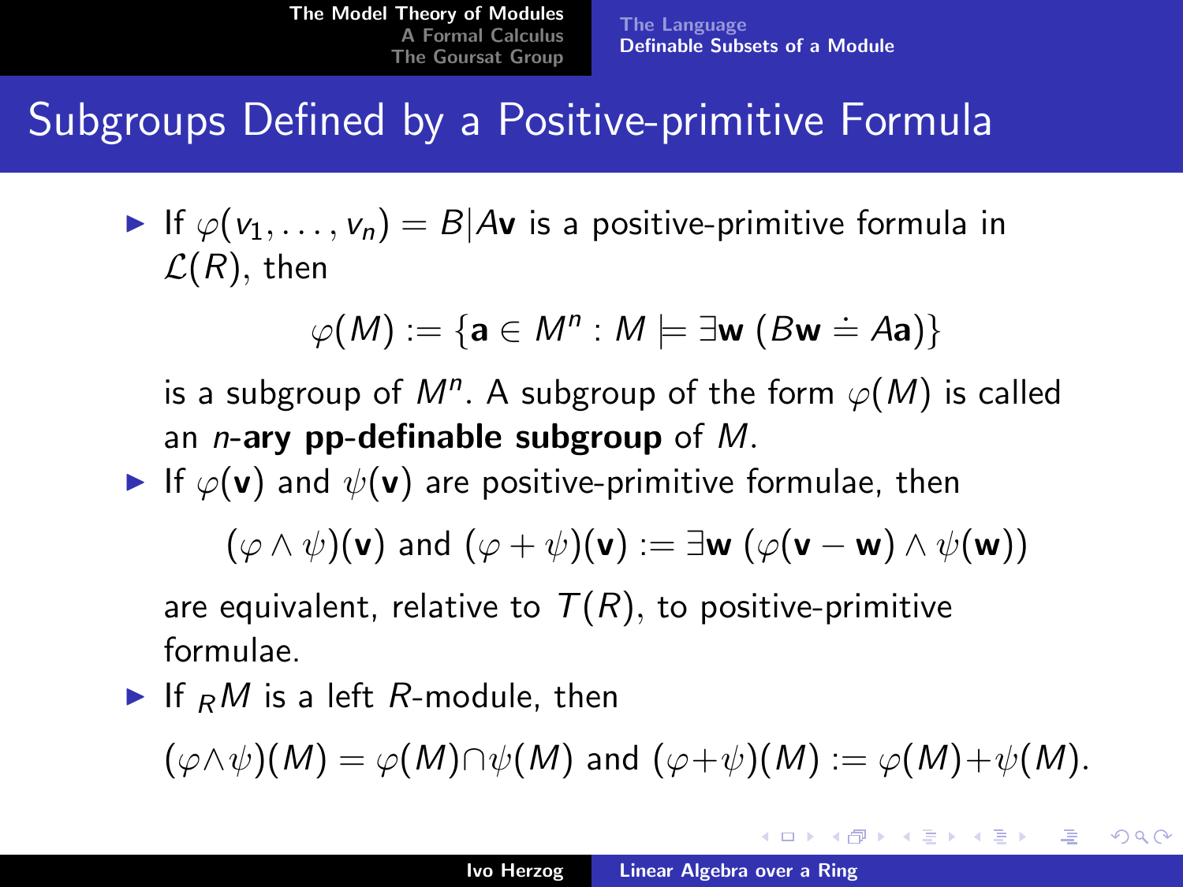# Subgroups Defined by a Positive-primitive Formula

- If $\varphi(v_1, \ldots, v_n) = B|A\mathbf{v}$ is a positive-primitive formula in $\mathcal{L}(R)$, then

$$\varphi(M) := \{\mathbf{a} \in M^n : M \models \exists \mathbf{w}\, (B\mathbf{w} \doteq A\mathbf{a})\}$$

  is a subgroup of $M^n$. A subgroup of the form $\varphi(M)$ is called an ***n*-ary pp-definable subgroup** of $M$.

- If $\varphi(\mathbf{v})$ and $\psi(\mathbf{v})$ are positive-primitive formulae, then

$$(\varphi \wedge \psi)(\mathbf{v}) \text{ and } (\varphi + \psi)(\mathbf{v}) := \exists \mathbf{w}\, (\varphi(\mathbf{v} - \mathbf{w}) \wedge \psi(\mathbf{w}))$$

  are equivalent, relative to $T(R)$, to positive-primitive formulae.

- If ${}_RM$ is a left $R$-module, then

$$(\varphi \wedge \psi)(M) = \varphi(M) \cap \psi(M) \text{ and } (\varphi + \psi)(M) := \varphi(M) + \psi(M).$$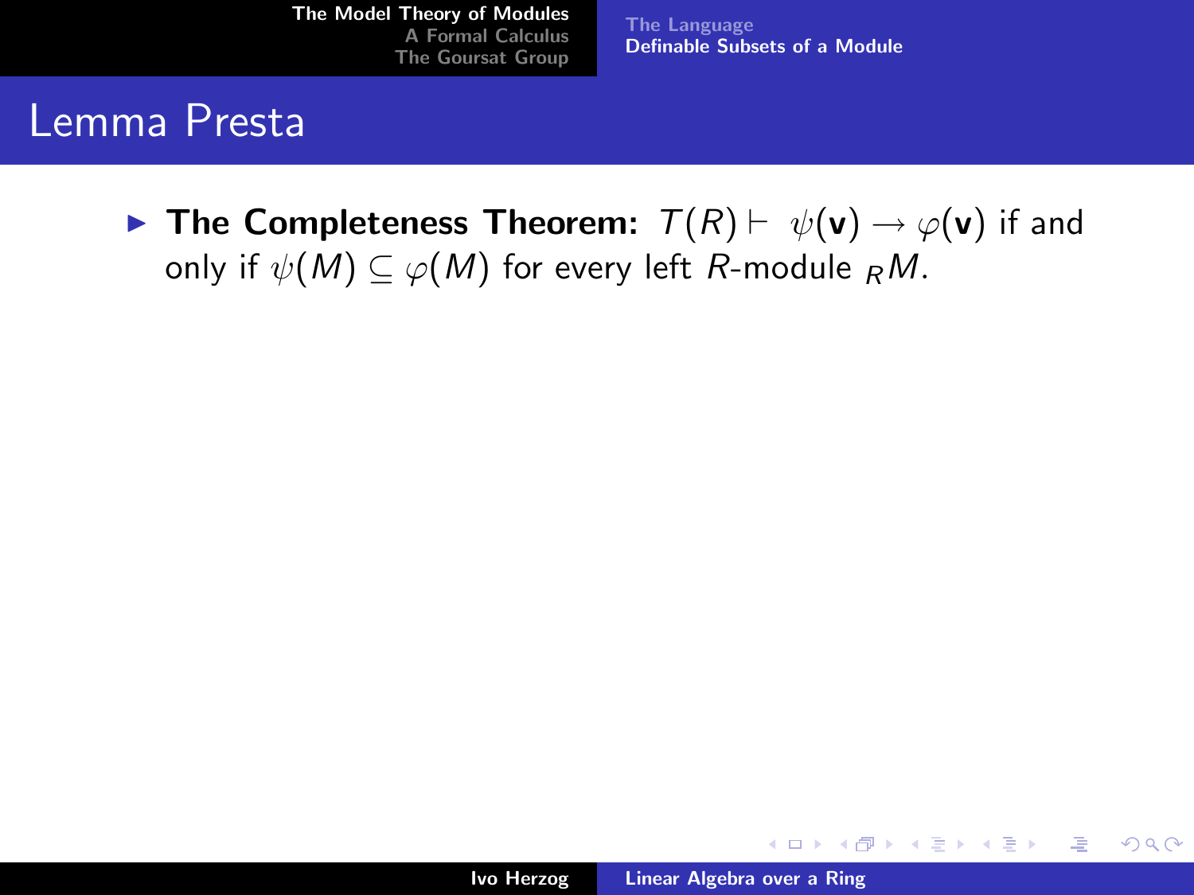# Lemma Presta

- **The Completeness Theorem:** $T(R) \vdash \psi(\mathbf{v}) \rightarrow \varphi(\mathbf{v})$ if and only if $\psi(M) \subseteq \varphi(M)$ for every left $R$-module ${}_R M$.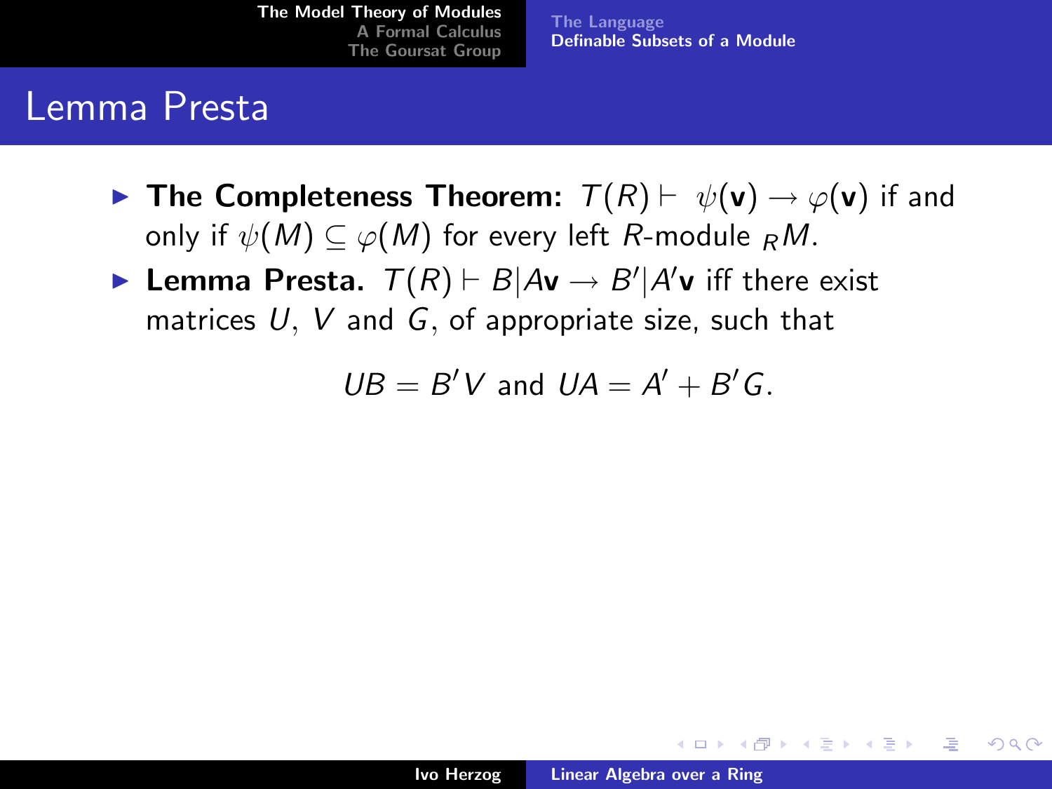# Lemma Presta

- **The Completeness Theorem:** $T(R) \vdash \psi(\mathbf{v}) \to \varphi(\mathbf{v})$ if and only if $\psi(M) \subseteq \varphi(M)$ for every left $R$-module $_RM$.
- **Lemma Presta.** $T(R) \vdash B|A\mathbf{v} \to B'|A'\mathbf{v}$ iff there exist matrices $U$, $V$ and $G$, of appropriate size, such that

$$UB = B'V \text{ and } UA = A' + B'G.$$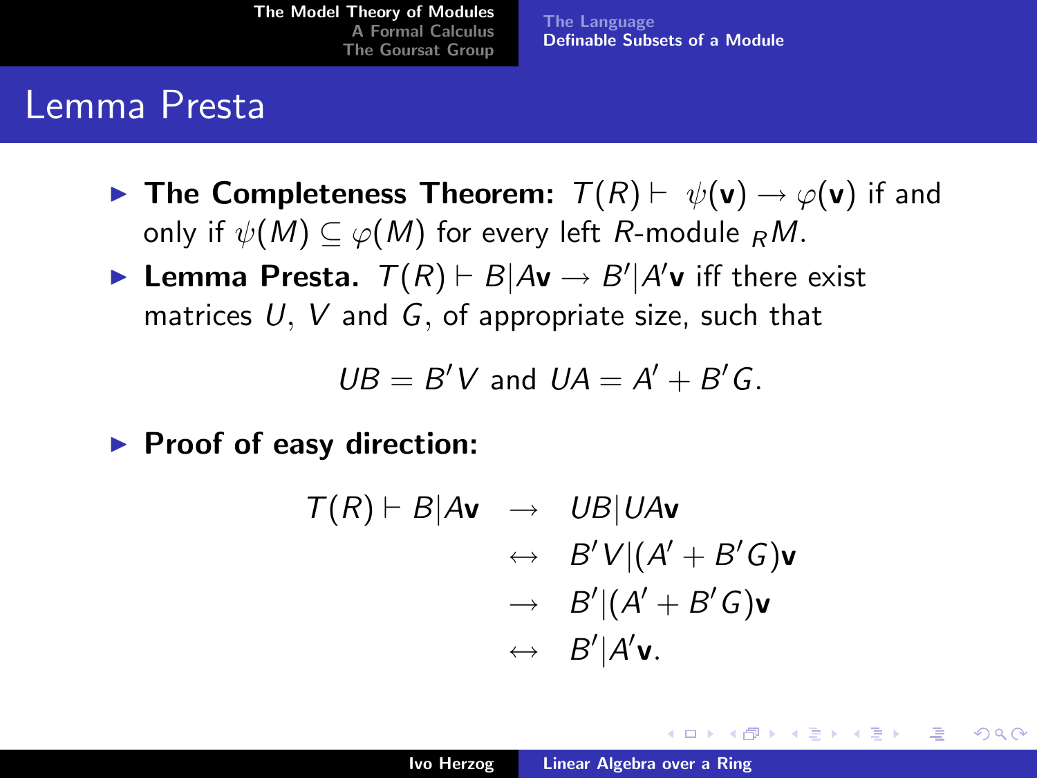# Lemma Presta

- **The Completeness Theorem:** $T(R) \vdash \psi(\mathbf{v}) \rightarrow \varphi(\mathbf{v})$ if and only if $\psi(M) \subseteq \varphi(M)$ for every left $R$-module ${}_R M$.
- **Lemma Presta.** $T(R) \vdash B|A\mathbf{v} \rightarrow B'|A'\mathbf{v}$ iff there exist matrices $U$, $V$ and $G$, of appropriate size, such that

$$UB = B'V \text{ and } UA = A' + B'G.$$

- **Proof of easy direction:**

$$\begin{aligned}
T(R) \vdash B|A\mathbf{v} \quad &\rightarrow \quad UB|UA\mathbf{v} \\
&\leftrightarrow \quad B'V|(A' + B'G)\mathbf{v} \\
&\rightarrow \quad B'|(A' + B'G)\mathbf{v} \\
&\leftrightarrow \quad B'|A'\mathbf{v}.
\end{aligned}$$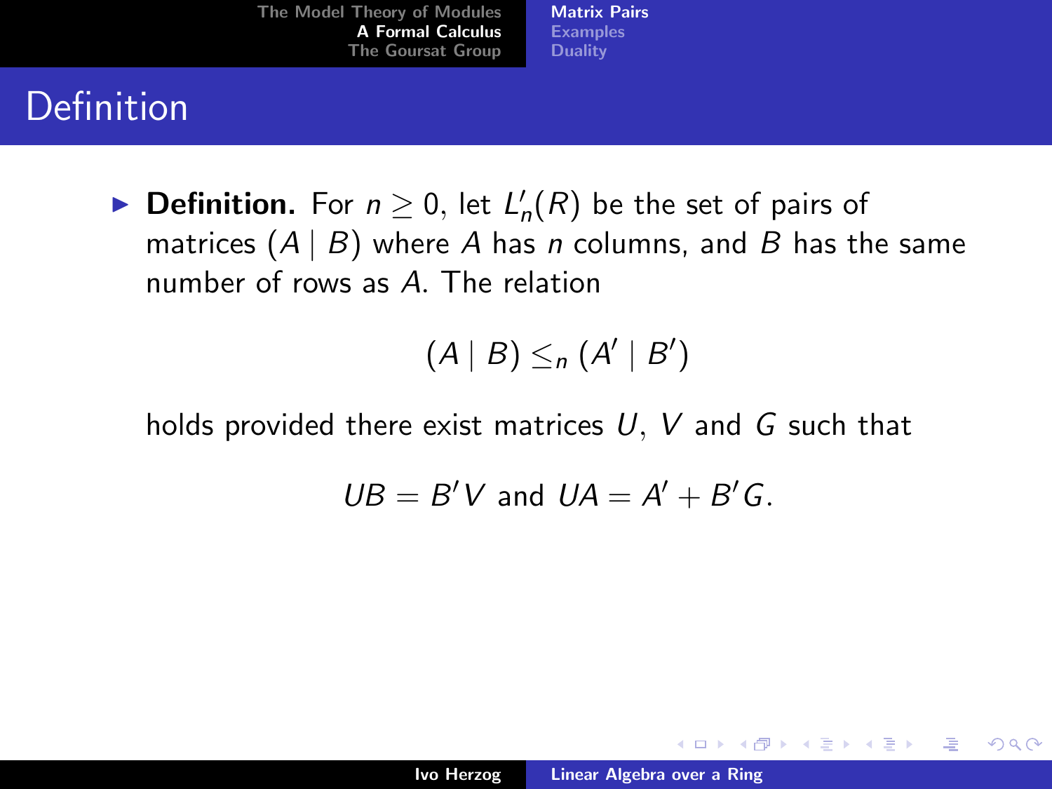# Definition

- **Definition.** For $n \geq 0$, let $L'_n(R)$ be the set of pairs of matrices $(A \mid B)$ where $A$ has $n$ columns, and $B$ has the same number of rows as $A$. The relation

$$(A \mid B) \leq_n (A' \mid B')$$

holds provided there exist matrices $U$, $V$ and $G$ such that

$$UB = B'V \text{ and } UA = A' + B'G.$$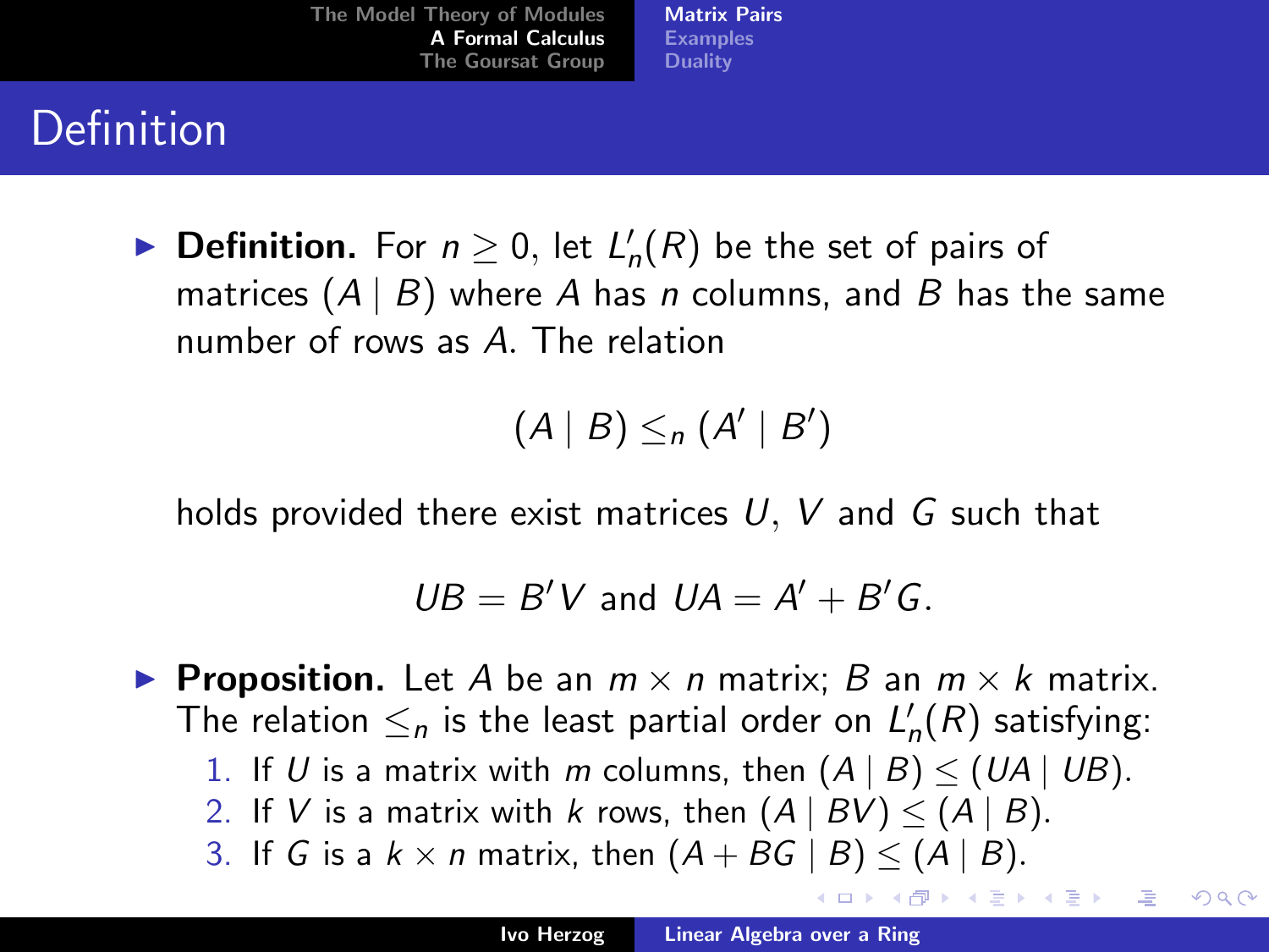# Definition

- **Definition.** For $n \geq 0$, let $L'_n(R)$ be the set of pairs of matrices $(A \mid B)$ where $A$ has $n$ columns, and $B$ has the same number of rows as $A$. The relation

$$(A \mid B) \leq_n (A' \mid B')$$

holds provided there exist matrices $U$, $V$ and $G$ such that

$$UB = B'V \text{ and } UA = A' + B'G.$$

- **Proposition.** Let $A$ be an $m \times n$ matrix; $B$ an $m \times k$ matrix. The relation $\leq_n$ is the least partial order on $L'_n(R)$ satisfying:
  1. If $U$ is a matrix with $m$ columns, then $(A \mid B) \leq (UA \mid UB)$.
  2. If $V$ is a matrix with $k$ rows, then $(A \mid BV) \leq (A \mid B)$.
  3. If $G$ is a $k \times n$ matrix, then $(A + BG \mid B) \leq (A \mid B)$.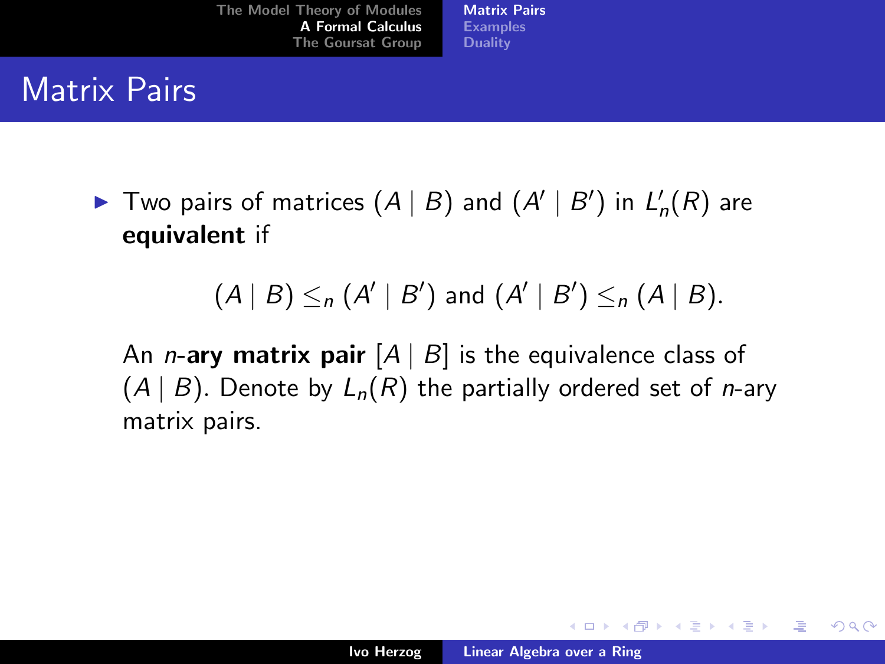# Matrix Pairs

- Two pairs of matrices $(A \mid B)$ and $(A' \mid B')$ in $L'_n(R)$ are **equivalent** if

$$(A \mid B) \leq_n (A' \mid B') \text{ and } (A' \mid B') \leq_n (A \mid B).$$

  An $n$-**ary matrix pair** $[A \mid B]$ is the equivalence class of $(A \mid B)$. Denote by $L_n(R)$ the partially ordered set of $n$-ary matrix pairs.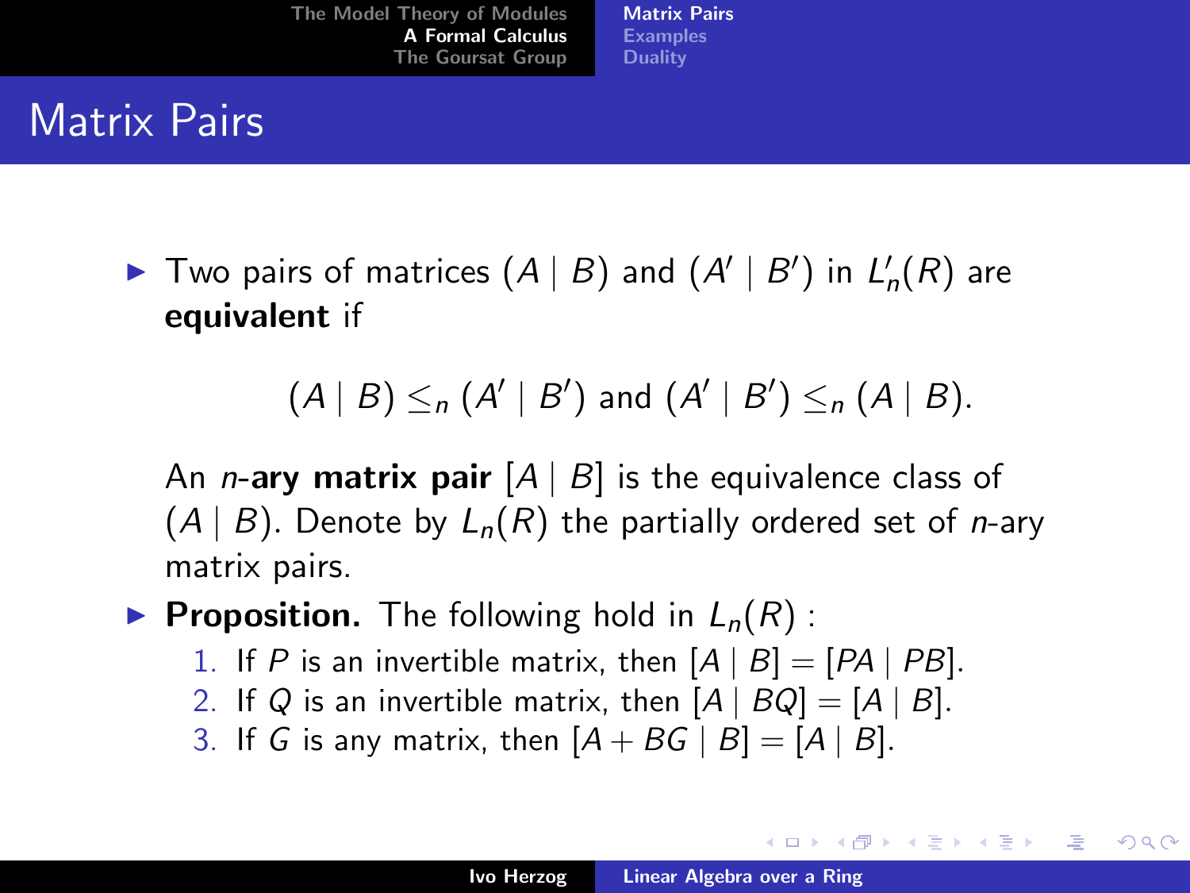# Matrix Pairs

- Two pairs of matrices $(A \mid B)$ and $(A' \mid B')$ in $L'_n(R)$ are **equivalent** if

$$(A \mid B) \leq_n (A' \mid B') \text{ and } (A' \mid B') \leq_n (A \mid B).$$

  An *n*-**ary matrix pair** $[A \mid B]$ is the equivalence class of $(A \mid B)$. Denote by $L_n(R)$ the partially ordered set of *n*-ary matrix pairs.

- **Proposition.** The following hold in $L_n(R)$ :
  1. If $P$ is an invertible matrix, then $[A \mid B] = [PA \mid PB]$.
  2. If $Q$ is an invertible matrix, then $[A \mid BQ] = [A \mid B]$.
  3. If $G$ is any matrix, then $[A + BG \mid B] = [A \mid B]$.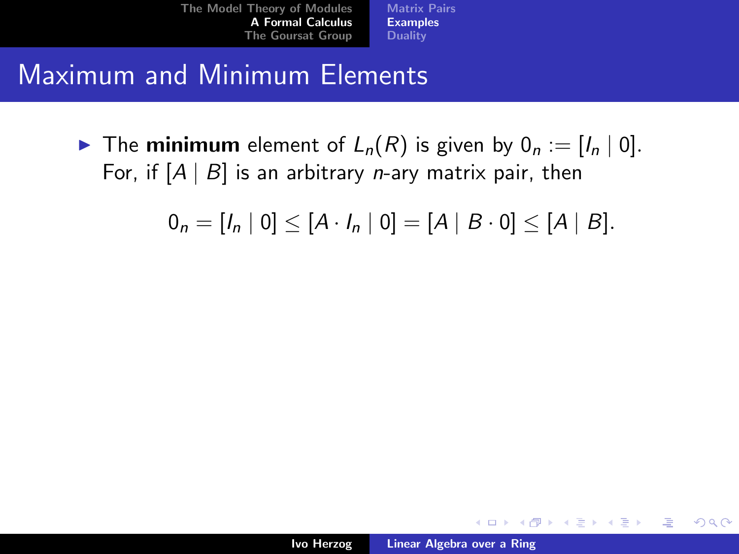# Maximum and Minimum Elements

- The **minimum** element of $L_n(R)$ is given by $0_n := [I_n \mid 0]$. For, if $[A \mid B]$ is an arbitrary $n$-ary matrix pair, then

$$0_n = [I_n \mid 0] \leq [A \cdot I_n \mid 0] = [A \mid B \cdot 0] \leq [A \mid B].$$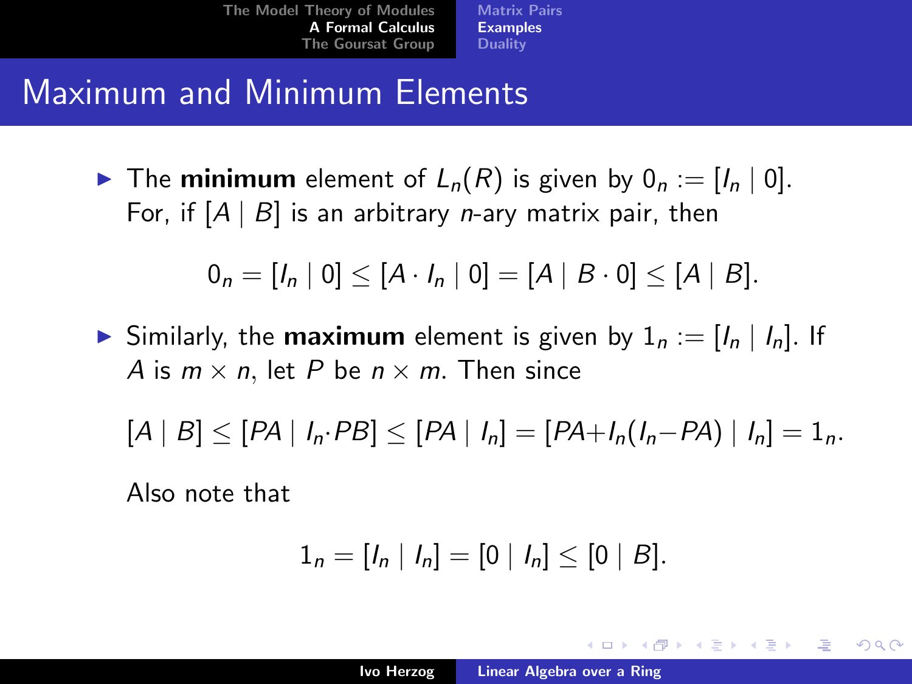## Maximum and Minimum Elements

- The **minimum** element of $L_n(R)$ is given by $0_n := [I_n \mid 0]$. For, if $[A \mid B]$ is an arbitrary $n$-ary matrix pair, then

$$0_n = [I_n \mid 0] \leq [A \cdot I_n \mid 0] = [A \mid B \cdot 0] \leq [A \mid B].$$

- Similarly, the **maximum** element is given by $1_n := [I_n \mid I_n]$. If $A$ is $m \times n$, let $P$ be $n \times m$. Then since

$$[A \mid B] \leq [PA \mid I_n{\cdot}PB] \leq [PA \mid I_n] = [PA{+}I_n(I_n{-}PA) \mid I_n] = 1_n.$$

  Also note that

$$1_n = [I_n \mid I_n] = [0 \mid I_n] \leq [0 \mid B].$$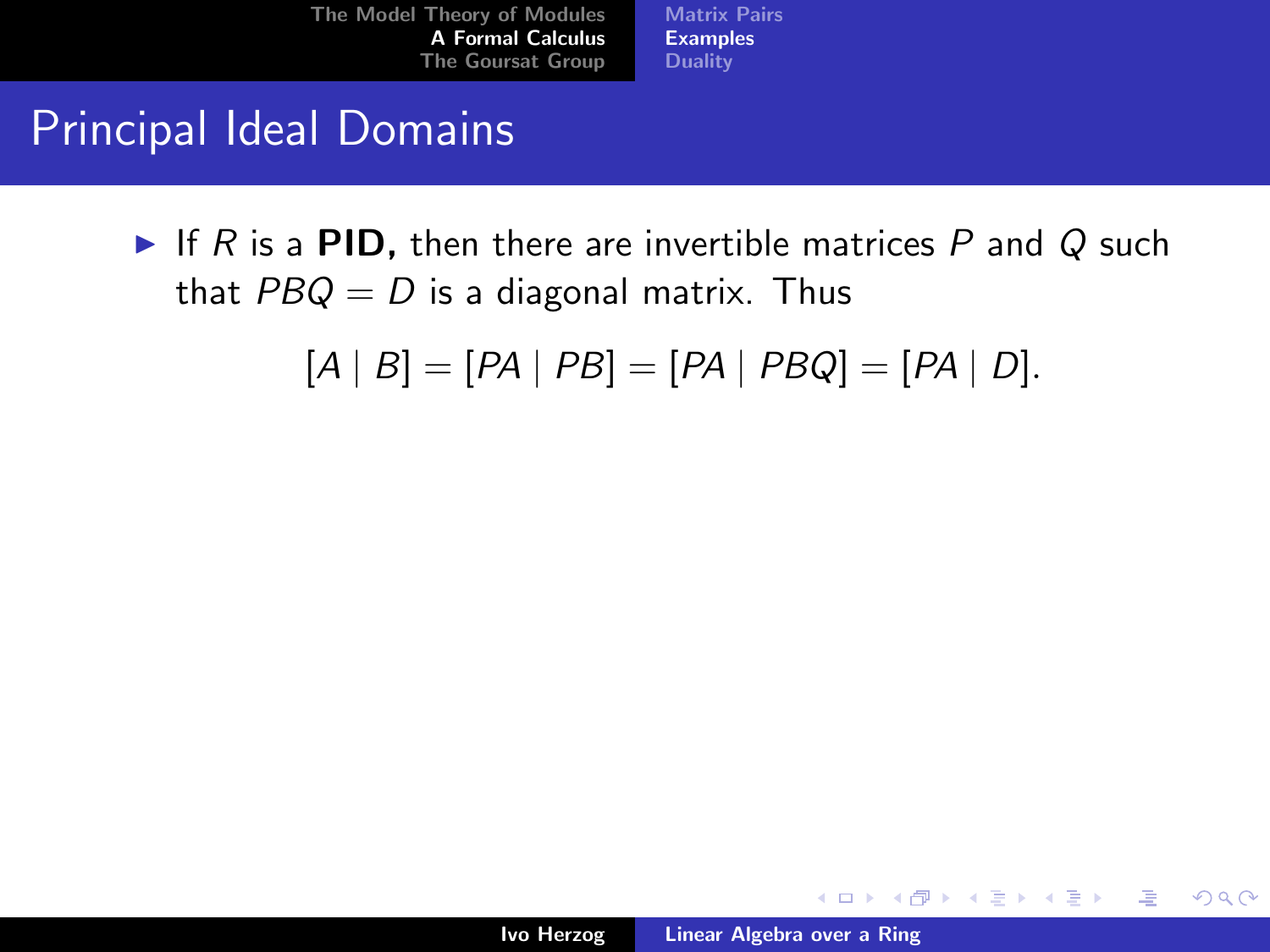# Principal Ideal Domains

- If $R$ is a **PID,** then there are invertible matrices $P$ and $Q$ such that $PBQ = D$ is a diagonal matrix. Thus

$$[A \mid B] = [PA \mid PB] = [PA \mid PBQ] = [PA \mid D].$$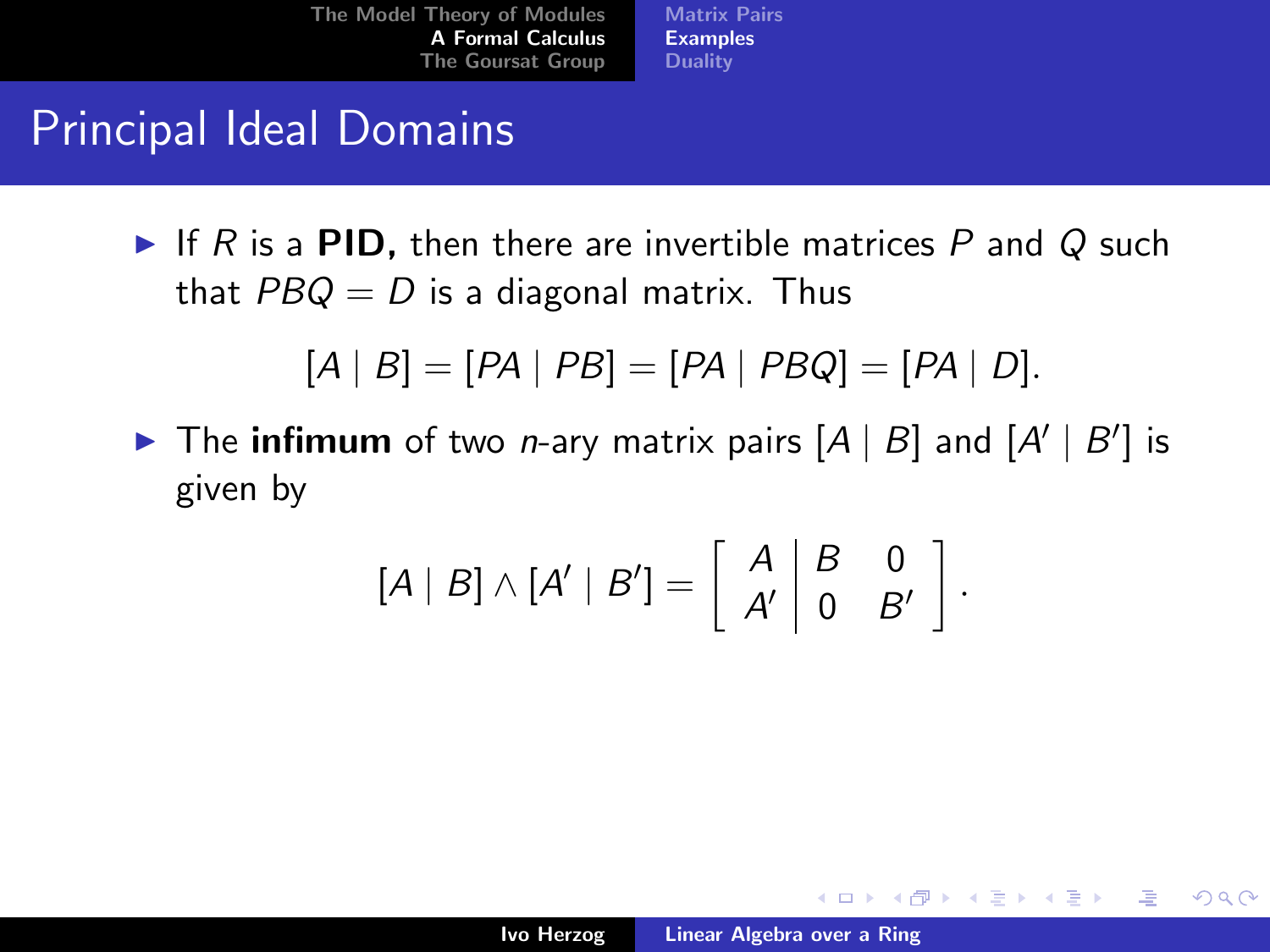# Principal Ideal Domains

- If $R$ is a **PID,** then there are invertible matrices $P$ and $Q$ such that $PBQ = D$ is a diagonal matrix. Thus

$$[A \mid B] = [PA \mid PB] = [PA \mid PBQ] = [PA \mid D].$$

- The **infimum** of two $n$-ary matrix pairs $[A \mid B]$ and $[A' \mid B']$ is given by

$$[A \mid B] \wedge [A' \mid B'] = \left[ \begin{array}{c|cc} A & B & 0 \\ A' & 0 & B' \end{array} \right].$$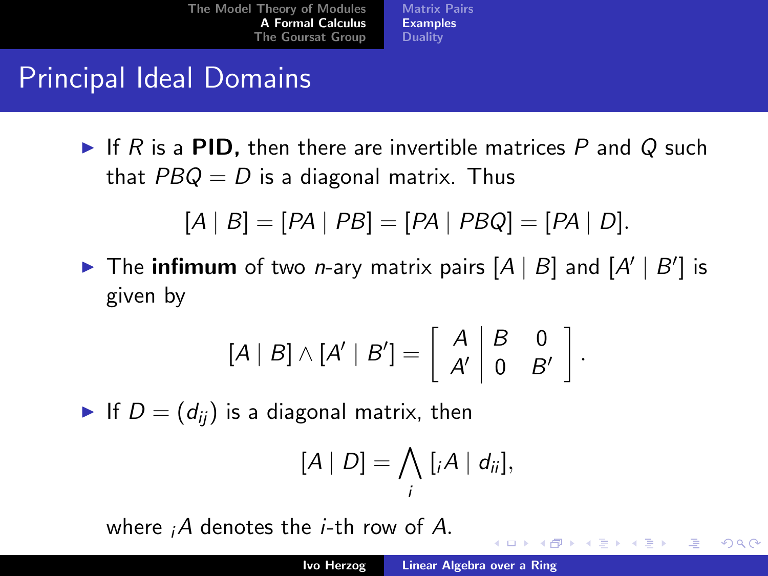# Principal Ideal Domains

- If $R$ is a **PID**, then there are invertible matrices $P$ and $Q$ such that $PBQ = D$ is a diagonal matrix. Thus

$$[A \mid B] = [PA \mid PB] = [PA \mid PBQ] = [PA \mid D].$$

- The **infimum** of two $n$-ary matrix pairs $[A \mid B]$ and $[A' \mid B']$ is given by

$$[A \mid B] \wedge [A' \mid B'] = \left[ \begin{array}{c|cc} A & B & 0 \\ A' & 0 & B' \end{array} \right].$$

- If $D = (d_{ij})$ is a diagonal matrix, then

$$[A \mid D] = \bigwedge_i \, [{}_iA \mid d_{ii}],$$

where ${}_iA$ denotes the $i$-th row of $A$.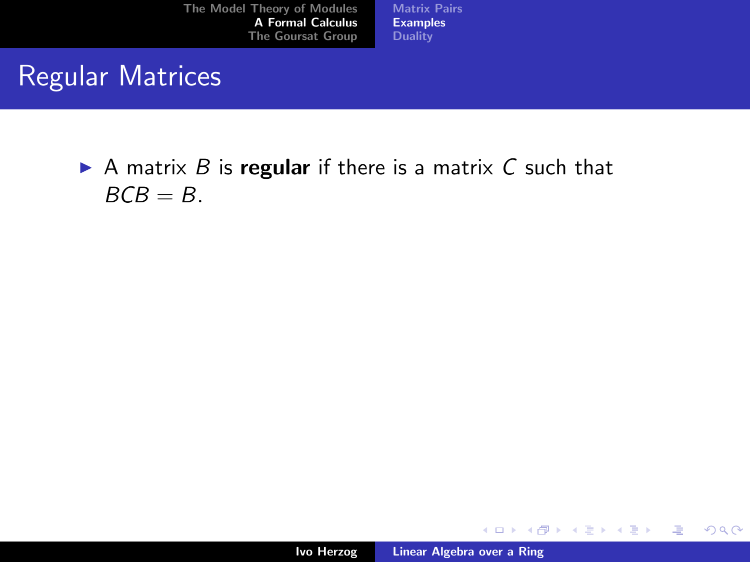# Regular Matrices

- A matrix $B$ is **regular** if there is a matrix $C$ such that $BCB = B$.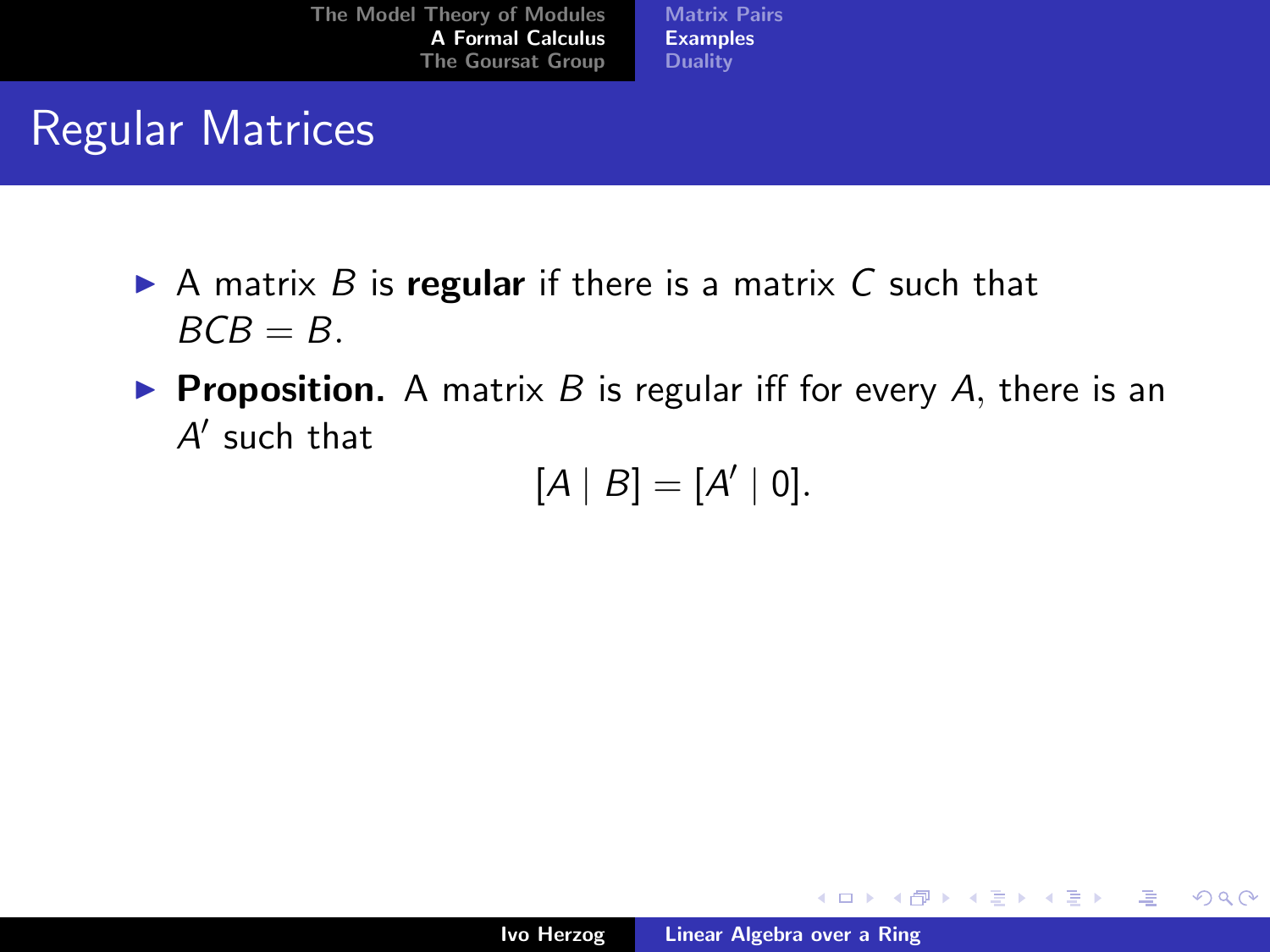# Regular Matrices

- A matrix $B$ is **regular** if there is a matrix $C$ such that $BCB = B$.
- **Proposition.** A matrix $B$ is regular iff for every $A$, there is an $A'$ such that

$$[A \mid B] = [A' \mid 0].$$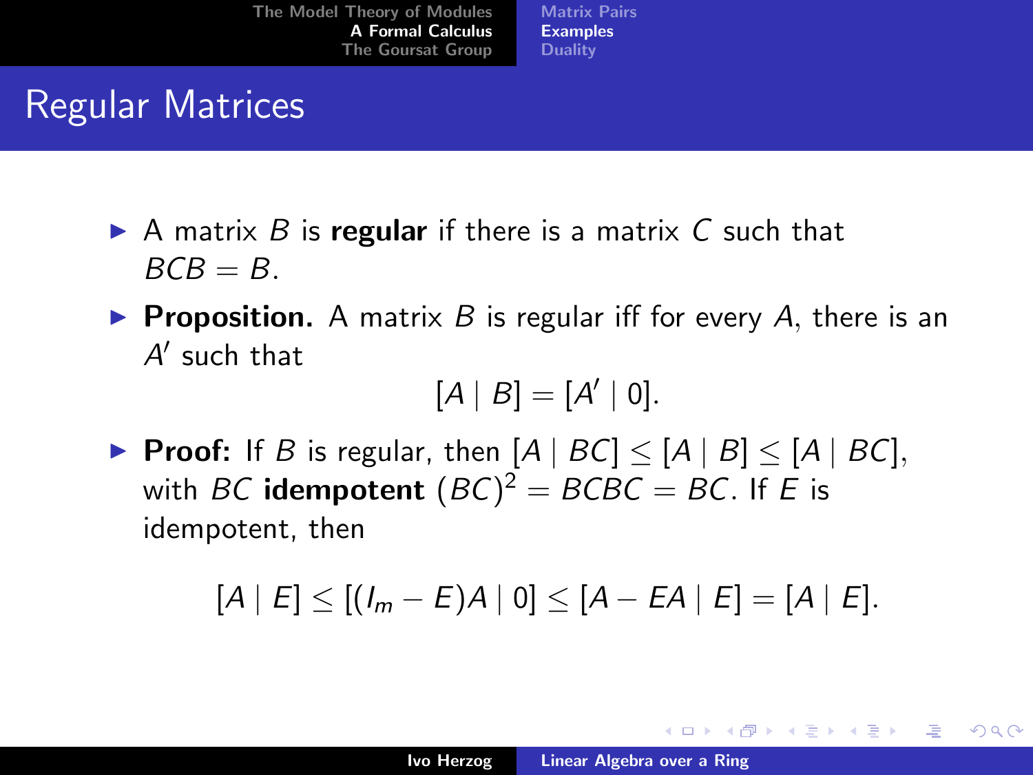# Regular Matrices

- A matrix $B$ is **regular** if there is a matrix $C$ such that $BCB = B$.
- **Proposition.** A matrix $B$ is regular iff for every $A$, there is an $A'$ such that

$$[A \mid B] = [A' \mid 0].$$

- **Proof:** If $B$ is regular, then $[A \mid BC] \leq [A \mid B] \leq [A \mid BC]$, with $BC$ **idempotent** $(BC)^2 = BCBC = BC$. If $E$ is idempotent, then

$$[A \mid E] \leq [(I_m - E)A \mid 0] \leq [A - EA \mid E] = [A \mid E].$$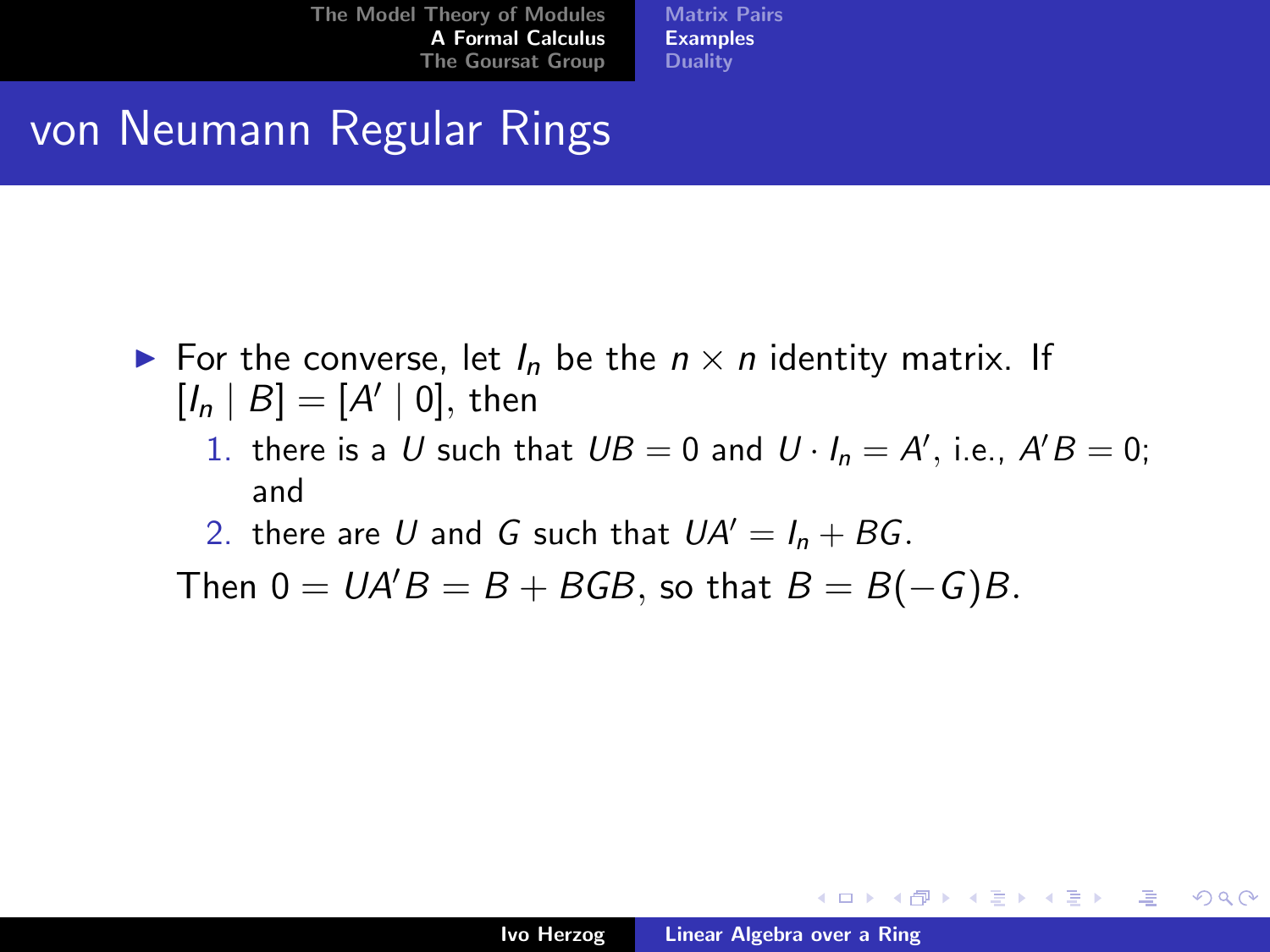## von Neumann Regular Rings

- For the converse, let $I_n$ be the $n \times n$ identity matrix. If $[I_n \mid B] = [A' \mid 0]$, then
  1. there is a $U$ such that $UB = 0$ and $U \cdot I_n = A'$, i.e., $A'B = 0$; and
  2. there are $U$ and $G$ such that $UA' = I_n + BG$.

  Then $0 = UA'B = B + BGB$, so that $B = B(-G)B$.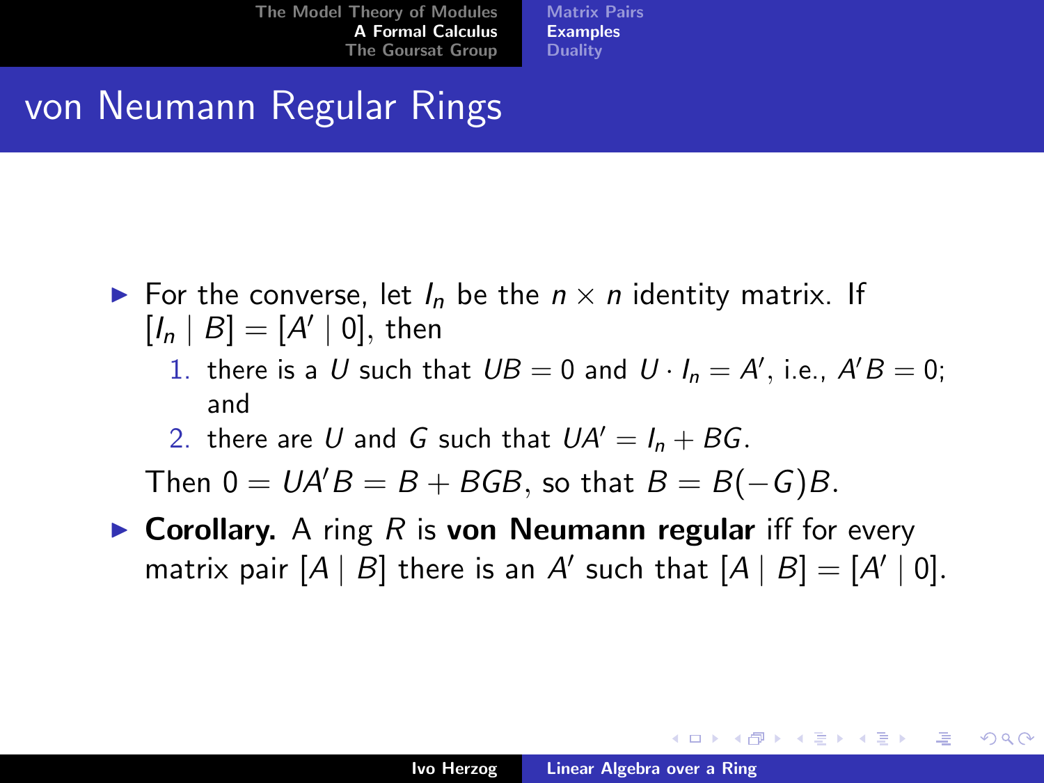# von Neumann Regular Rings

- For the converse, let $I_n$ be the $n \times n$ identity matrix. If $[I_n \mid B] = [A' \mid 0]$, then
  1. there is a $U$ such that $UB = 0$ and $U \cdot I_n = A'$, i.e., $A'B = 0$; and
  2. there are $U$ and $G$ such that $UA' = I_n + BG$.

  Then $0 = UA'B = B + BGB$, so that $B = B(-G)B$.
- **Corollary.** A ring $R$ is **von Neumann regular** iff for every matrix pair $[A \mid B]$ there is an $A'$ such that $[A \mid B] = [A' \mid 0]$.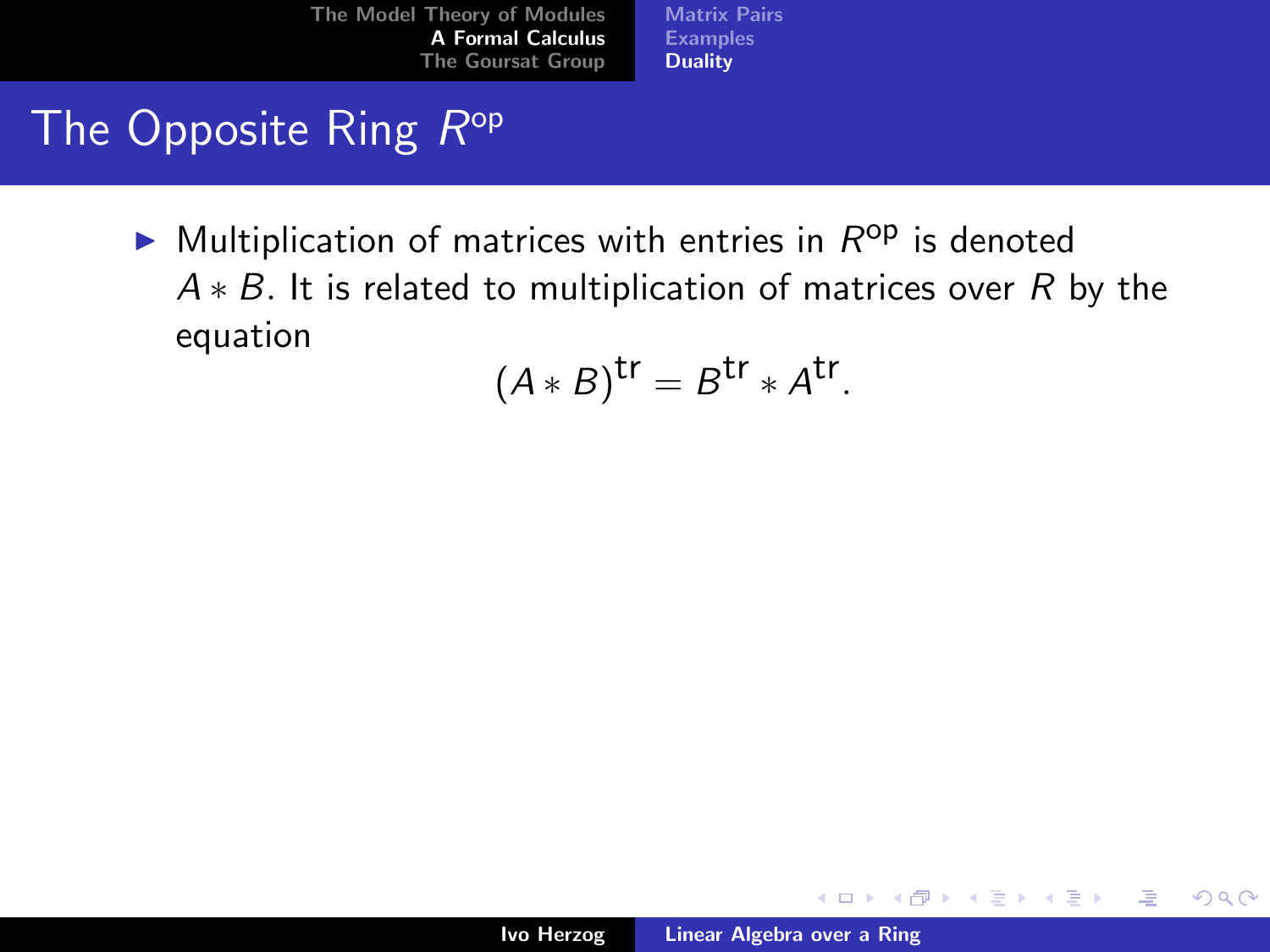# The Opposite Ring $R^{\text{op}}$

- Multiplication of matrices with entries in $R^{\text{op}}$ is denoted $A * B$. It is related to multiplication of matrices over $R$ by the equation

$$(A * B)^{\text{tr}} = B^{\text{tr}} * A^{\text{tr}}.$$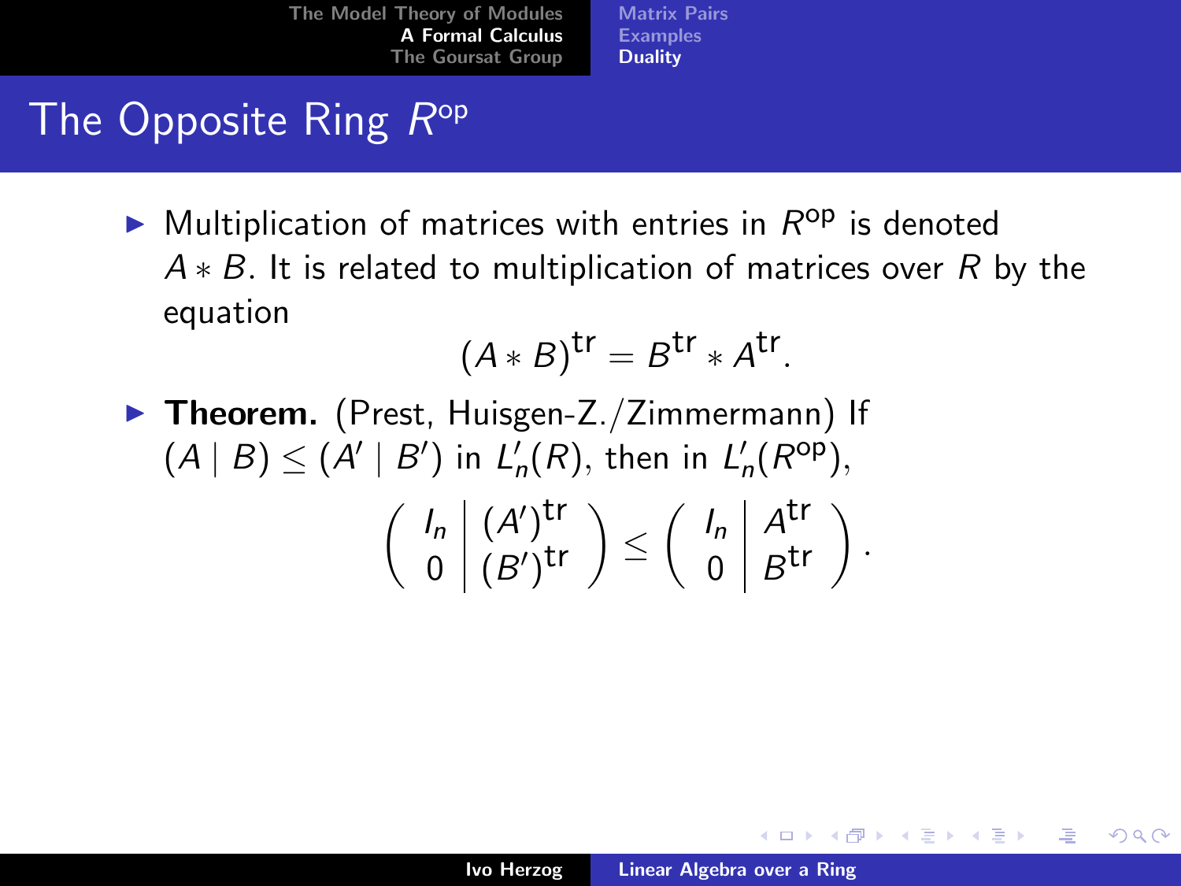# The Opposite Ring $R^{\text{op}}$

- Multiplication of matrices with entries in $R^{\text{op}}$ is denoted $A * B$. It is related to multiplication of matrices over $R$ by the equation
$$(A * B)^{\text{tr}} = B^{\text{tr}} * A^{\text{tr}}.$$

- **Theorem.** (Prest, Huisgen-Z./Zimmermann) If $(A \mid B) \leq (A' \mid B')$ in $L'_n(R)$, then in $L'_n(R^{\text{op}})$,
$$\left( \begin{array}{c|c} I_n & (A')^{\text{tr}} \\ 0 & (B')^{\text{tr}} \end{array} \right) \leq \left( \begin{array}{c|c} I_n & A^{\text{tr}} \\ 0 & B^{\text{tr}} \end{array} \right).$$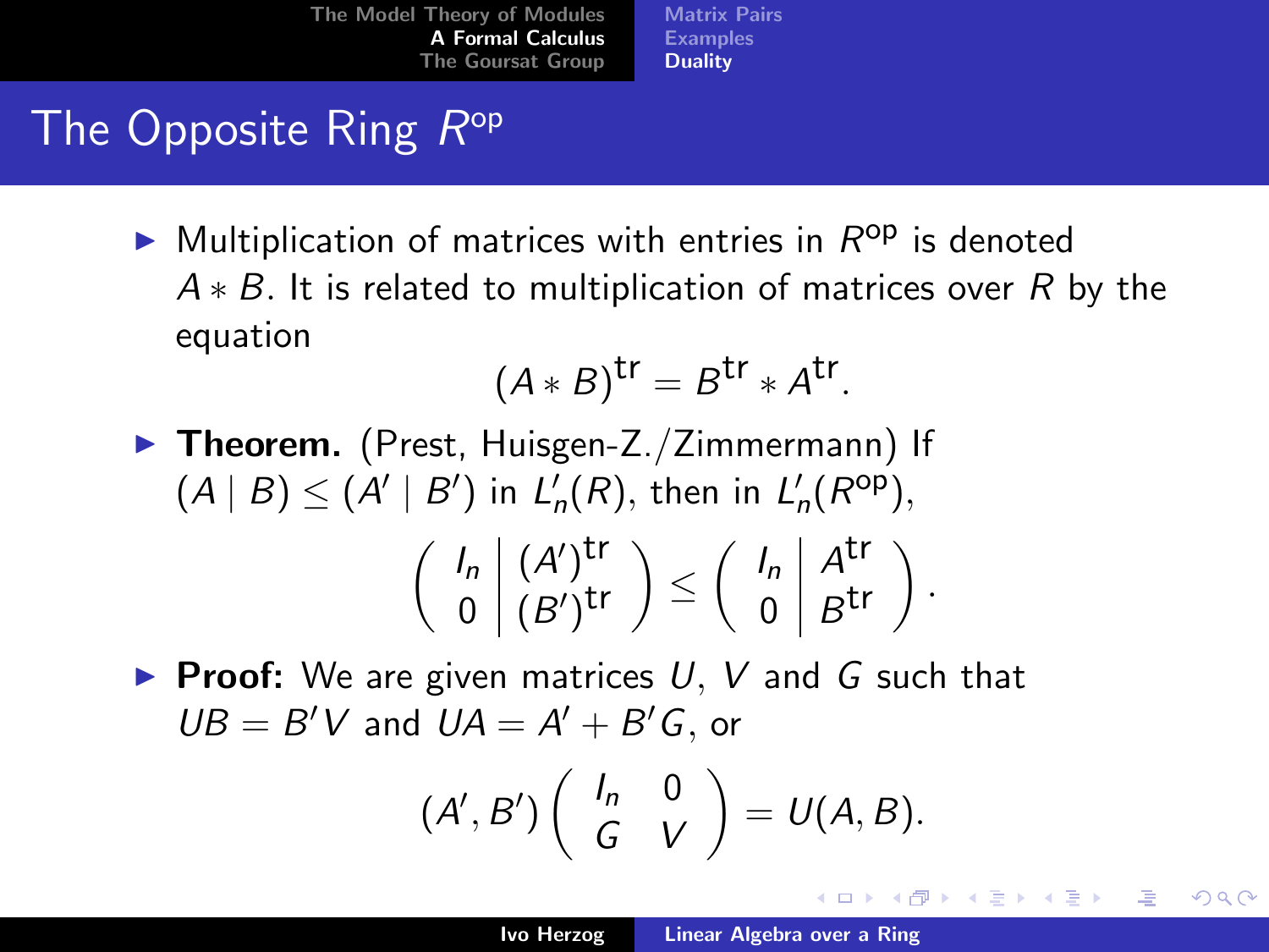# The Opposite Ring $R^{\text{op}}$

- Multiplication of matrices with entries in $R^{\text{op}}$ is denoted $A * B$. It is related to multiplication of matrices over $R$ by the equation
$$(A * B)^{\text{tr}} = B^{\text{tr}} * A^{\text{tr}}.$$
- **Theorem.** (Prest, Huisgen-Z./Zimmermann) If $(A \mid B) \leq (A' \mid B')$ in $L'_n(R)$, then in $L'_n(R^{\text{op}})$,
$$\left( \begin{array}{c|c} I_n & (A')^{\text{tr}} \\ 0 & (B')^{\text{tr}} \end{array} \right) \leq \left( \begin{array}{c|c} I_n & A^{\text{tr}} \\ 0 & B^{\text{tr}} \end{array} \right).$$
- **Proof:** We are given matrices $U$, $V$ and $G$ such that $UB = B'V$ and $UA = A' + B'G$, or
$$(A', B') \begin{pmatrix} I_n & 0 \\ G & V \end{pmatrix} = U(A, B).$$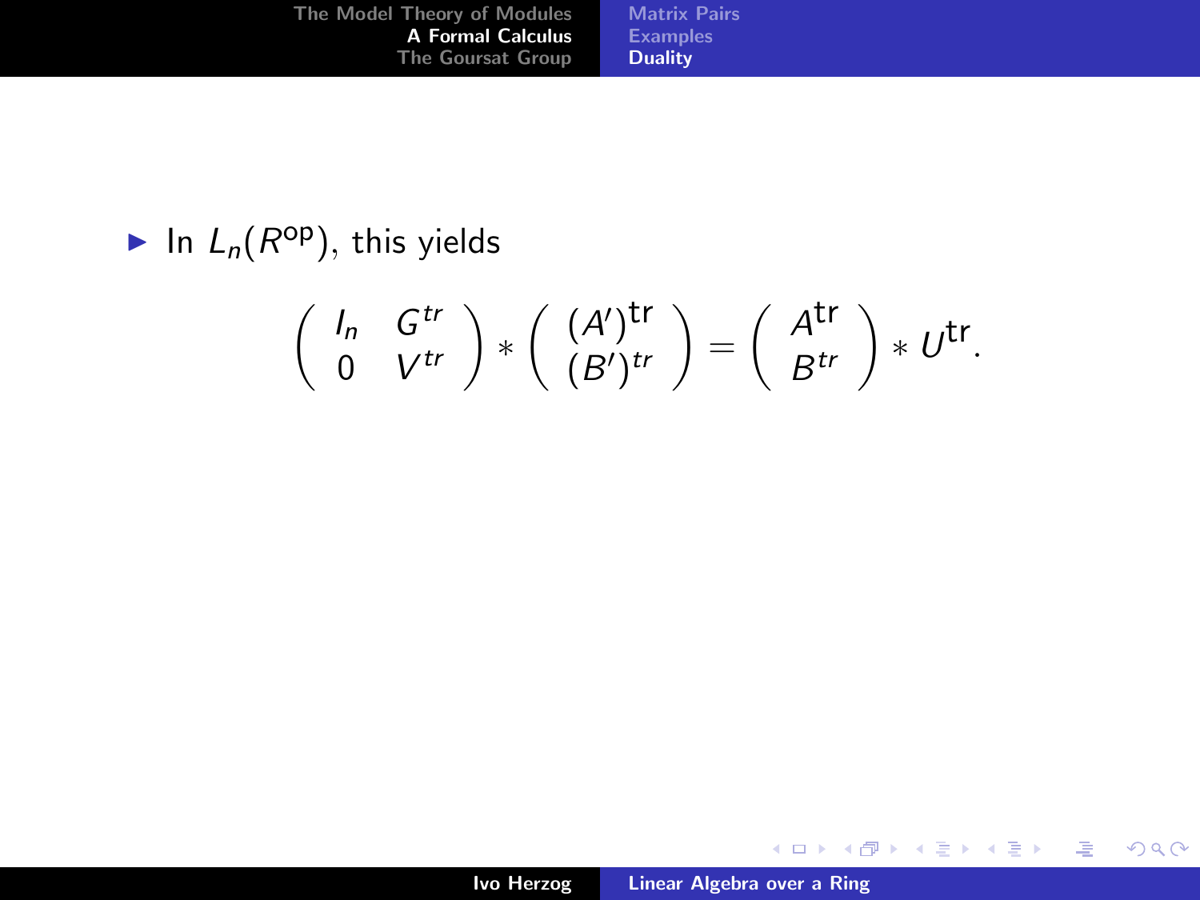- In $L_n(R^{\mathrm{op}})$, this yields

$$\begin{pmatrix} I_n & G^{tr} \\ 0 & V^{tr} \end{pmatrix} * \begin{pmatrix} (A')^{\mathrm{tr}} \\ (B')^{tr} \end{pmatrix} = \begin{pmatrix} A^{\mathrm{tr}} \\ B^{tr} \end{pmatrix} * U^{\mathrm{tr}}.$$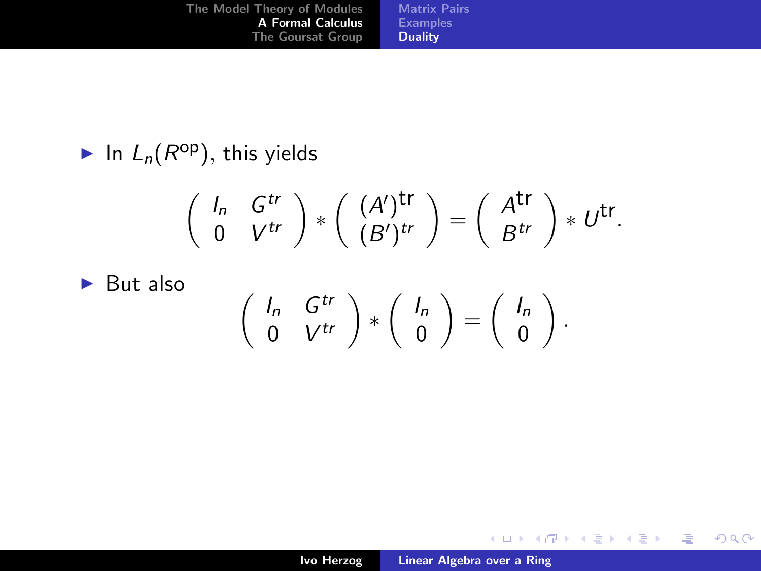- In $L_n(R^{\mathrm{op}})$, this yields

$$\begin{pmatrix} I_n & G^{tr} \\ 0 & V^{tr} \end{pmatrix} * \begin{pmatrix} (A')^{\mathrm{tr}} \\ (B')^{tr} \end{pmatrix} = \begin{pmatrix} A^{\mathrm{tr}} \\ B^{tr} \end{pmatrix} * U^{\mathrm{tr}}.$$

- But also

$$\begin{pmatrix} I_n & G^{tr} \\ 0 & V^{tr} \end{pmatrix} * \begin{pmatrix} I_n \\ 0 \end{pmatrix} = \begin{pmatrix} I_n \\ 0 \end{pmatrix}.$$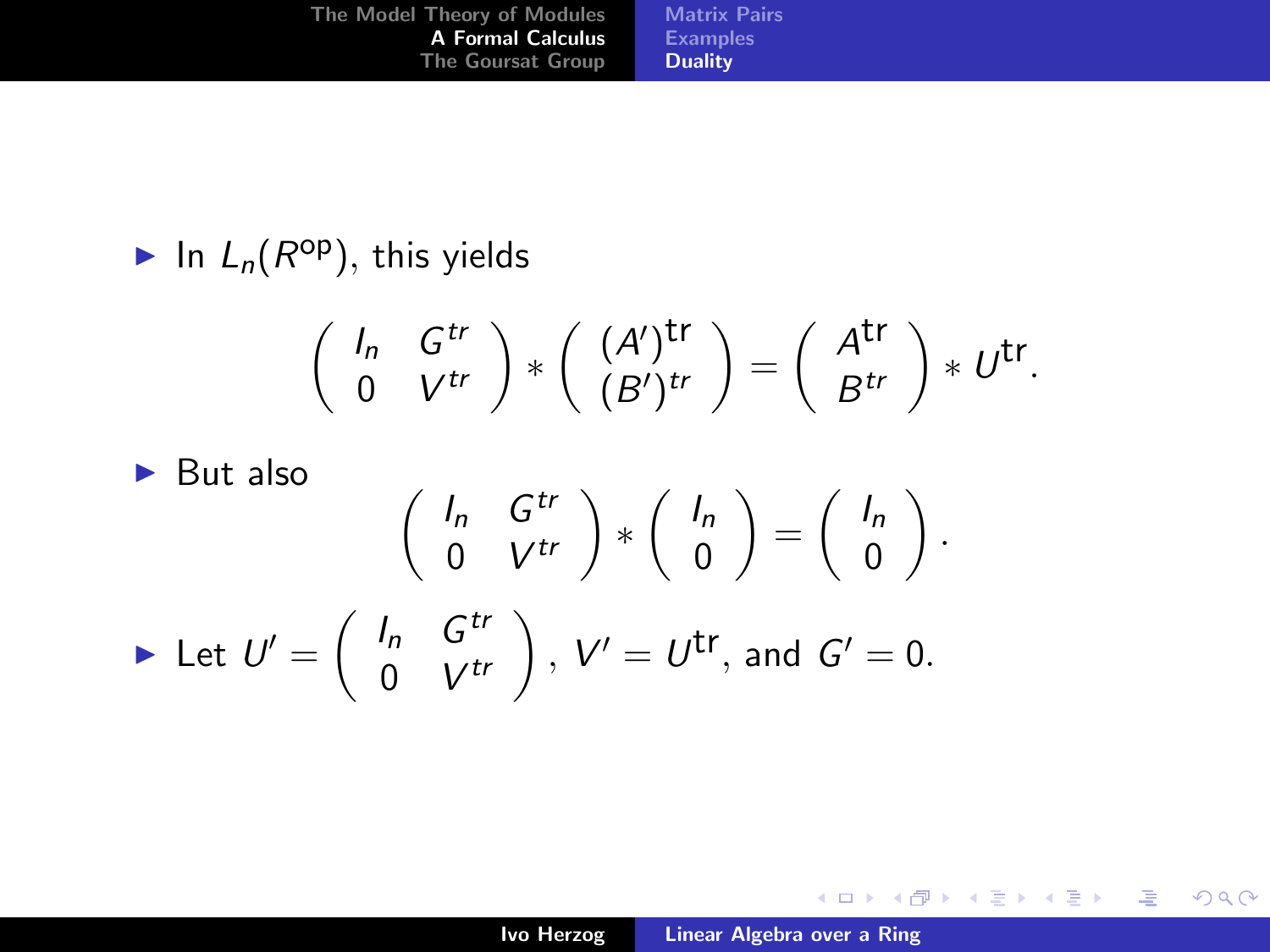- In $L_n(R^{\text{op}})$, this yields

$$\begin{pmatrix} I_n & G^{tr} \\ 0 & V^{tr} \end{pmatrix} * \begin{pmatrix} (A')^{\text{tr}} \\ (B')^{tr} \end{pmatrix} = \begin{pmatrix} A^{\text{tr}} \\ B^{tr} \end{pmatrix} * U^{\text{tr}}.$$

- But also

$$\begin{pmatrix} I_n & G^{tr} \\ 0 & V^{tr} \end{pmatrix} * \begin{pmatrix} I_n \\ 0 \end{pmatrix} = \begin{pmatrix} I_n \\ 0 \end{pmatrix}.$$

- Let $U' = \begin{pmatrix} I_n & G^{tr} \\ 0 & V^{tr} \end{pmatrix}$, $V' = U^{\text{tr}}$, and $G' = 0$.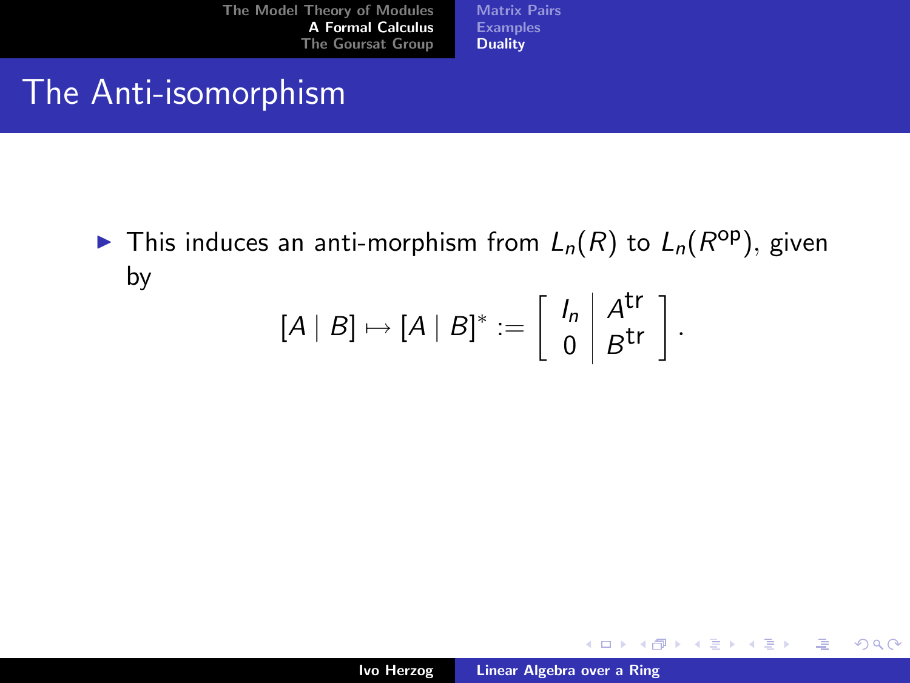# The Anti-isomorphism

- This induces an anti-morphism from $L_n(R)$ to $L_n(R^{\mathrm{op}})$, given by

$$[A \mid B] \mapsto [A \mid B]^* := \left[ \begin{array}{c|c} I_n & A^{\mathrm{tr}} \\ 0 & B^{\mathrm{tr}} \end{array} \right].$$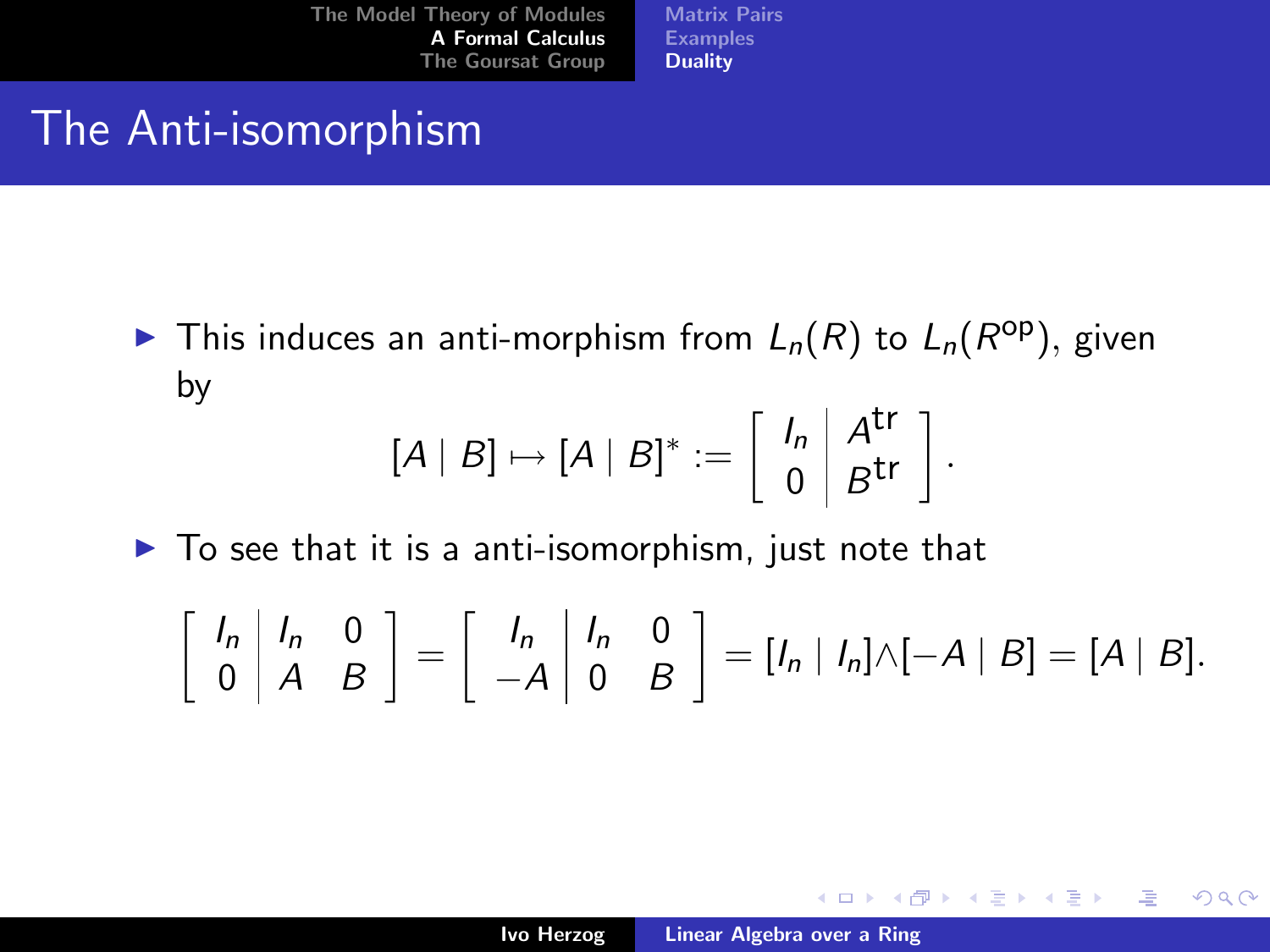## The Anti-isomorphism

- This induces an anti-morphism from $L_n(R)$ to $L_n(R^{\text{op}})$, given by

$$[A \mid B] \mapsto [A \mid B]^* := \left[\begin{array}{c|c} I_n & A^{\text{tr}} \\ 0 & B^{\text{tr}} \end{array}\right].$$

- To see that it is a anti-isomorphism, just note that

$$\left[\begin{array}{c|cc} I_n & I_n & 0 \\ 0 & A & B \end{array}\right] = \left[\begin{array}{c|cc} I_n & I_n & 0 \\ -A & 0 & B \end{array}\right] = [I_n \mid I_n] \wedge [-A \mid B] = [A \mid B].$$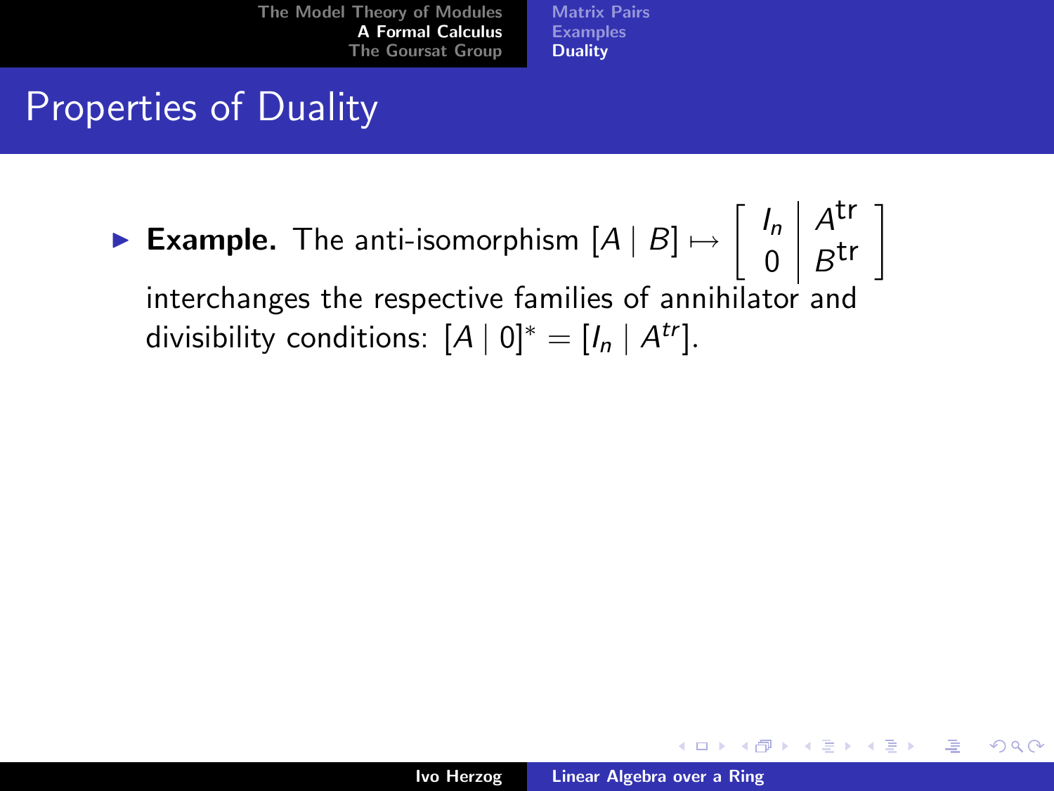# Properties of Duality

- **Example.** The anti-isomorphism $[A \mid B] \mapsto \left[\begin{array}{c|c} I_n & A^{\text{tr}} \\ 0 & B^{\text{tr}} \end{array}\right]$ interchanges the respective families of annihilator and divisibility conditions: $[A \mid 0]^* = [I_n \mid A^{tr}]$.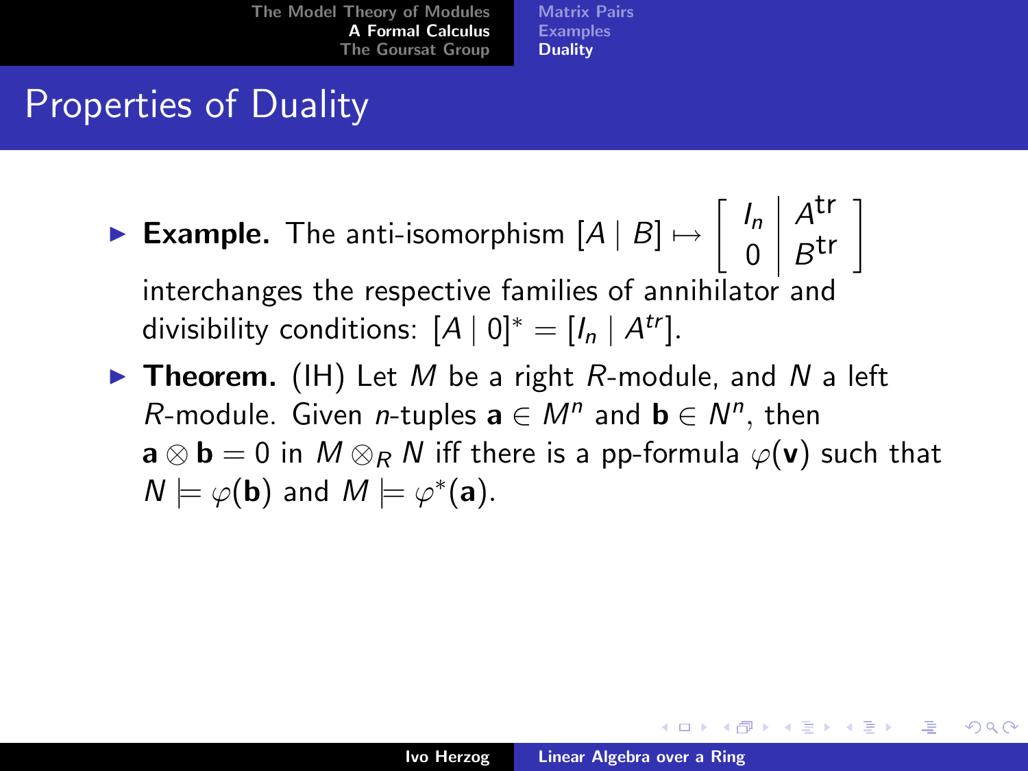# Properties of Duality

- **Example.** The anti-isomorphism $[A \mid B] \mapsto \left[\begin{array}{c|c} I_n & A^{\mathrm{tr}} \\ 0 & B^{\mathrm{tr}} \end{array}\right]$ interchanges the respective families of annihilator and divisibility conditions: $[A \mid 0]^* = [I_n \mid A^{tr}]$.
- **Theorem.** (IH) Let $M$ be a right $R$-module, and $N$ a left $R$-module. Given $n$-tuples $\mathbf{a} \in M^n$ and $\mathbf{b} \in N^n$, then $\mathbf{a} \otimes \mathbf{b} = 0$ in $M \otimes_R N$ iff there is a pp-formula $\varphi(\mathbf{v})$ such that $N \models \varphi(\mathbf{b})$ and $M \models \varphi^*(\mathbf{a})$.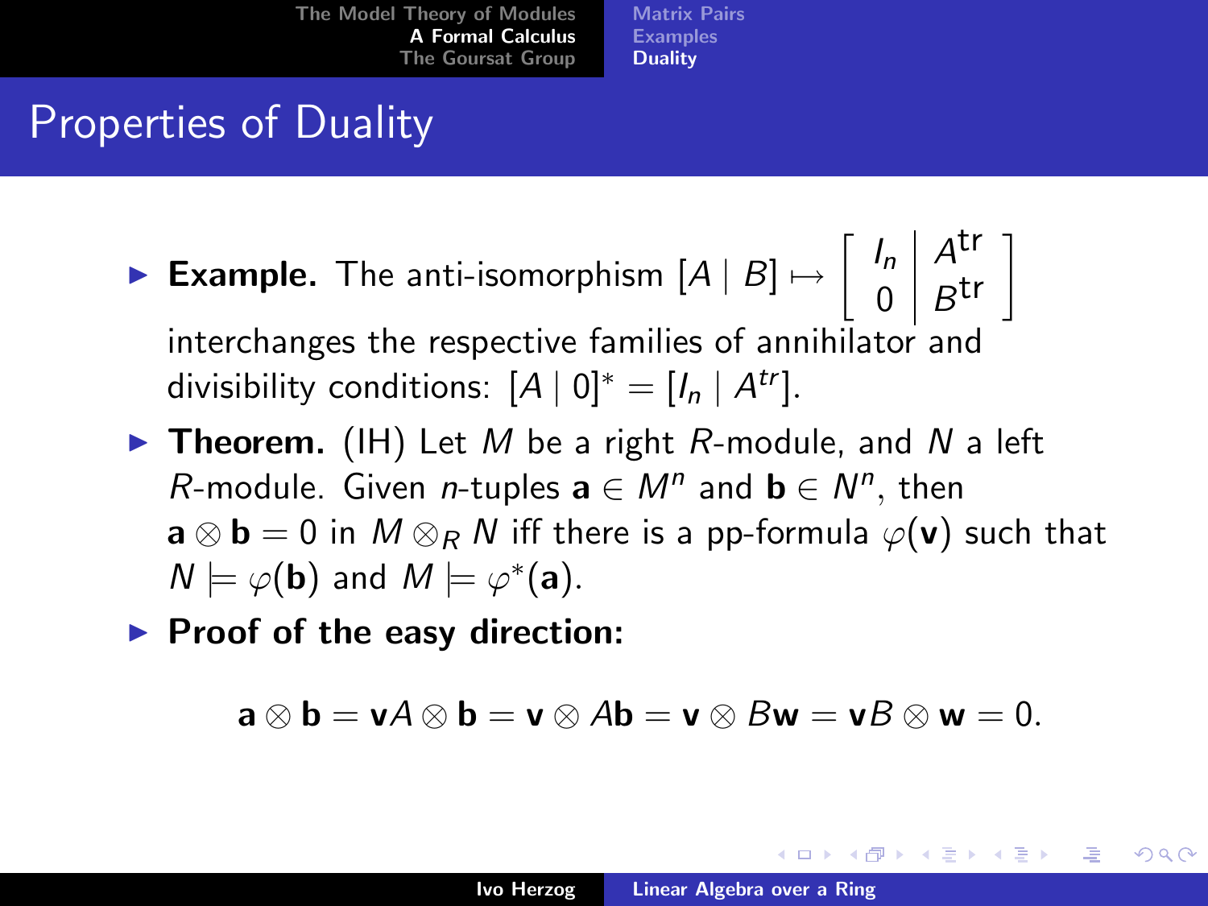## Properties of Duality

- **Example.** The anti-isomorphism $[A \mid B] \mapsto \left[\begin{array}{c|c} I_n & A^{\mathrm{tr}} \\ 0 & B^{\mathrm{tr}} \end{array}\right]$ interchanges the respective families of annihilator and divisibility conditions: $[A \mid 0]^* = [I_n \mid A^{tr}]$.
- **Theorem.** (IH) Let $M$ be a right $R$-module, and $N$ a left $R$-module. Given $n$-tuples $\mathbf{a} \in M^n$ and $\mathbf{b} \in N^n$, then $\mathbf{a} \otimes \mathbf{b} = 0$ in $M \otimes_R N$ iff there is a pp-formula $\varphi(\mathbf{v})$ such that $N \models \varphi(\mathbf{b})$ and $M \models \varphi^*(\mathbf{a})$.
- **Proof of the easy direction:**

$$\mathbf{a} \otimes \mathbf{b} = \mathbf{v}A \otimes \mathbf{b} = \mathbf{v} \otimes A\mathbf{b} = \mathbf{v} \otimes B\mathbf{w} = \mathbf{v}B \otimes \mathbf{w} = 0.$$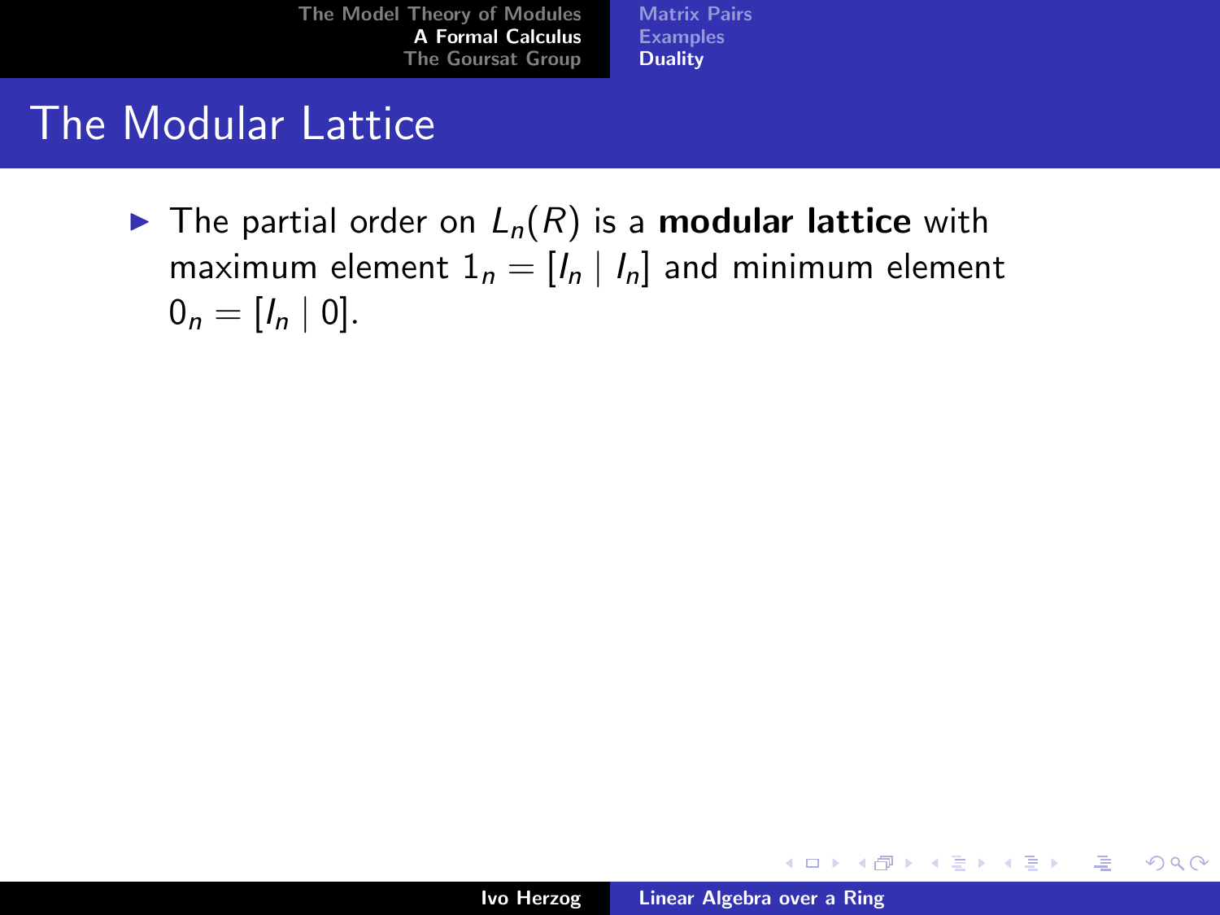# The Modular Lattice

- The partial order on $L_n(R)$ is a **modular lattice** with maximum element $1_n = [I_n \mid I_n]$ and minimum element $0_n = [I_n \mid 0]$.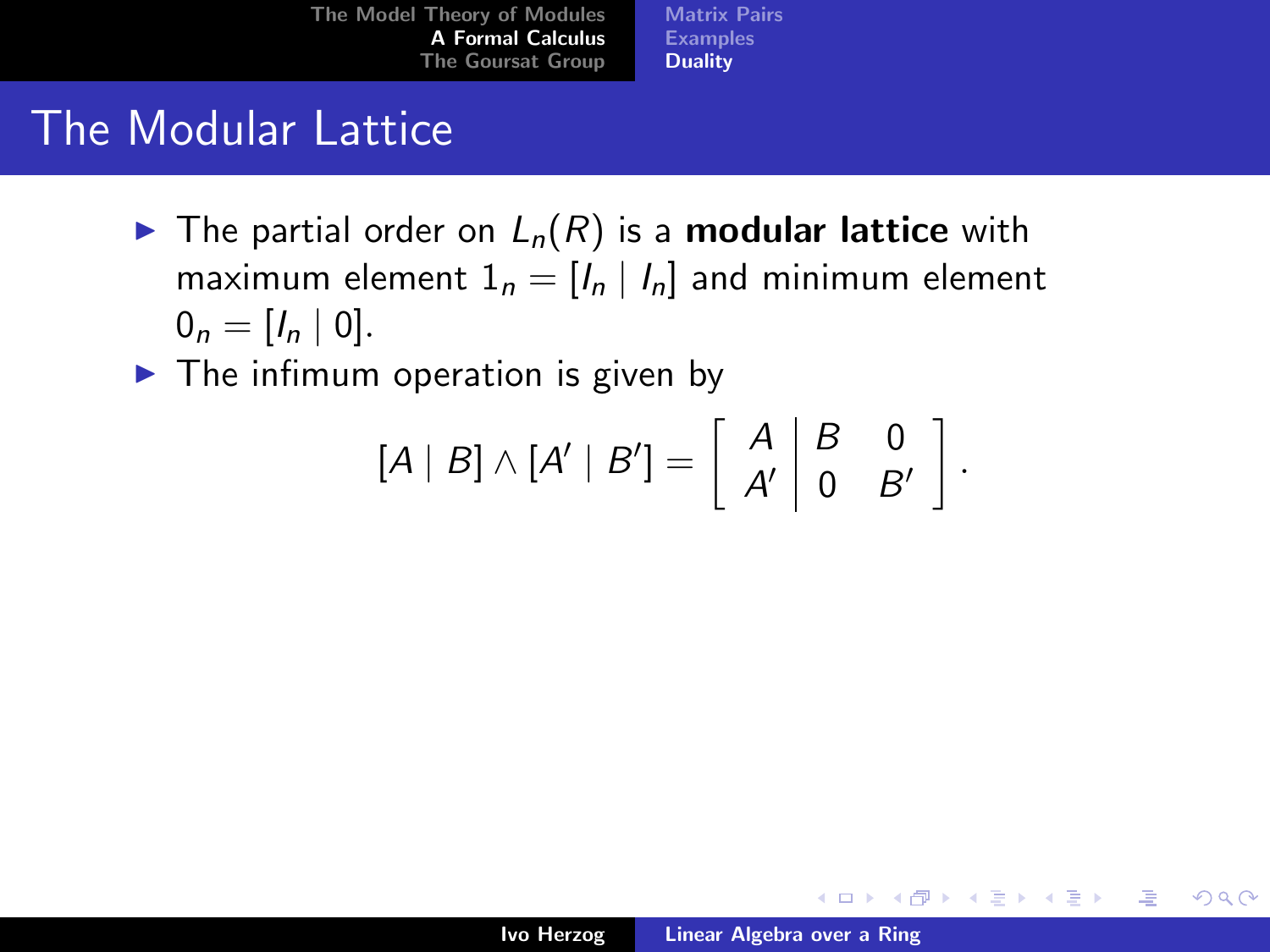# The Modular Lattice

- The partial order on $L_n(R)$ is a **modular lattice** with maximum element $1_n = [I_n \mid I_n]$ and minimum element $0_n = [I_n \mid 0]$.
- The infimum operation is given by

$$[A \mid B] \wedge [A' \mid B'] = \left[ \begin{array}{c|cc} A & B & 0 \\ A' & 0 & B' \end{array} \right].$$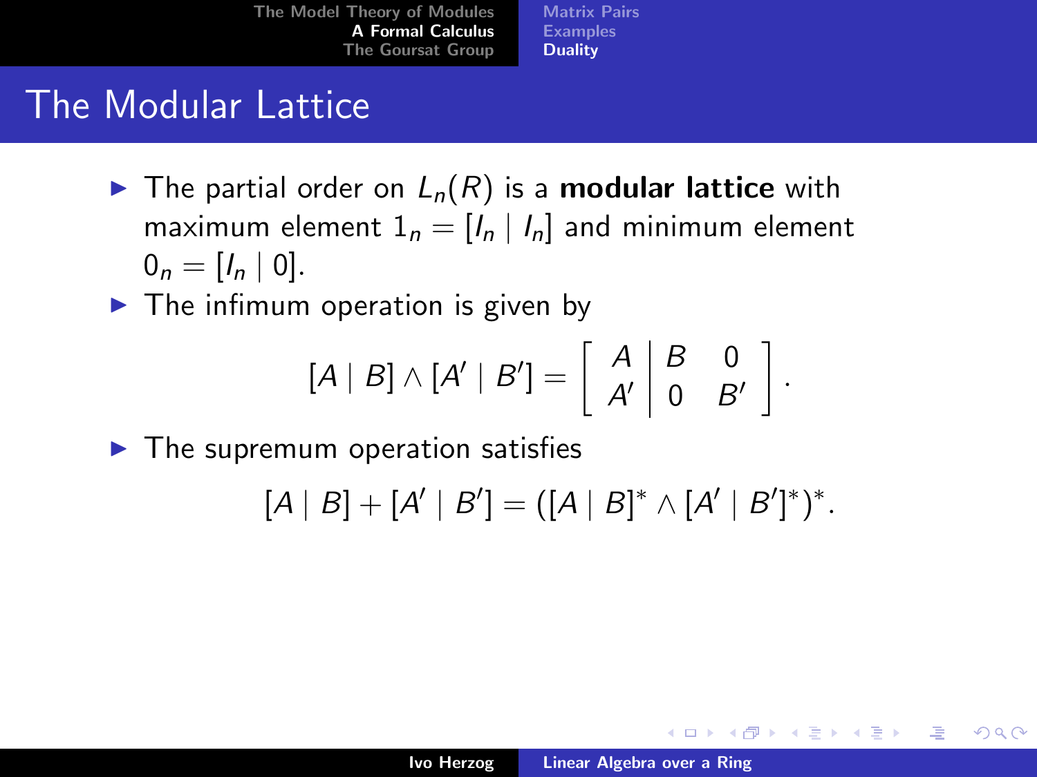## The Modular Lattice

- The partial order on $L_n(R)$ is a **modular lattice** with maximum element $1_n = [I_n \mid I_n]$ and minimum element $0_n = [I_n \mid 0]$.
- The infimum operation is given by

$$[A \mid B] \wedge [A' \mid B'] = \left[ \begin{array}{c|cc} A & B & 0 \\ A' & 0 & B' \end{array} \right].$$

- The supremum operation satisfies

$$[A \mid B] + [A' \mid B'] = ([A \mid B]^* \wedge [A' \mid B']^*)^*.$$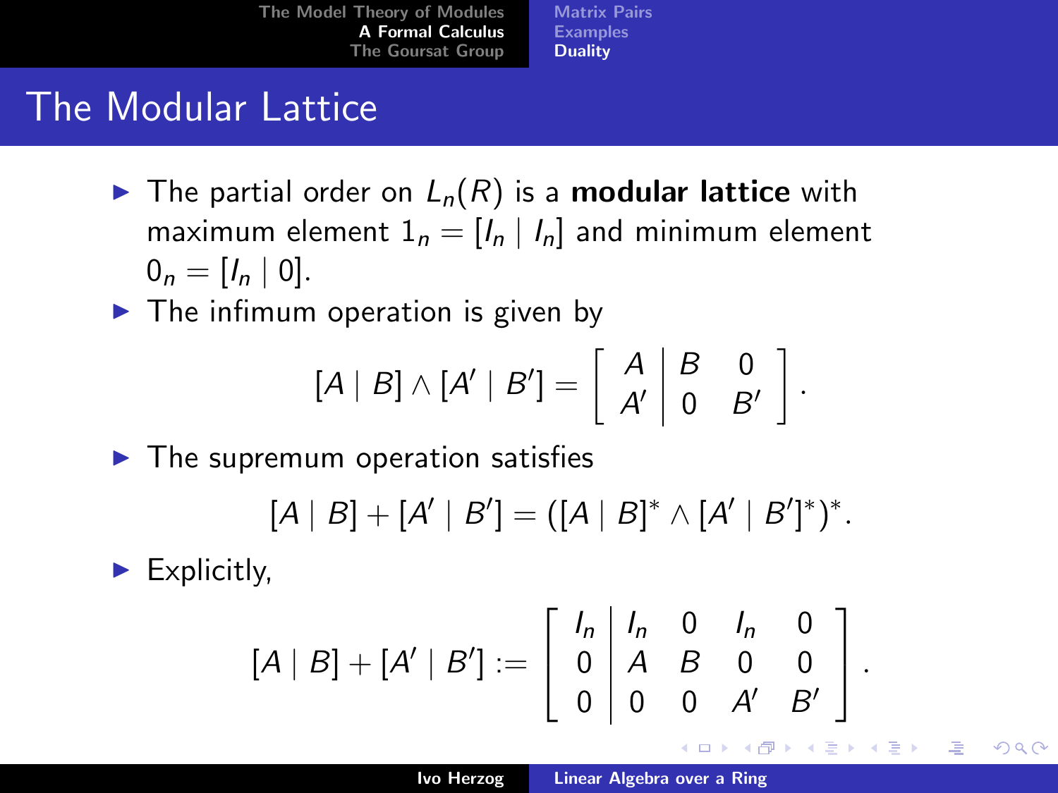# The Modular Lattice

- The partial order on $L_n(R)$ is a **modular lattice** with maximum element $1_n = [I_n \mid I_n]$ and minimum element $0_n = [I_n \mid 0]$.
- The infimum operation is given by

$$[A \mid B] \wedge [A' \mid B'] = \left[ \begin{array}{c|cc} A & B & 0 \\ A' & 0 & B' \end{array} \right].$$

- The supremum operation satisfies

$$[A \mid B] + [A' \mid B'] = ([A \mid B]^* \wedge [A' \mid B']^*)^*.$$

- Explicitly,

$$[A \mid B] + [A' \mid B'] := \left[ \begin{array}{c|cccc} I_n & I_n & 0 & I_n & 0 \\ 0 & A & B & 0 & 0 \\ 0 & 0 & 0 & A' & B' \end{array} \right].$$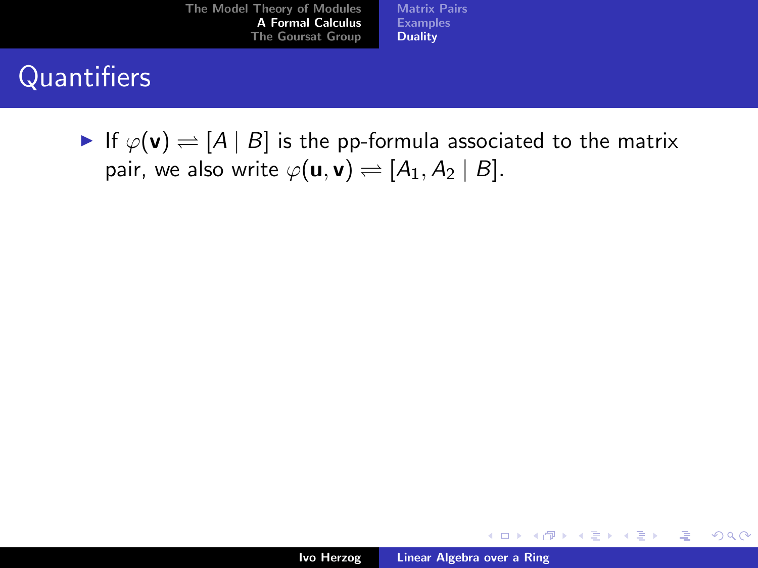# Quantifiers

- If $\varphi(\mathbf{v}) \rightleftharpoons [A \mid B]$ is the pp-formula associated to the matrix pair, we also write $\varphi(\mathbf{u}, \mathbf{v}) \rightleftharpoons [A_1, A_2 \mid B]$.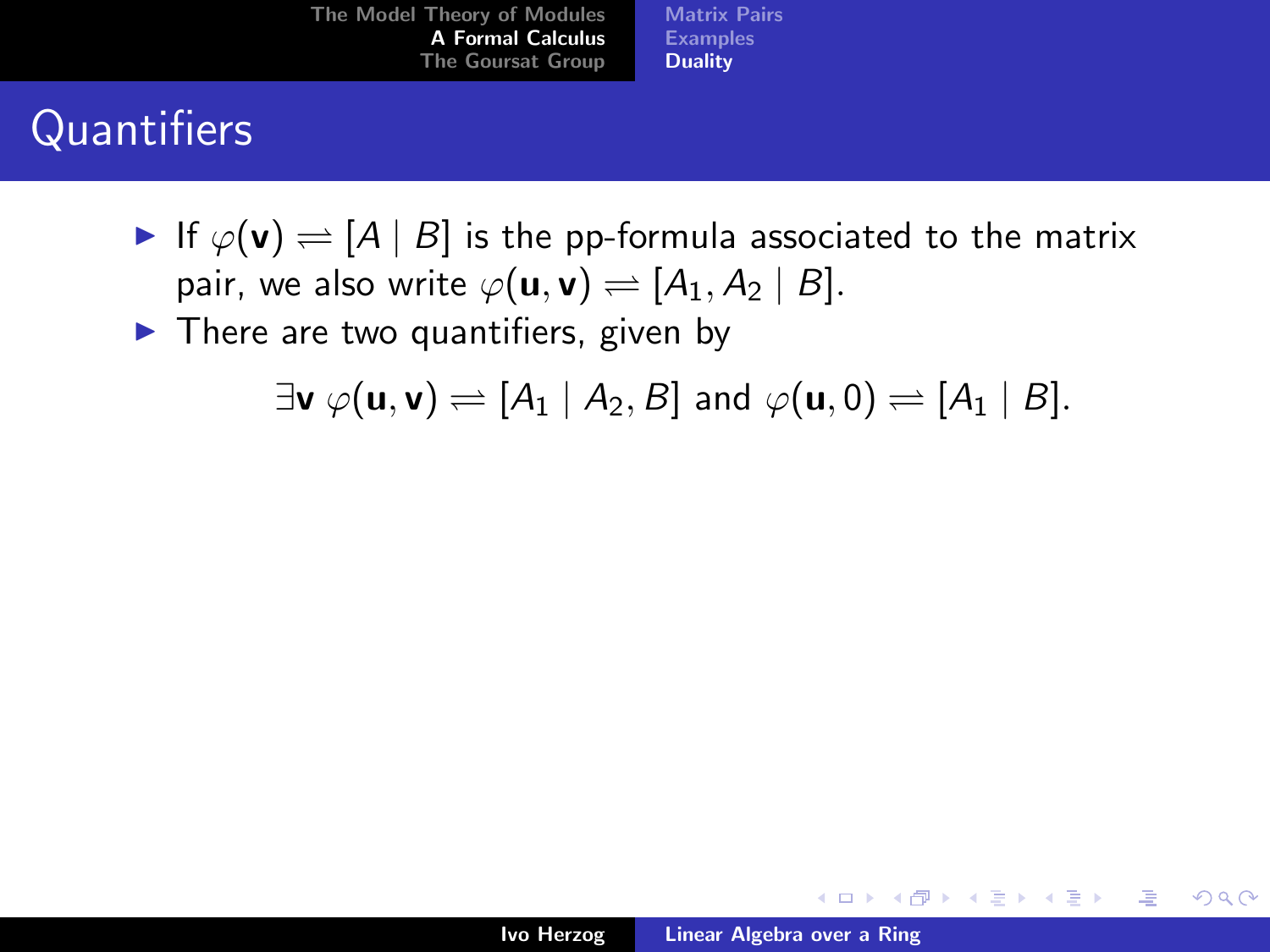# Quantifiers

- If $\varphi(\mathbf{v}) \risingdotseq [A \mid B]$ is the pp-formula associated to the matrix pair, we also write $\varphi(\mathbf{u}, \mathbf{v}) \risingdotseq [A_1, A_2 \mid B]$.
- There are two quantifiers, given by

$$\exists \mathbf{v}\ \varphi(\mathbf{u}, \mathbf{v}) \risingdotseq [A_1 \mid A_2, B] \text{ and } \varphi(\mathbf{u}, 0) \risingdotseq [A_1 \mid B].$$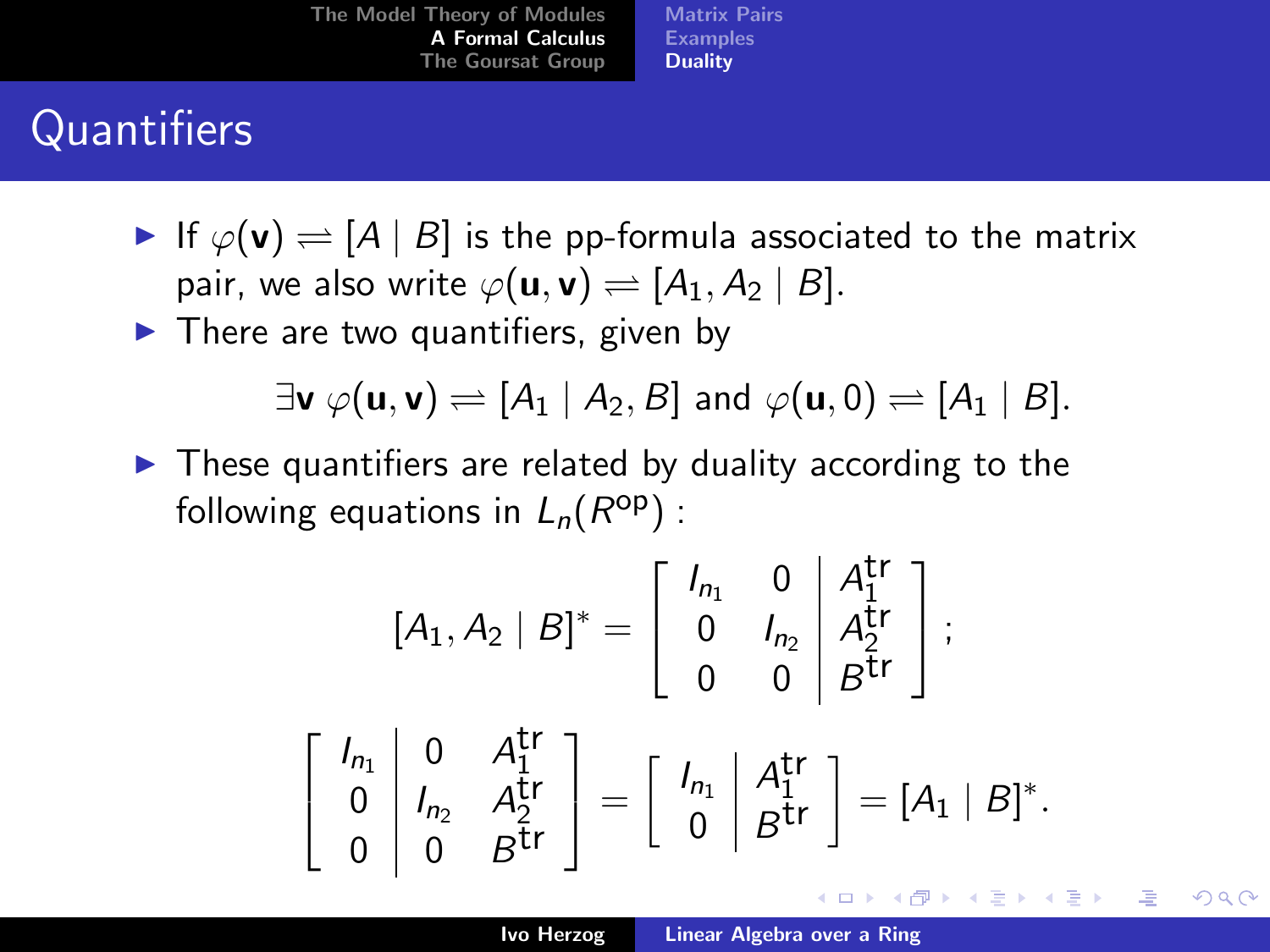# Quantifiers

- If $\varphi(\mathbf{v}) \rightleftharpoons [A \mid B]$ is the pp-formula associated to the matrix pair, we also write $\varphi(\mathbf{u}, \mathbf{v}) \rightleftharpoons [A_1, A_2 \mid B]$.
- There are two quantifiers, given by

$$\exists \mathbf{v}\ \varphi(\mathbf{u}, \mathbf{v}) \rightleftharpoons [A_1 \mid A_2, B] \text{ and } \varphi(\mathbf{u}, 0) \rightleftharpoons [A_1 \mid B].$$

- These quantifiers are related by duality according to the following equations in $L_n(R^{\text{op}})$ :

$$[A_1, A_2 \mid B]^* = \left[\begin{array}{cc|c} I_{n_1} & 0 & A_1^{\text{tr}} \\ 0 & I_{n_2} & A_2^{\text{tr}} \\ 0 & 0 & B^{\text{tr}} \end{array}\right];$$

$$\left[\begin{array}{c|cc} I_{n_1} & 0 & A_1^{\text{tr}} \\ 0 & I_{n_2} & A_2^{\text{tr}} \\ 0 & 0 & B^{\text{tr}} \end{array}\right] = \left[\begin{array}{c|c} I_{n_1} & A_1^{\text{tr}} \\ 0 & B^{\text{tr}} \end{array}\right] = [A_1 \mid B]^*.$$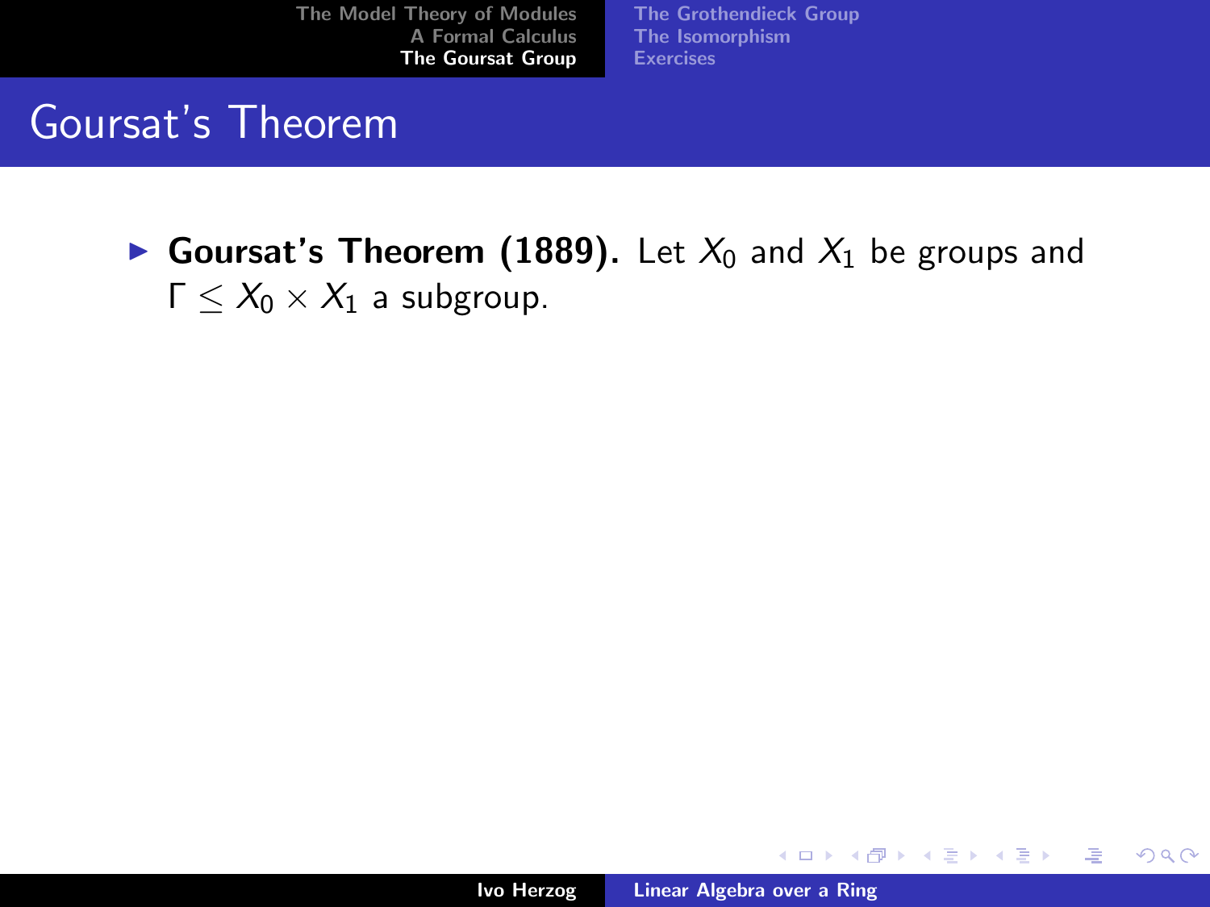# Goursat's Theorem

- **Goursat's Theorem (1889).** Let $X_0$ and $X_1$ be groups and $\Gamma \leq X_0 \times X_1$ a subgroup.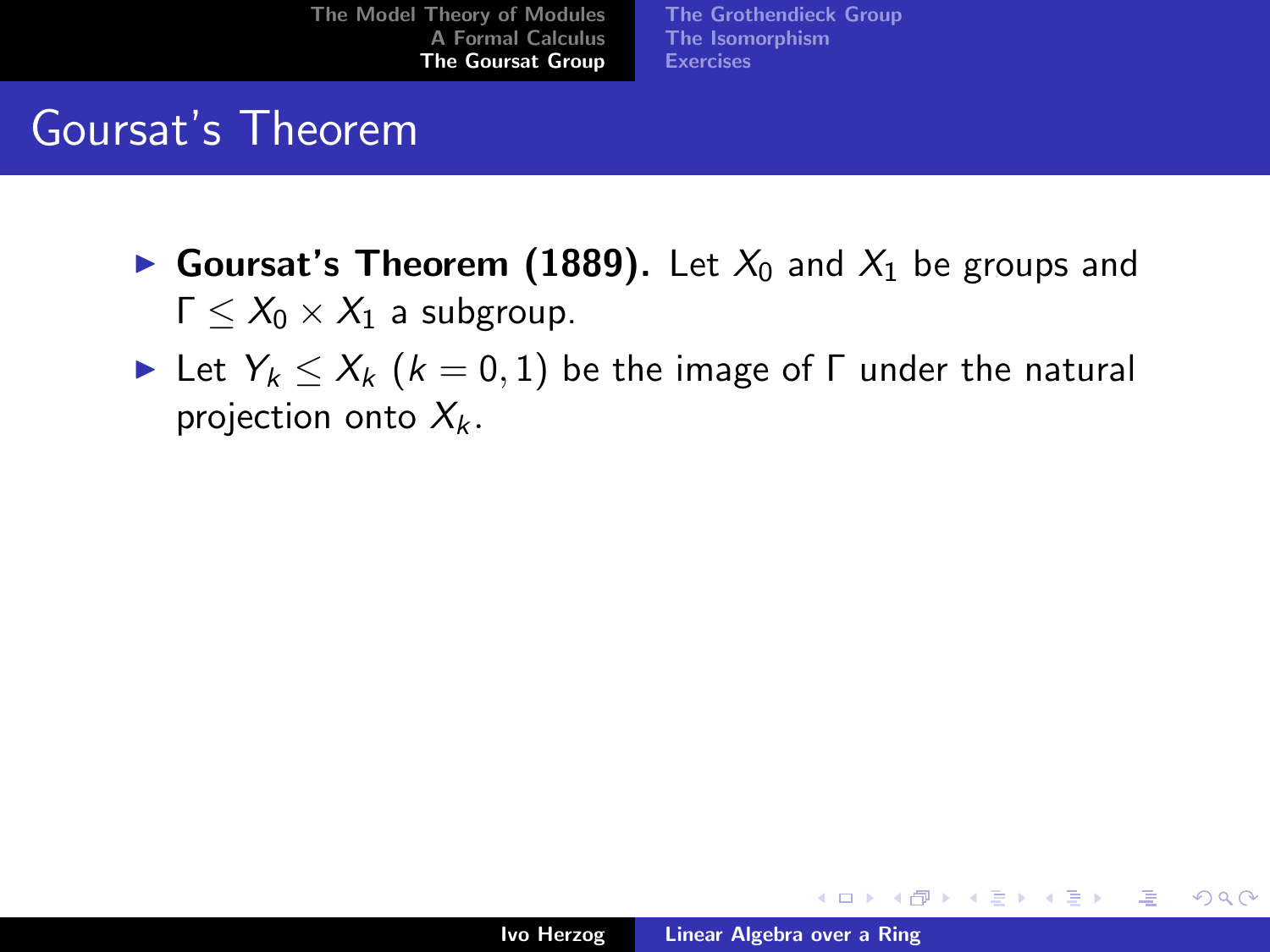## Goursat's Theorem

- **Goursat's Theorem (1889).** Let $X_0$ and $X_1$ be groups and $\Gamma \leq X_0 \times X_1$ a subgroup.
- Let $Y_k \leq X_k$ $(k = 0, 1)$ be the image of $\Gamma$ under the natural projection onto $X_k$.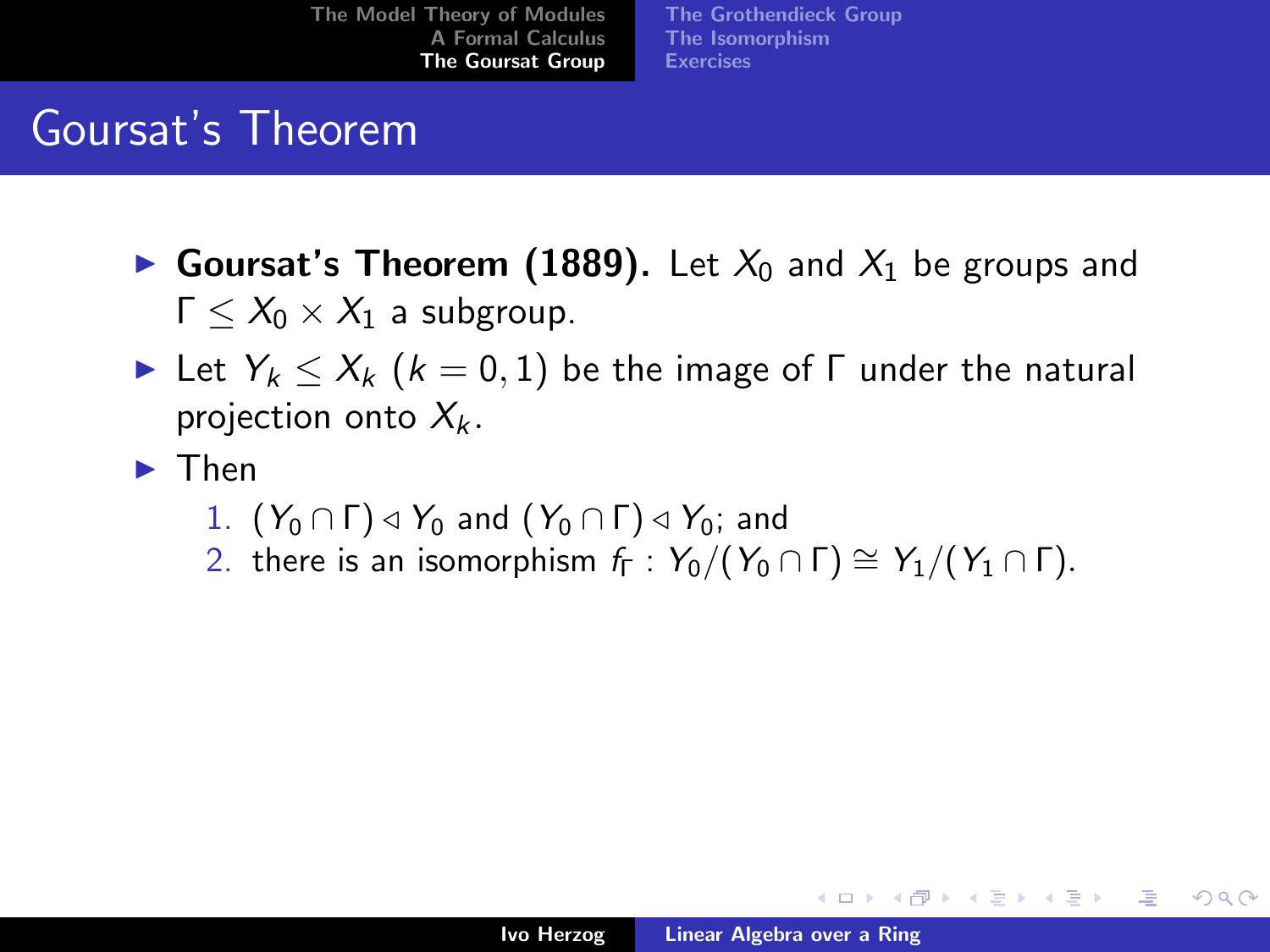# Goursat's Theorem

- **Goursat's Theorem (1889).** Let $X_0$ and $X_1$ be groups and $\Gamma \leq X_0 \times X_1$ a subgroup.
- Let $Y_k \leq X_k$ $(k = 0, 1)$ be the image of $\Gamma$ under the natural projection onto $X_k$.
- Then
  1. $(Y_0 \cap \Gamma) \triangleleft Y_0$ and $(Y_0 \cap \Gamma) \triangleleft Y_0$; and
  2. there is an isomorphism $f_\Gamma : Y_0/(Y_0 \cap \Gamma) \cong Y_1/(Y_1 \cap \Gamma)$.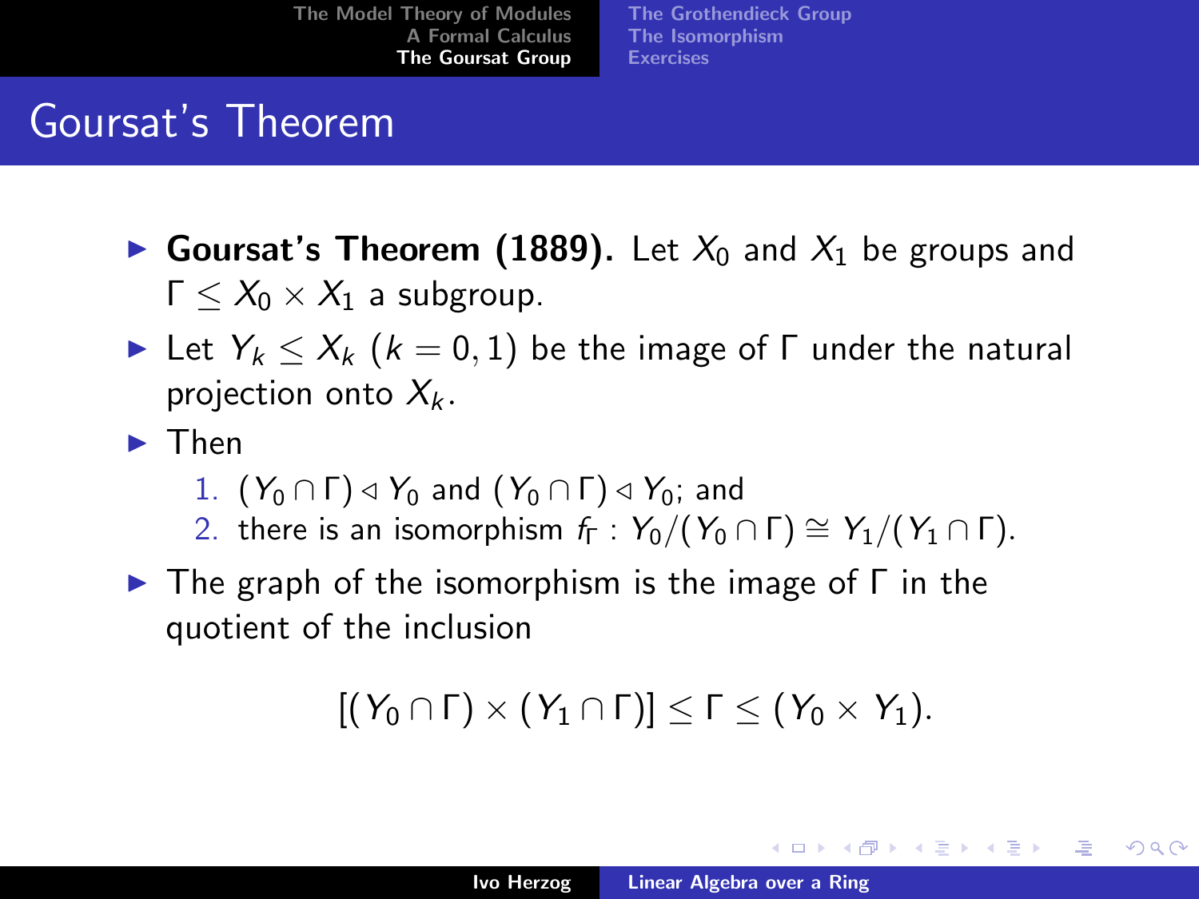# Goursat's Theorem

- **Goursat's Theorem (1889).** Let $X_0$ and $X_1$ be groups and $\Gamma \leq X_0 \times X_1$ a subgroup.
- Let $Y_k \leq X_k$ ($k = 0, 1$) be the image of $\Gamma$ under the natural projection onto $X_k$.
- Then
  1. $(Y_0 \cap \Gamma) \triangleleft Y_0$ and $(Y_0 \cap \Gamma) \triangleleft Y_0$; and
  2. there is an isomorphism $f_\Gamma : Y_0/(Y_0 \cap \Gamma) \cong Y_1/(Y_1 \cap \Gamma)$.
- The graph of the isomorphism is the image of $\Gamma$ in the quotient of the inclusion

$$[(Y_0 \cap \Gamma) \times (Y_1 \cap \Gamma)] \leq \Gamma \leq (Y_0 \times Y_1).$$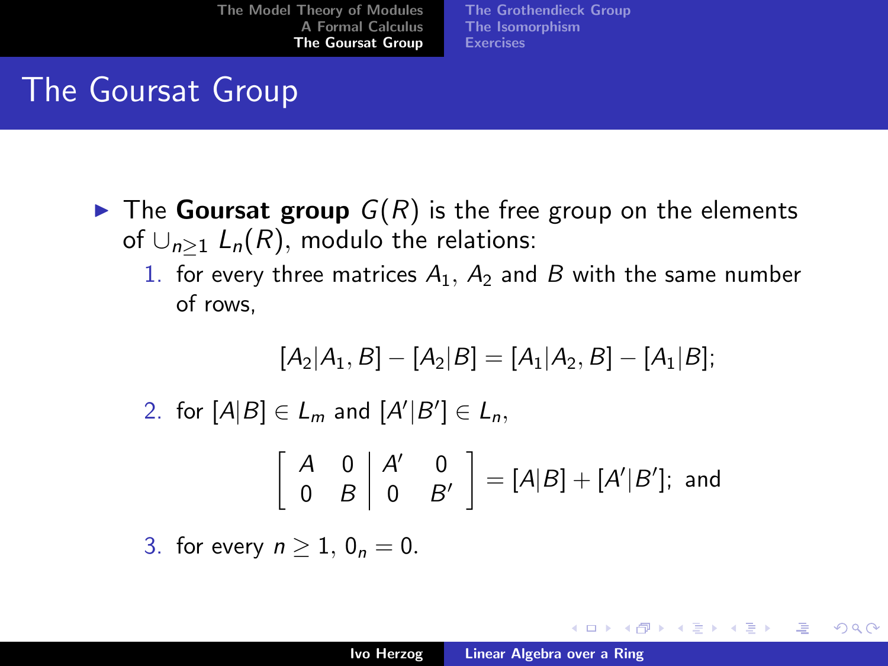# The Goursat Group

- The **Goursat group** $G(R)$ is the free group on the elements of $\cup_{n \geq 1} L_n(R)$, modulo the relations:
  1. for every three matrices $A_1$, $A_2$ and $B$ with the same number of rows,
  $$[A_2|A_1, B] - [A_2|B] = [A_1|A_2, B] - [A_1|B];$$
  2. for $[A|B] \in L_m$ and $[A'|B'] \in L_n$,
  $$\left[ \begin{array}{cc|cc} A & 0 & A' & 0 \\ 0 & B & 0 & B' \end{array} \right] = [A|B] + [A'|B']; \text{ and}$$
  3. for every $n \geq 1$, $0_n = 0$.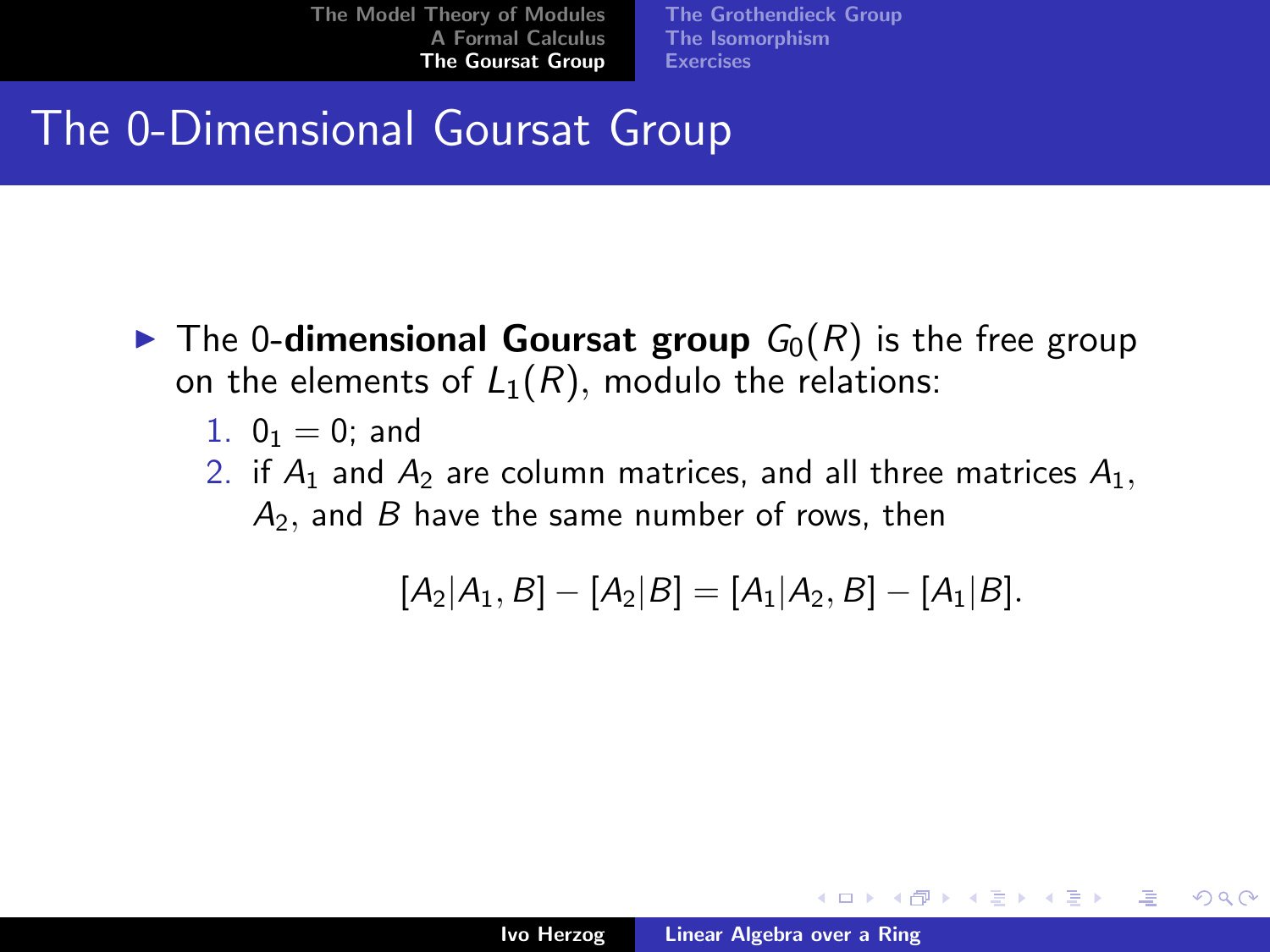# The 0-Dimensional Goursat Group

- The 0-**dimensional Goursat group** $G_0(R)$ is the free group on the elements of $L_1(R)$, modulo the relations:
  1. $0_1 = 0$; and
  2. if $A_1$ and $A_2$ are column matrices, and all three matrices $A_1$, $A_2$, and $B$ have the same number of rows, then

$$[A_2|A_1, B] - [A_2|B] = [A_1|A_2, B] - [A_1|B].$$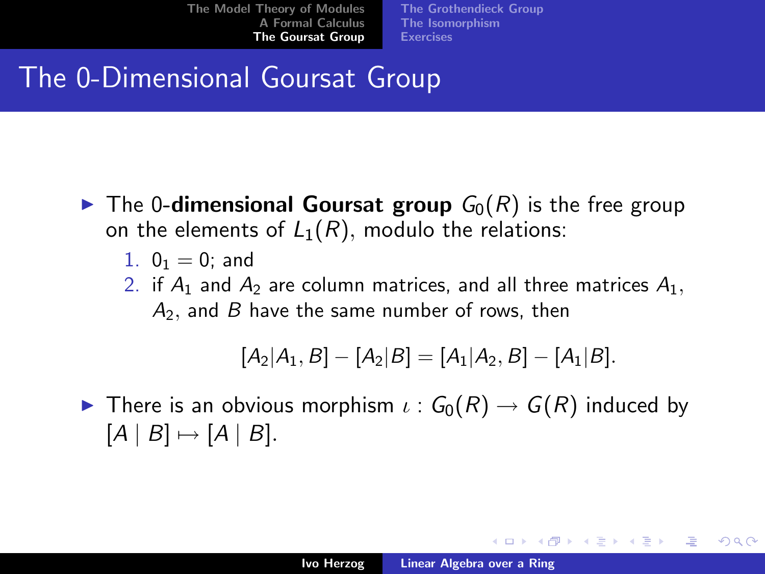## The 0-Dimensional Goursat Group

- The 0-**dimensional Goursat group** $G_0(R)$ is the free group on the elements of $L_1(R)$, modulo the relations:
  1. $0_1 = 0$; and
  2. if $A_1$ and $A_2$ are column matrices, and all three matrices $A_1$, $A_2$, and $B$ have the same number of rows, then

$$[A_2|A_1, B] - [A_2|B] = [A_1|A_2, B] - [A_1|B].$$

- There is an obvious morphism $\iota : G_0(R) \to G(R)$ induced by $[A \mid B] \mapsto [A \mid B]$.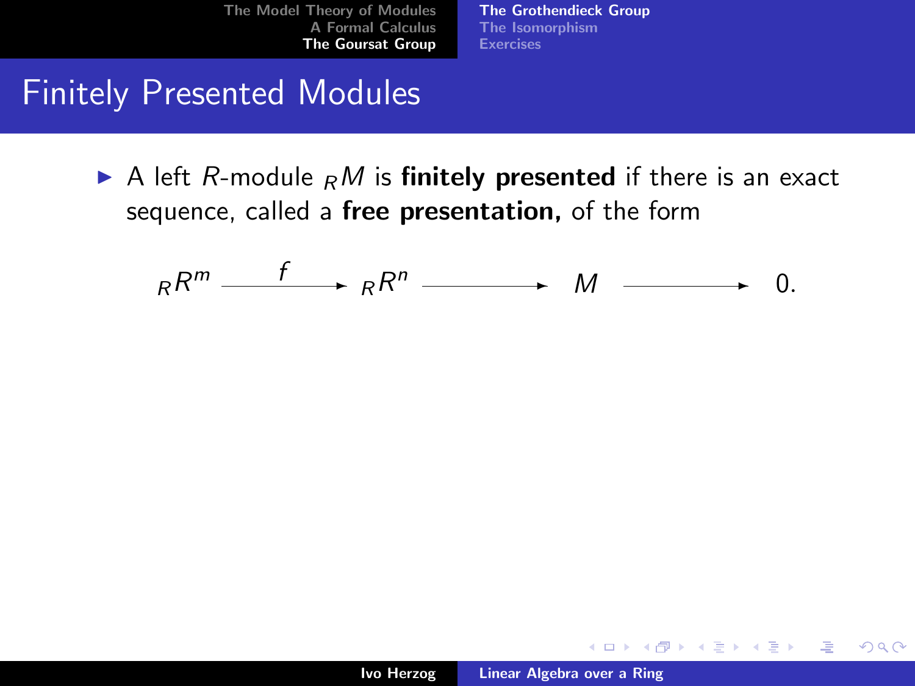## Finitely Presented Modules

- A left $R$-module ${}_R M$ is **finitely presented** if there is an exact sequence, called a **free presentation,** of the form

$$
{}_R R^m \xrightarrow{\quad f \quad} {}_R R^n \longrightarrow M \longrightarrow 0.
$$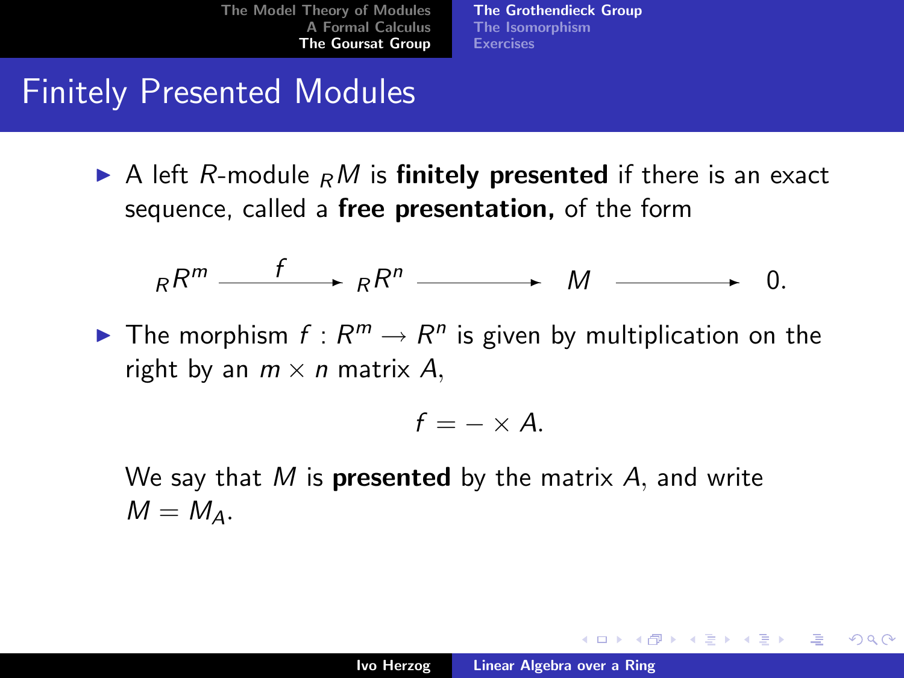# Finitely Presented Modules

- A left $R$-module ${}_R M$ is **finitely presented** if there is an exact sequence, called a **free presentation,** of the form

$$ {}_R R^m \xrightarrow{\quad f \quad} {}_R R^n \longrightarrow M \longrightarrow 0. $$

- The morphism $f : R^m \to R^n$ is given by multiplication on the right by an $m \times n$ matrix $A$,

$$ f = - \times A. $$

We say that $M$ is **presented** by the matrix $A$, and write $M = M_A$.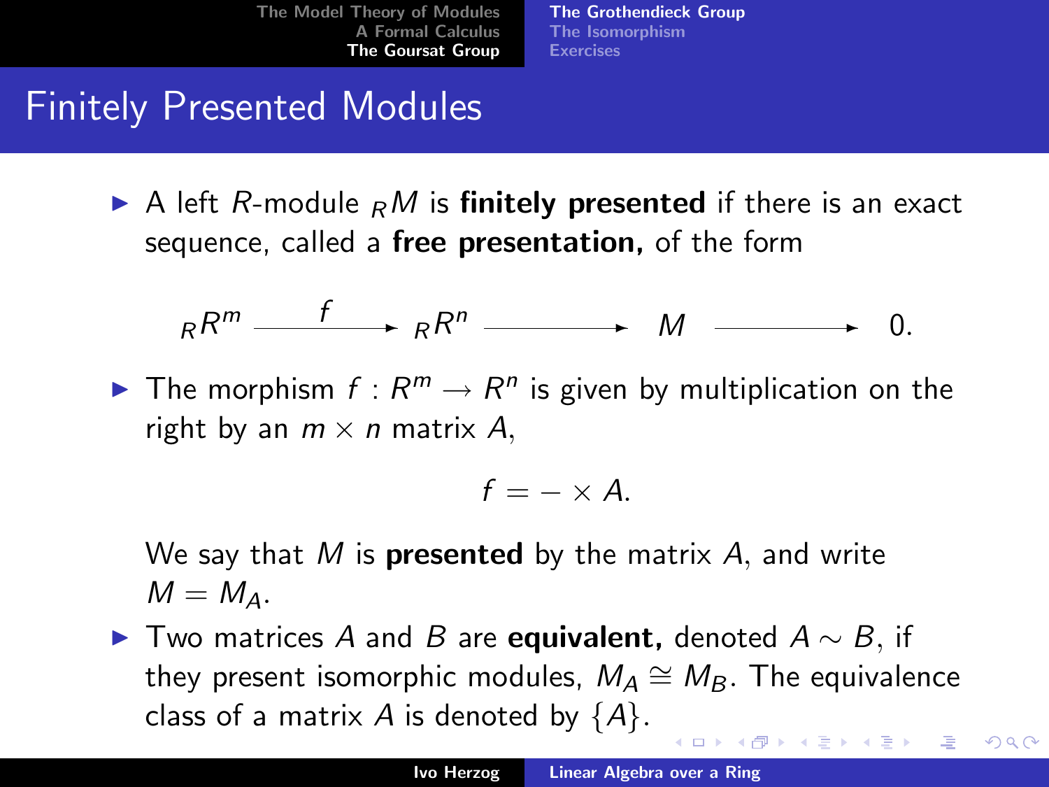# Finitely Presented Modules

- A left $R$-module ${}_R M$ is **finitely presented** if there is an exact sequence, called a **free presentation,** of the form

$$ {}_R R^m \xrightarrow{\quad f \quad} {}_R R^n \longrightarrow M \longrightarrow 0. $$

- The morphism $f : R^m \to R^n$ is given by multiplication on the right by an $m \times n$ matrix $A$,

$$ f = - \times A. $$

  We say that $M$ is **presented** by the matrix $A$, and write $M = M_A$.

- Two matrices $A$ and $B$ are **equivalent,** denoted $A \sim B$, if they present isomorphic modules, $M_A \cong M_B$. The equivalence class of a matrix $A$ is denoted by $\{A\}$.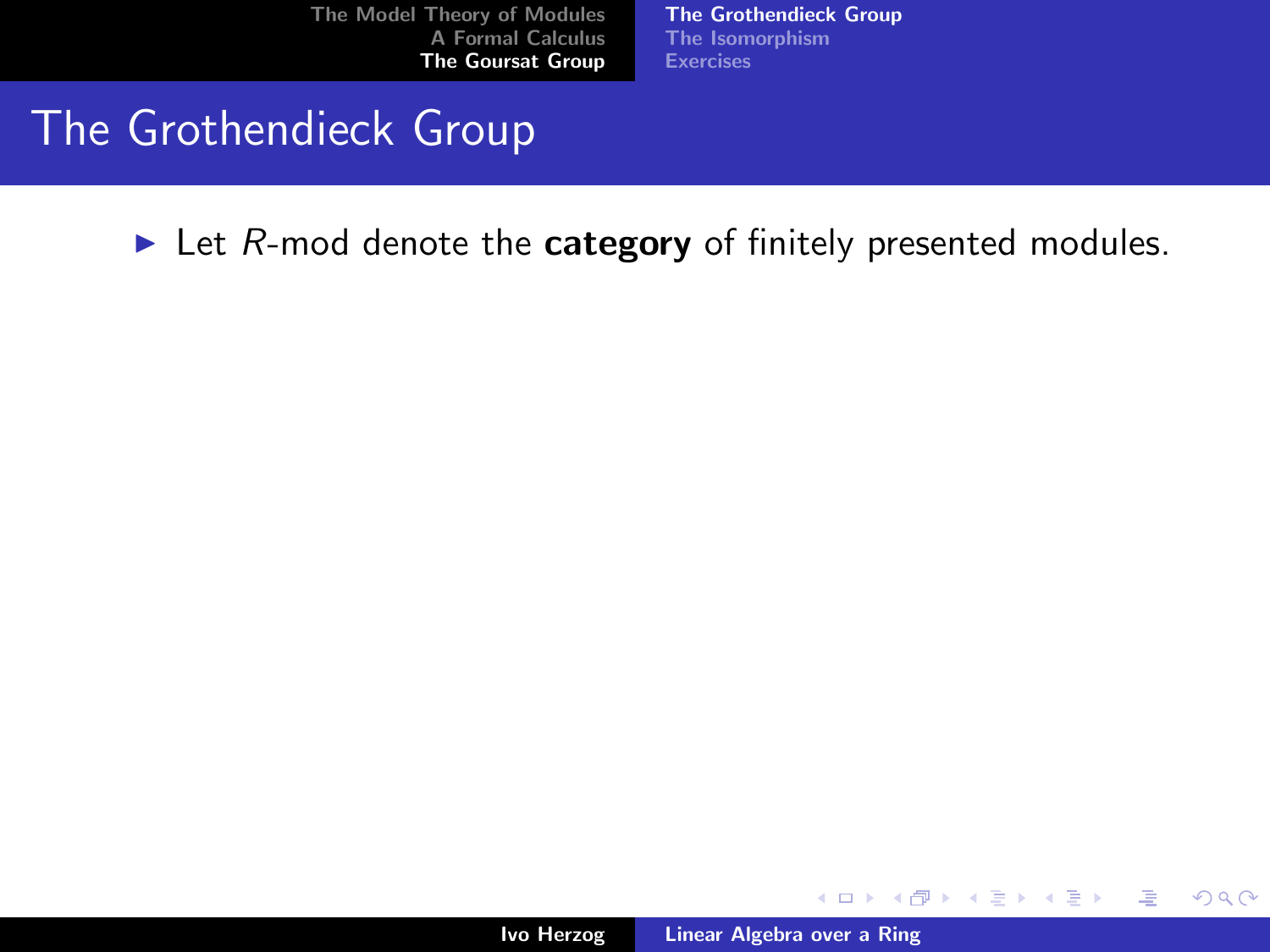## The Grothendieck Group

- Let $R$-mod denote the **category** of finitely presented modules.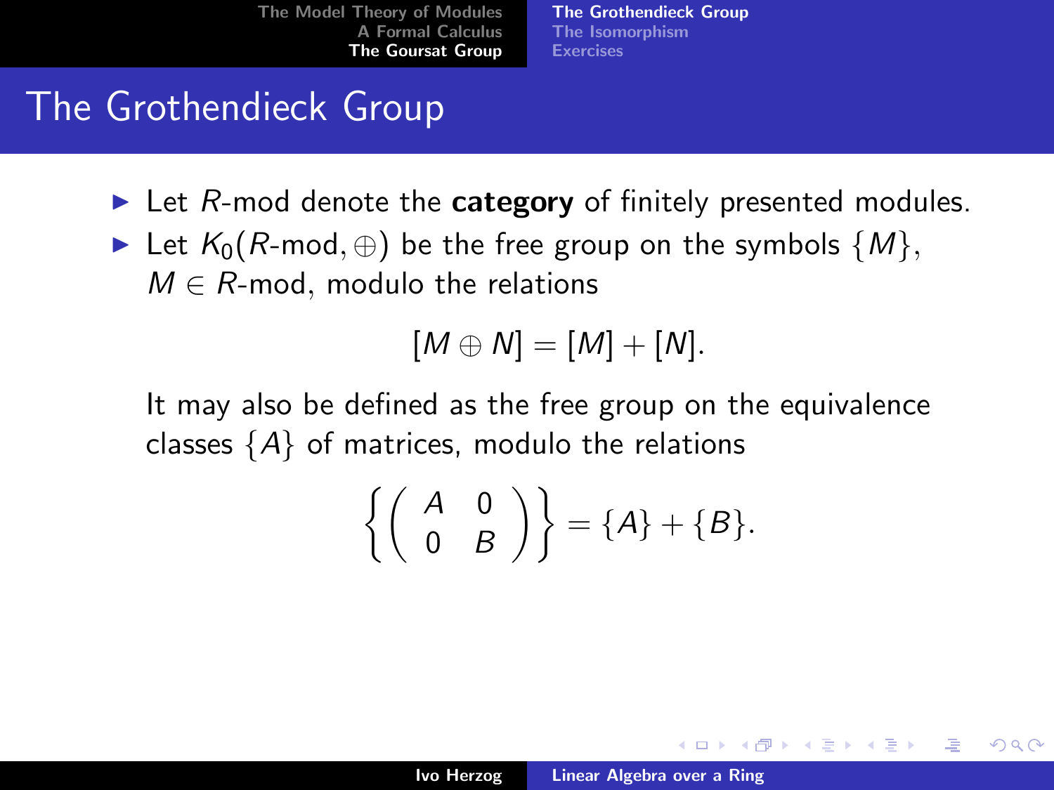# The Grothendieck Group

- Let $R$-mod denote the **category** of finitely presented modules.
- Let $K_0(R\text{-mod}, \oplus)$ be the free group on the symbols $\{M\}$, $M \in R$-mod, modulo the relations

$$[M \oplus N] = [M] + [N].$$

It may also be defined as the free group on the equivalence classes $\{A\}$ of matrices, modulo the relations

$$\left\{ \begin{pmatrix} A & 0 \\ 0 & B \end{pmatrix} \right\} = \{A\} + \{B\}.$$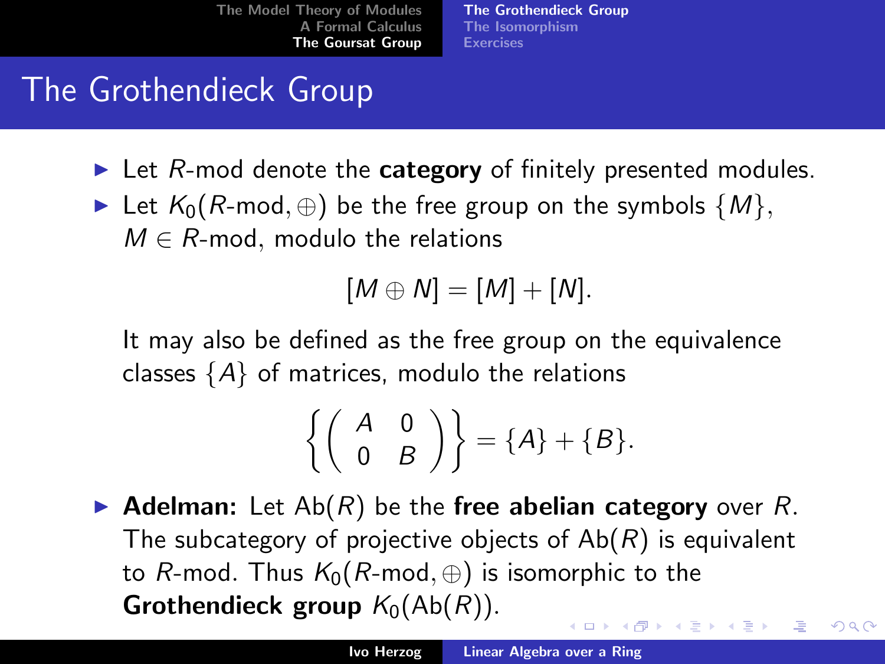# The Grothendieck Group

- Let $R$-mod denote the **category** of finitely presented modules.
- Let $K_0(R\text{-mod}, \oplus)$ be the free group on the symbols $\{M\}$, $M \in R$-mod, modulo the relations

$$[M \oplus N] = [M] + [N].$$

It may also be defined as the free group on the equivalence classes $\{A\}$ of matrices, modulo the relations

$$\left\{ \begin{pmatrix} A & 0 \\ 0 & B \end{pmatrix} \right\} = \{A\} + \{B\}.$$

- **Adelman:** Let $\mathrm{Ab}(R)$ be the **free abelian category** over $R$. The subcategory of projective objects of $\mathrm{Ab}(R)$ is equivalent to $R$-mod. Thus $K_0(R\text{-mod}, \oplus)$ is isomorphic to the **Grothendieck group** $K_0(\mathrm{Ab}(R))$.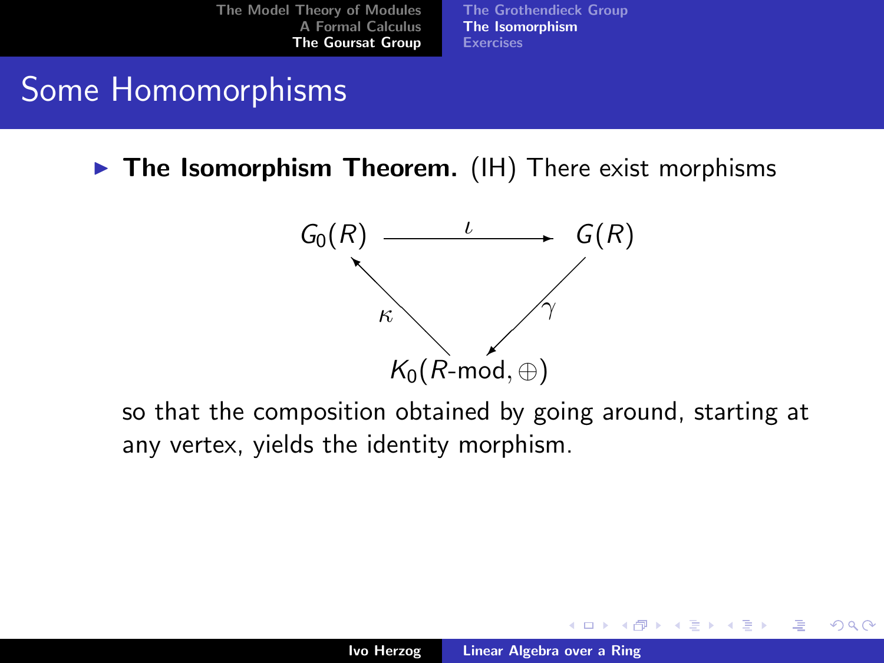# Some Homomorphisms

- **The Isomorphism Theorem.** (IH) There exist morphisms

$$
\begin{array}{ccc}
G_0(R) & \xrightarrow{\iota} & G(R) \\
& {\scriptstyle \kappa} \nwarrow \quad \swarrow {\scriptstyle \gamma} & \\
& K_0(R\text{-mod}, \oplus) &
\end{array}
$$

so that the composition obtained by going around, starting at any vertex, yields the identity morphism.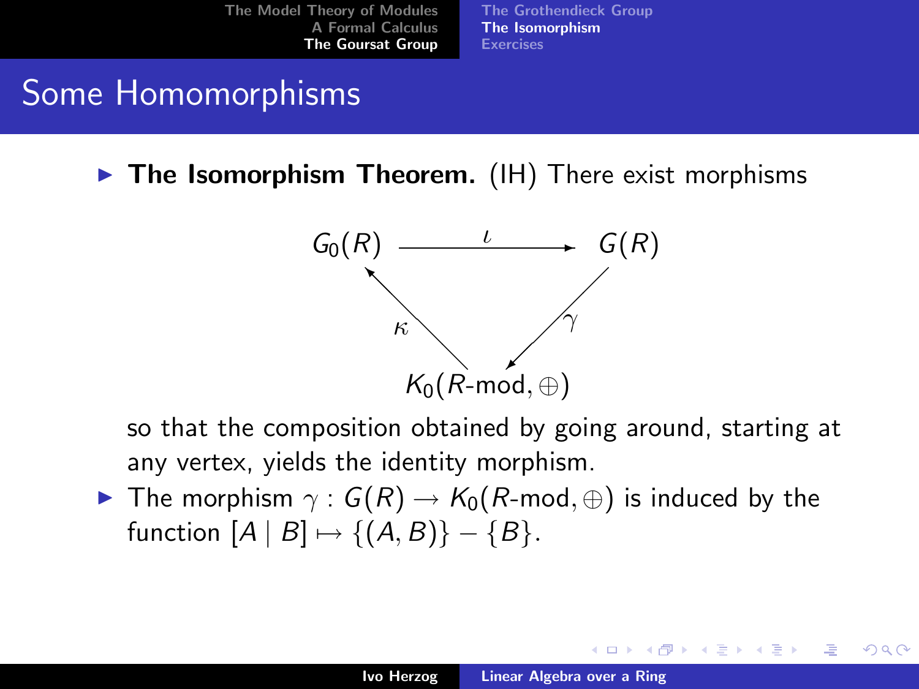## Some Homomorphisms

- **The Isomorphism Theorem.** (IH) There exist morphisms

$$
\begin{array}{ccc}
G_0(R) & \xrightarrow{\iota} & G(R) \\
& \nwarrow^{\kappa} \quad \swarrow_{\gamma} & \\
& K_0(R\text{-mod}, \oplus) &
\end{array}
$$

  so that the composition obtained by going around, starting at any vertex, yields the identity morphism.

- The morphism $\gamma : G(R) \to K_0(R\text{-mod}, \oplus)$ is induced by the function $[A \mid B] \mapsto \{(A, B)\} - \{B\}$.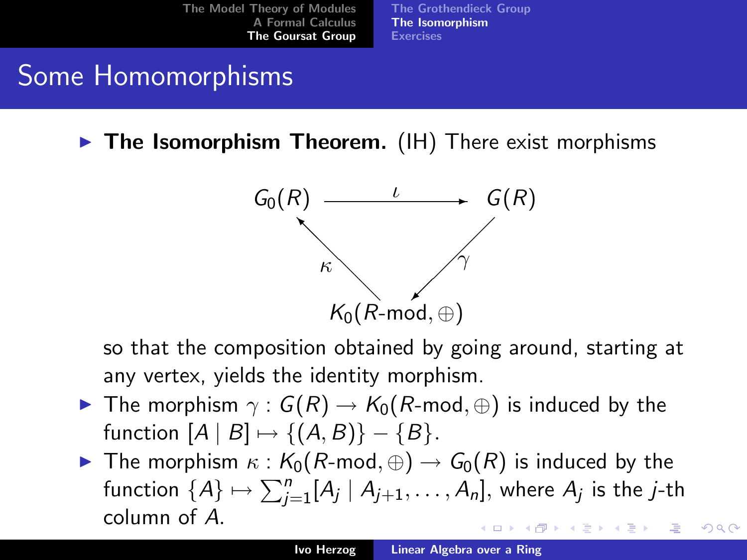## Some Homomorphisms

- **The Isomorphism Theorem.** (IH) There exist morphisms

$$
\begin{array}{ccc}
G_0(R) & \xrightarrow{\iota} & G(R) \\
 & {}_{\kappa}\nwarrow \quad \swarrow_{\gamma} & \\
 & K_0(R\text{-mod}, \oplus) &
\end{array}
$$

  so that the composition obtained by going around, starting at any vertex, yields the identity morphism.

- The morphism $\gamma : G(R) \to K_0(R\text{-mod}, \oplus)$ is induced by the function $[A \mid B] \mapsto \{(A, B)\} - \{B\}$.
- The morphism $\kappa : K_0(R\text{-mod}, \oplus) \to G_0(R)$ is induced by the function $\{A\} \mapsto \sum_{j=1}^{n} [A_j \mid A_{j+1}, \ldots, A_n]$, where $A_j$ is the $j$-th column of $A$.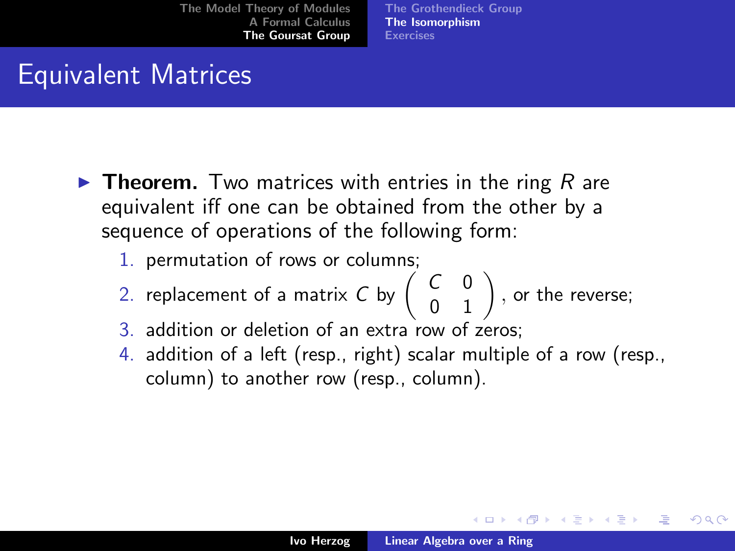# Equivalent Matrices

- **Theorem.** Two matrices with entries in the ring $R$ are equivalent iff one can be obtained from the other by a sequence of operations of the following form:
  1. permutation of rows or columns;
  2. replacement of a matrix $C$ by $\begin{pmatrix} C & 0 \\ 0 & 1 \end{pmatrix}$, or the reverse;
  3. addition or deletion of an extra row of zeros;
  4. addition of a left (resp., right) scalar multiple of a row (resp., column) to another row (resp., column).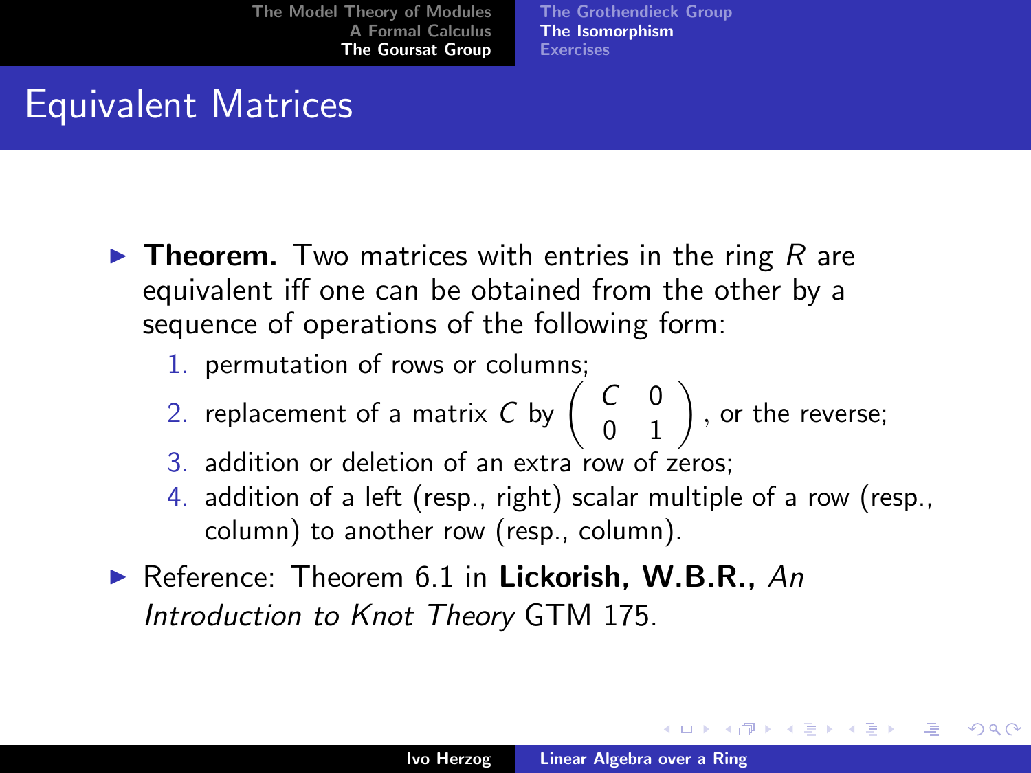# Equivalent Matrices

- **Theorem.** Two matrices with entries in the ring $R$ are equivalent iff one can be obtained from the other by a sequence of operations of the following form:
  1. permutation of rows or columns;
  2. replacement of a matrix $C$ by $\begin{pmatrix} C & 0 \\ 0 & 1 \end{pmatrix}$, or the reverse;
  3. addition or deletion of an extra row of zeros;
  4. addition of a left (resp., right) scalar multiple of a row (resp., column) to another row (resp., column).
- Reference: Theorem 6.1 in **Lickorish, W.B.R.,** *An Introduction to Knot Theory* GTM 175.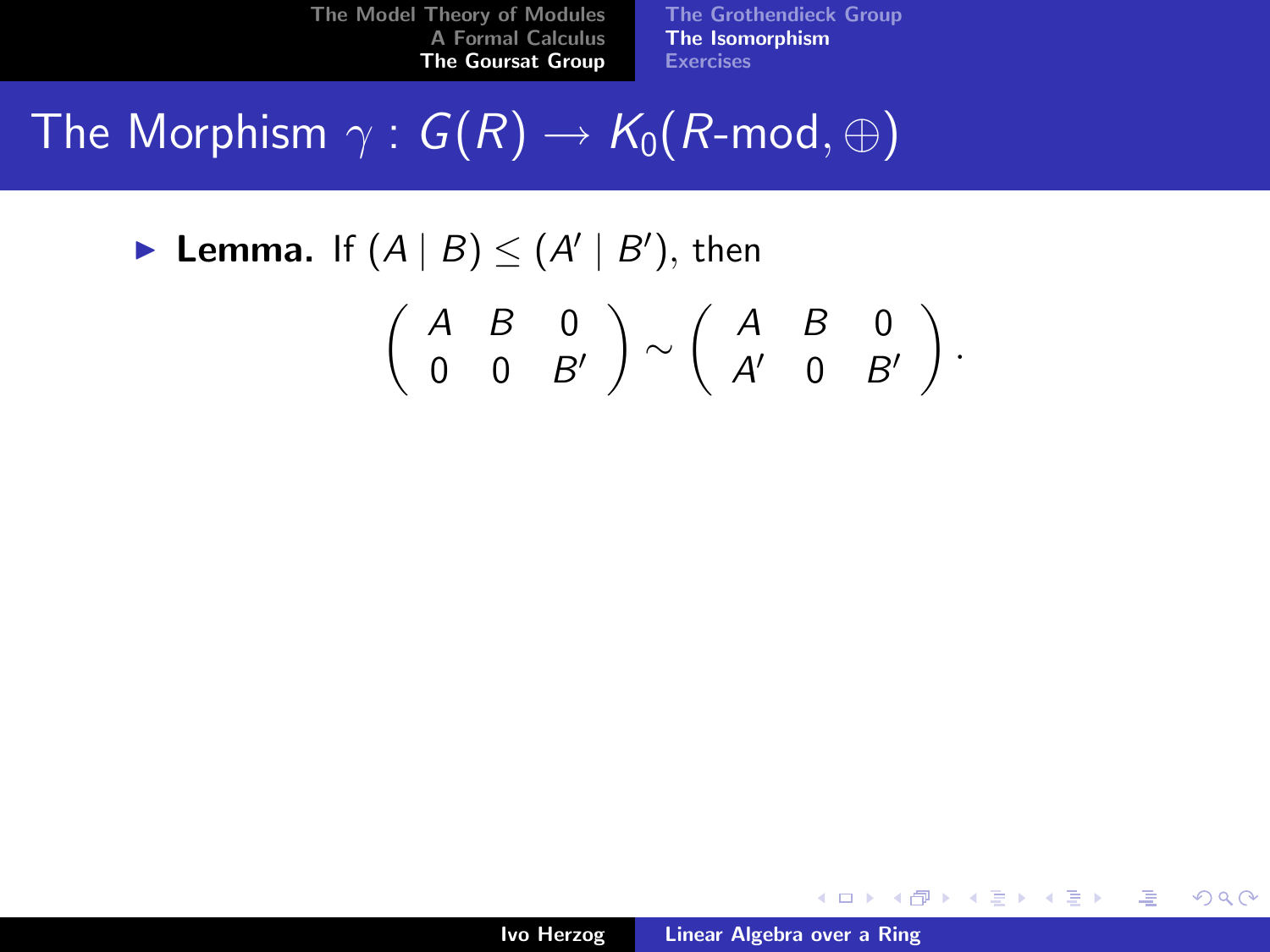# The Morphism $\gamma : G(R) \to K_0(R\text{-mod}, \oplus)$

- **Lemma.** If $(A \mid B) \leq (A' \mid B')$, then

$$\begin{pmatrix} A & B & 0 \\ 0 & 0 & B' \end{pmatrix} \sim \begin{pmatrix} A & B & 0 \\ A' & 0 & B' \end{pmatrix}.$$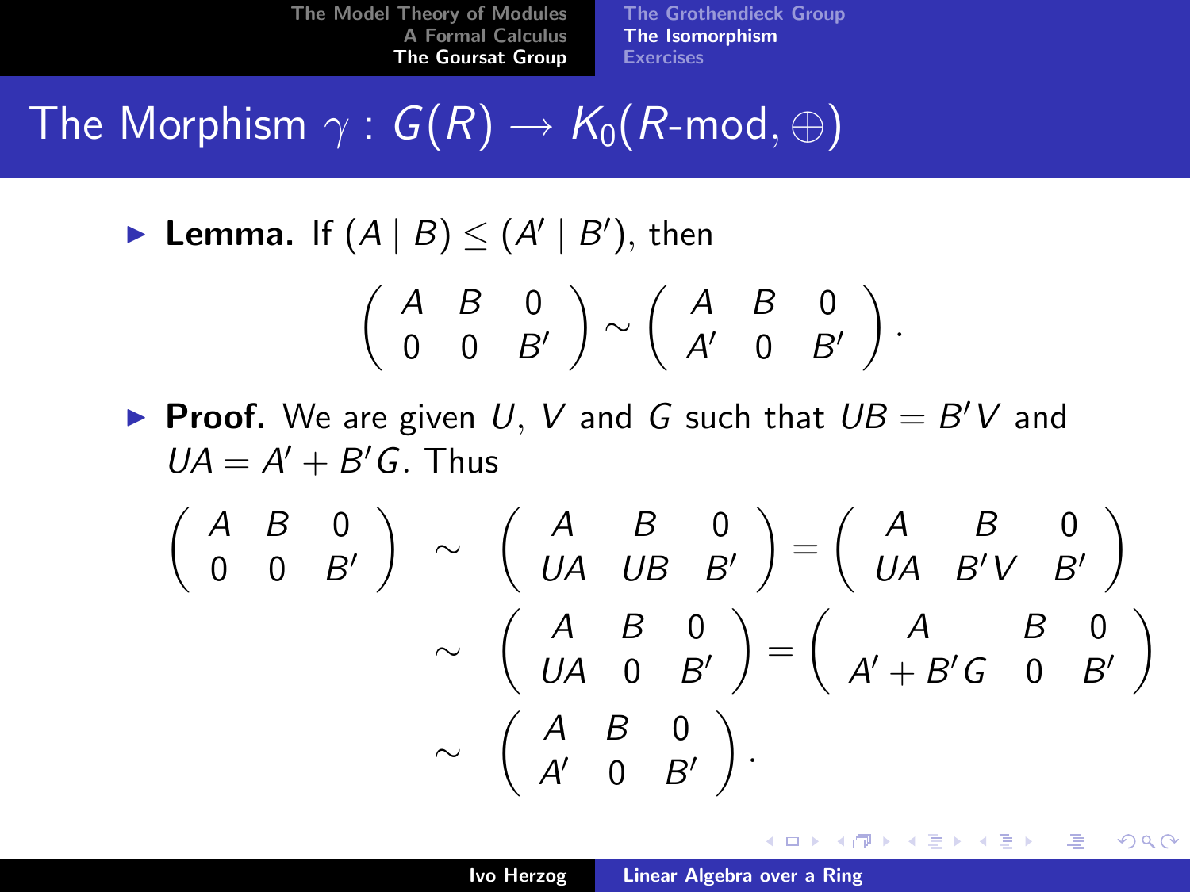# The Morphism $\gamma : G(R) \to K_0(R\text{-mod}, \oplus)$

- **Lemma.** If $(A \mid B) \leq (A' \mid B')$, then

$$\begin{pmatrix} A & B & 0 \\ 0 & 0 & B' \end{pmatrix} \sim \begin{pmatrix} A & B & 0 \\ A' & 0 & B' \end{pmatrix}.$$

- **Proof.** We are given $U$, $V$ and $G$ such that $UB = B'V$ and $UA = A' + B'G$. Thus

$$\begin{aligned}
\begin{pmatrix} A & B & 0 \\ 0 & 0 & B' \end{pmatrix} &\sim \begin{pmatrix} A & B & 0 \\ UA & UB & B' \end{pmatrix} = \begin{pmatrix} A & B & 0 \\ UA & B'V & B' \end{pmatrix} \\
&\sim \begin{pmatrix} A & B & 0 \\ UA & 0 & B' \end{pmatrix} = \begin{pmatrix} A & B & 0 \\ A' + B'G & 0 & B' \end{pmatrix} \\
&\sim \begin{pmatrix} A & B & 0 \\ A' & 0 & B' \end{pmatrix}.
\end{aligned}$$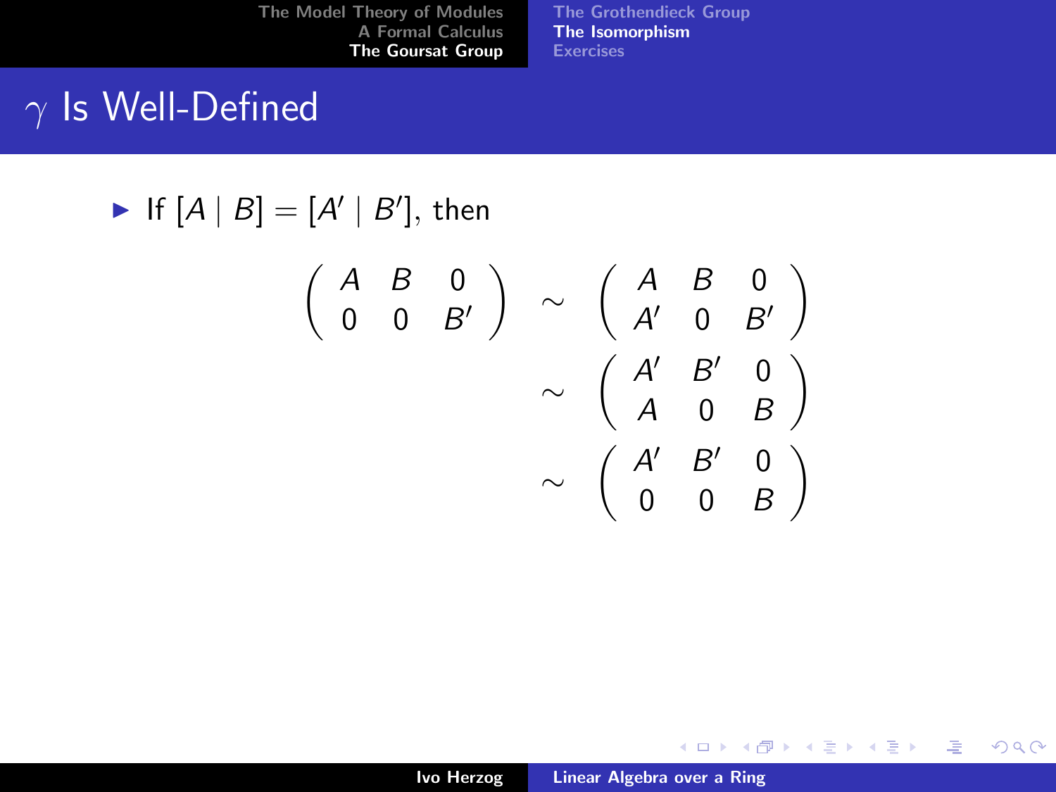# $\gamma$ Is Well-Defined

- If $[A \mid B] = [A' \mid B']$, then

$$
\begin{aligned}
\begin{pmatrix} A & B & 0 \\ 0 & 0 & B' \end{pmatrix} &\sim \begin{pmatrix} A & B & 0 \\ A' & 0 & B' \end{pmatrix} \\
&\sim \begin{pmatrix} A' & B' & 0 \\ A & 0 & B \end{pmatrix} \\
&\sim \begin{pmatrix} A' & B' & 0 \\ 0 & 0 & B \end{pmatrix}
\end{aligned}
$$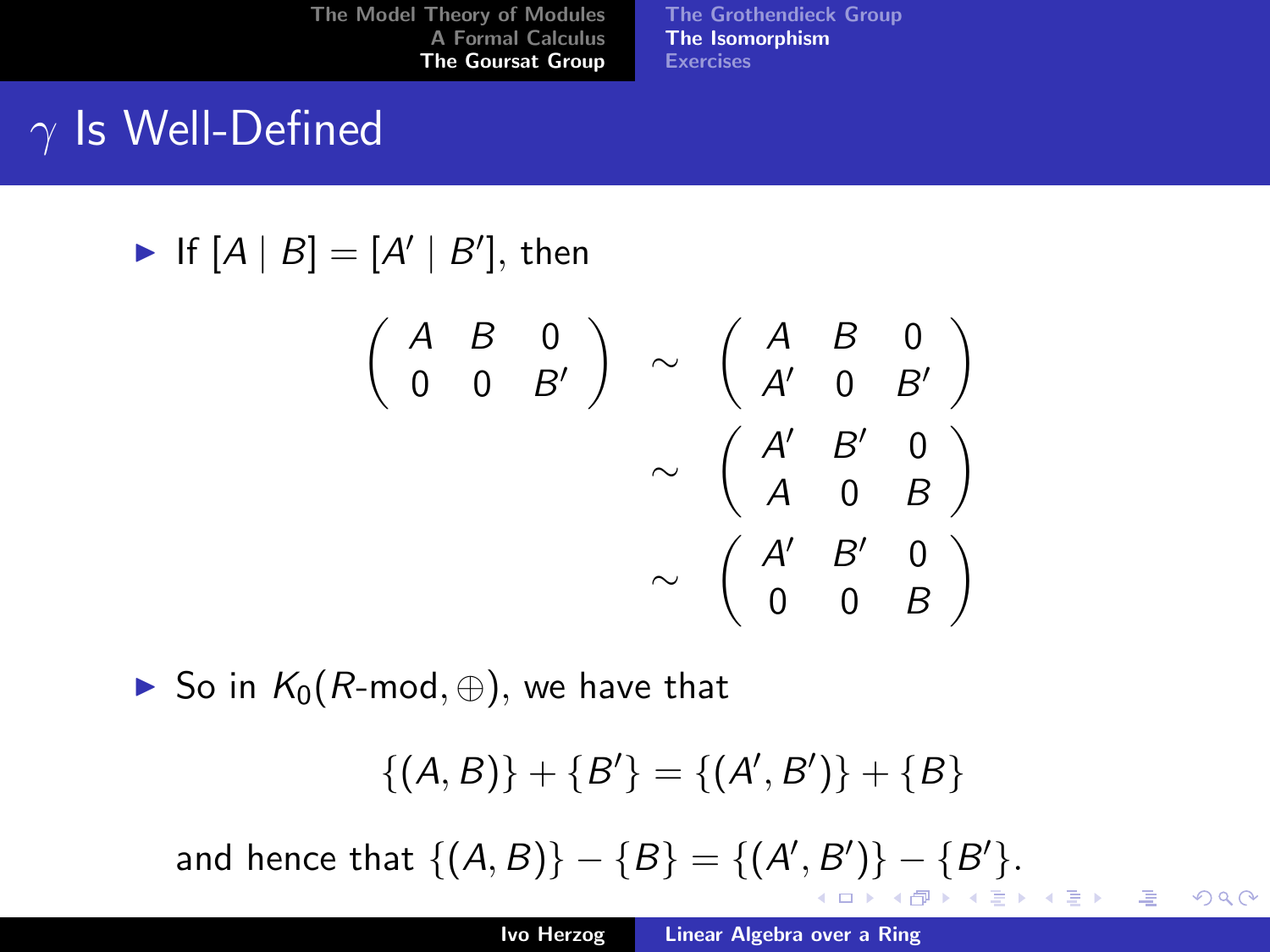# $\gamma$ Is Well-Defined

- If $[A \mid B] = [A' \mid B']$, then

$$
\begin{pmatrix} A & B & 0 \\ 0 & 0 & B' \end{pmatrix} \sim \begin{pmatrix} A & B & 0 \\ A' & 0 & B' \end{pmatrix}
$$

$$
\sim \begin{pmatrix} A' & B' & 0 \\ A & 0 & B \end{pmatrix}
$$

$$
\sim \begin{pmatrix} A' & B' & 0 \\ 0 & 0 & B \end{pmatrix}
$$

- So in $K_0(R\text{-mod}, \oplus)$, we have that

$$
\{(A,B)\} + \{B'\} = \{(A',B')\} + \{B\}
$$

and hence that $\{(A,B)\} - \{B\} = \{(A',B')\} - \{B'\}$.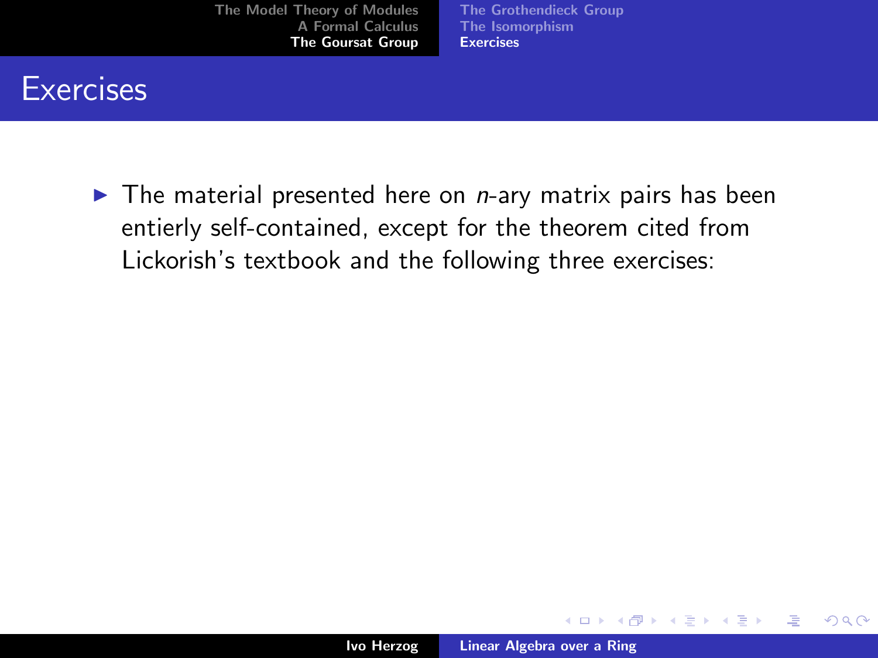# Exercises

- The material presented here on *n*-ary matrix pairs has been entierly self-contained, except for the theorem cited from Lickorish's textbook and the following three exercises: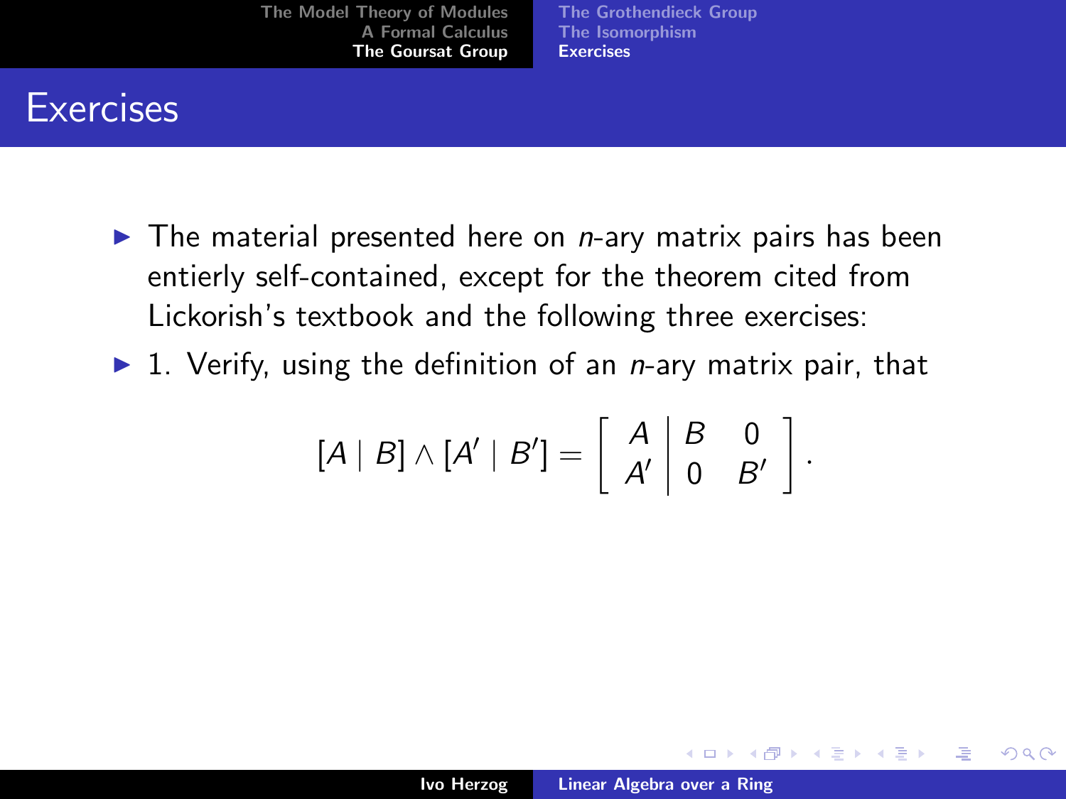# Exercises

- The material presented here on $n$-ary matrix pairs has been entierly self-contained, except for the theorem cited from Lickorish's textbook and the following three exercises:
- 1. Verify, using the definition of an $n$-ary matrix pair, that

$$[A \mid B] \wedge [A' \mid B'] = \left[ \begin{array}{c|cc} A & B & 0 \\ A' & 0 & B' \end{array} \right].$$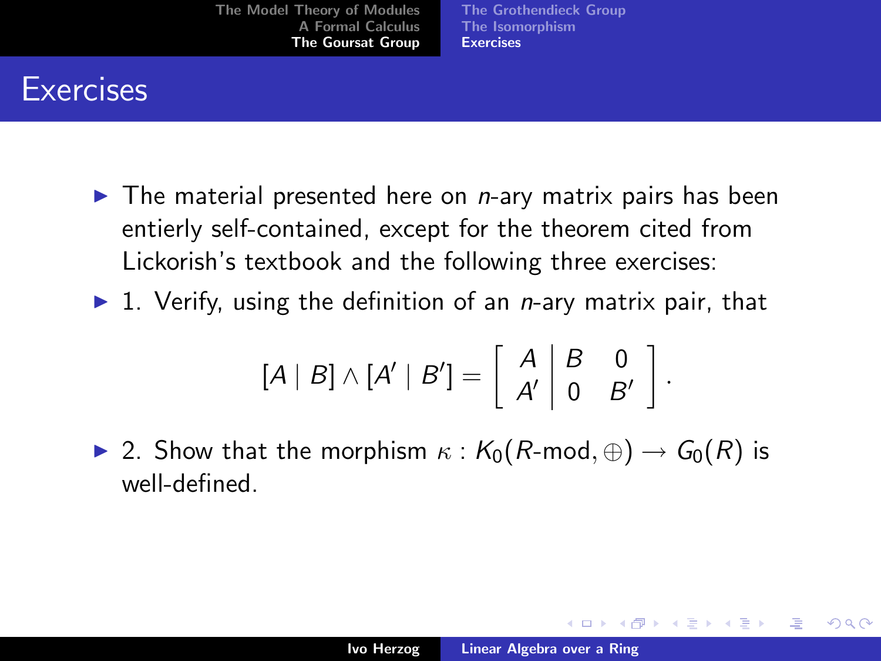# Exercises

- The material presented here on $n$-ary matrix pairs has been entierly self-contained, except for the theorem cited from Lickorish's textbook and the following three exercises:
- 1. Verify, using the definition of an $n$-ary matrix pair, that

$$[A \mid B] \wedge [A' \mid B'] = \left[ \begin{array}{c|cc} A & B & 0 \\ A' & 0 & B' \end{array} \right].$$

- 2. Show that the morphism $\kappa : K_0(R\text{-mod}, \oplus) \to G_0(R)$ is well-defined.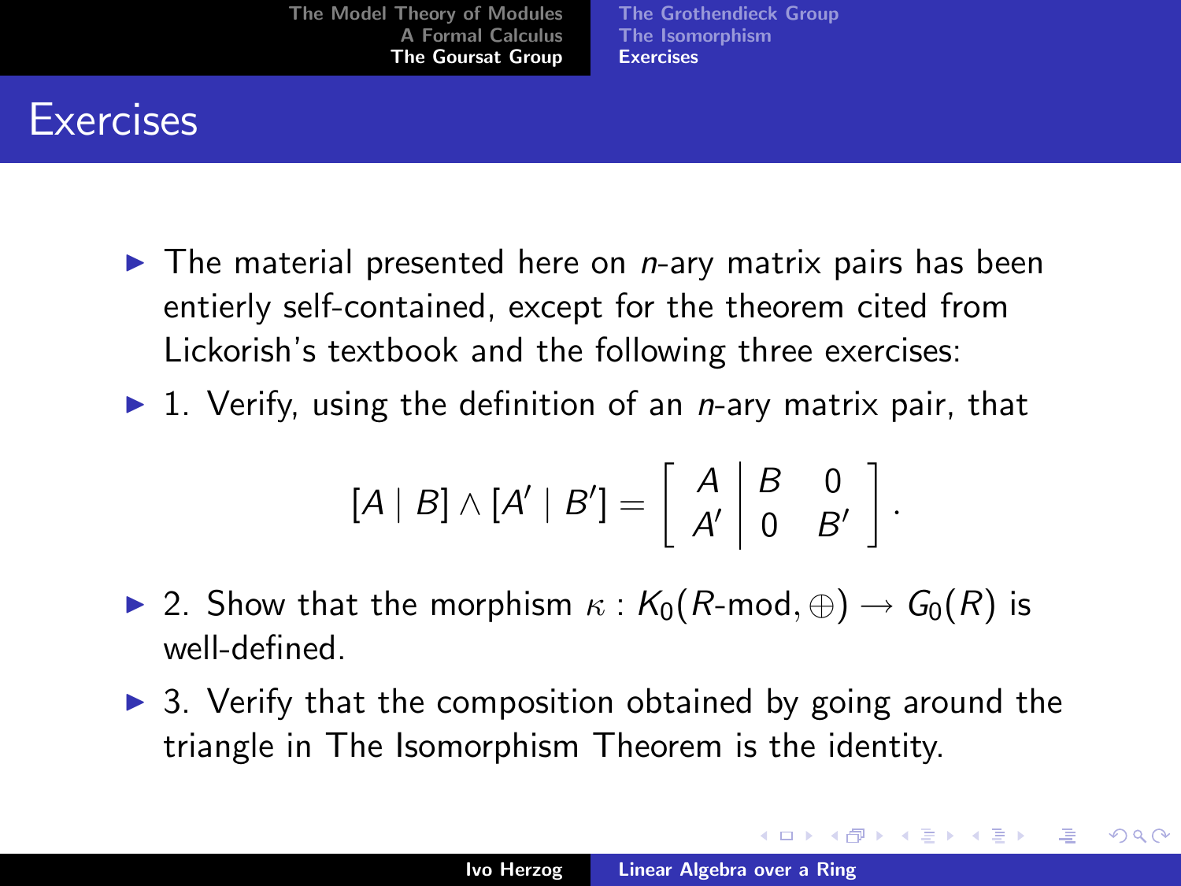# Exercises

- The material presented here on $n$-ary matrix pairs has been entierly self-contained, except for the theorem cited from Lickorish's textbook and the following three exercises:
- 1. Verify, using the definition of an $n$-ary matrix pair, that

$$[A \mid B] \wedge [A' \mid B'] = \left[ \begin{array}{c|cc} A & B & 0 \\ A' & 0 & B' \end{array} \right].$$

- 2. Show that the morphism $\kappa : K_0(R\text{-mod}, \oplus) \to G_0(R)$ is well-defined.
- 3. Verify that the composition obtained by going around the triangle in The Isomorphism Theorem is the identity.